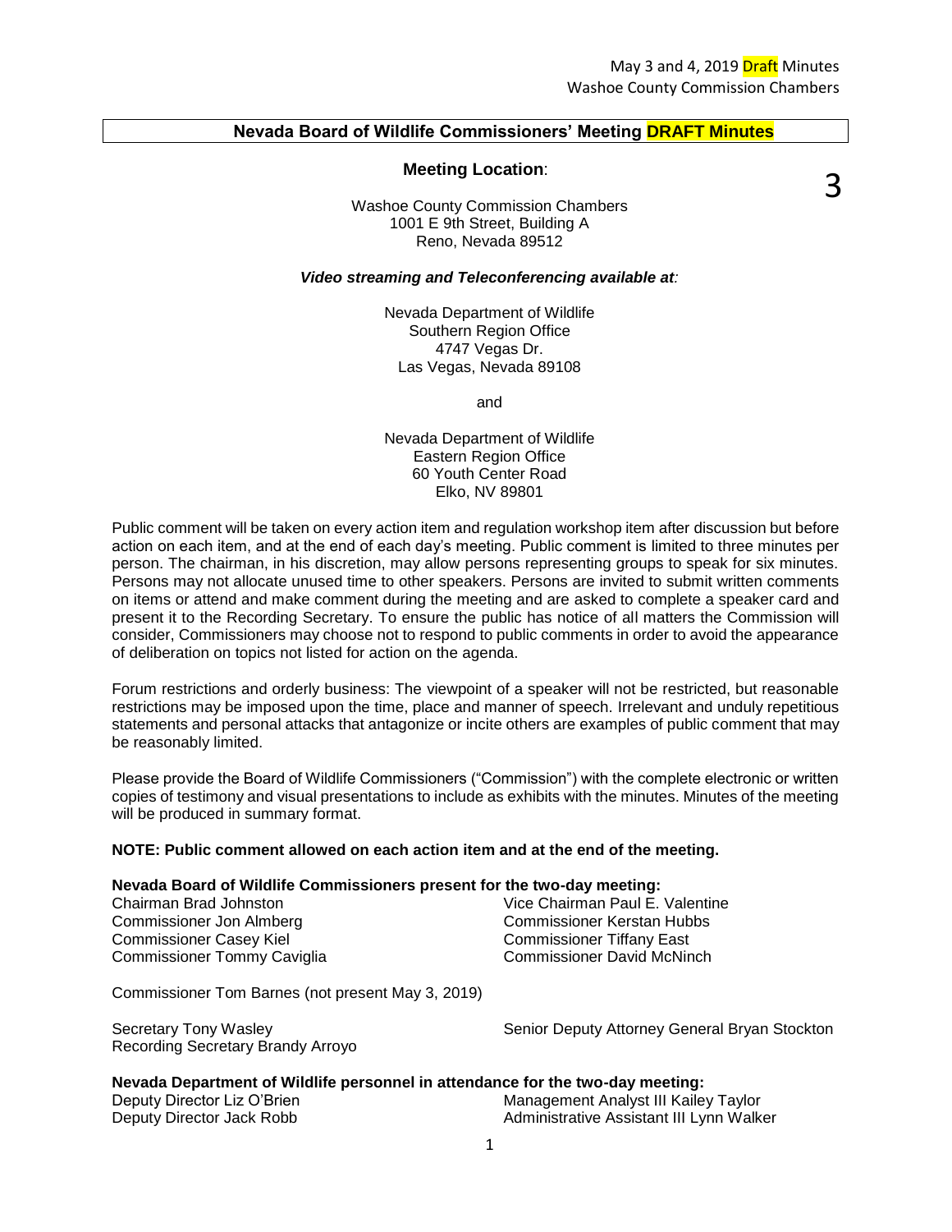May 3 and 4, 2019 Draft Minutes
Washoe County Commission Chambers

# Nevada Board of Wildlife Commissioners' Meeting DRAFT Minutes

3

**Meeting Location**:

Washoe County Commission Chambers
1001 E 9th Street, Building A
Reno, Nevada 89512

***Video streaming and Teleconferencing available at:***

Nevada Department of Wildlife
Southern Region Office
4747 Vegas Dr.
Las Vegas, Nevada 89108

and

Nevada Department of Wildlife
Eastern Region Office
60 Youth Center Road
Elko, NV 89801

Public comment will be taken on every action item and regulation workshop item after discussion but before action on each item, and at the end of each day's meeting. Public comment is limited to three minutes per person. The chairman, in his discretion, may allow persons representing groups to speak for six minutes. Persons may not allocate unused time to other speakers. Persons are invited to submit written comments on items or attend and make comment during the meeting and are asked to complete a speaker card and present it to the Recording Secretary. To ensure the public has notice of all matters the Commission will consider, Commissioners may choose not to respond to public comments in order to avoid the appearance of deliberation on topics not listed for action on the agenda.

Forum restrictions and orderly business: The viewpoint of a speaker will not be restricted, but reasonable restrictions may be imposed upon the time, place and manner of speech. Irrelevant and unduly repetitious statements and personal attacks that antagonize or incite others are examples of public comment that may be reasonably limited.

Please provide the Board of Wildlife Commissioners ("Commission") with the complete electronic or written copies of testimony and visual presentations to include as exhibits with the minutes. Minutes of the meeting will be produced in summary format.

**NOTE: Public comment allowed on each action item and at the end of the meeting.**

**Nevada Board of Wildlife Commissioners present for the two-day meeting:**

Chairman Brad Johnston
Vice Chairman Paul E. Valentine
Commissioner Jon Almberg
Commissioner Kerstan Hubbs
Commissioner Casey Kiel
Commissioner Tiffany East
Commissioner Tommy Caviglia
Commissioner David McNinch

Commissioner Tom Barnes (not present May 3, 2019)

Secretary Tony Wasley
Senior Deputy Attorney General Bryan Stockton
Recording Secretary Brandy Arroyo

**Nevada Department of Wildlife personnel in attendance for the two-day meeting:**

Deputy Director Liz O'Brien
Management Analyst III Kailey Taylor
Deputy Director Jack Robb
Administrative Assistant III Lynn Walker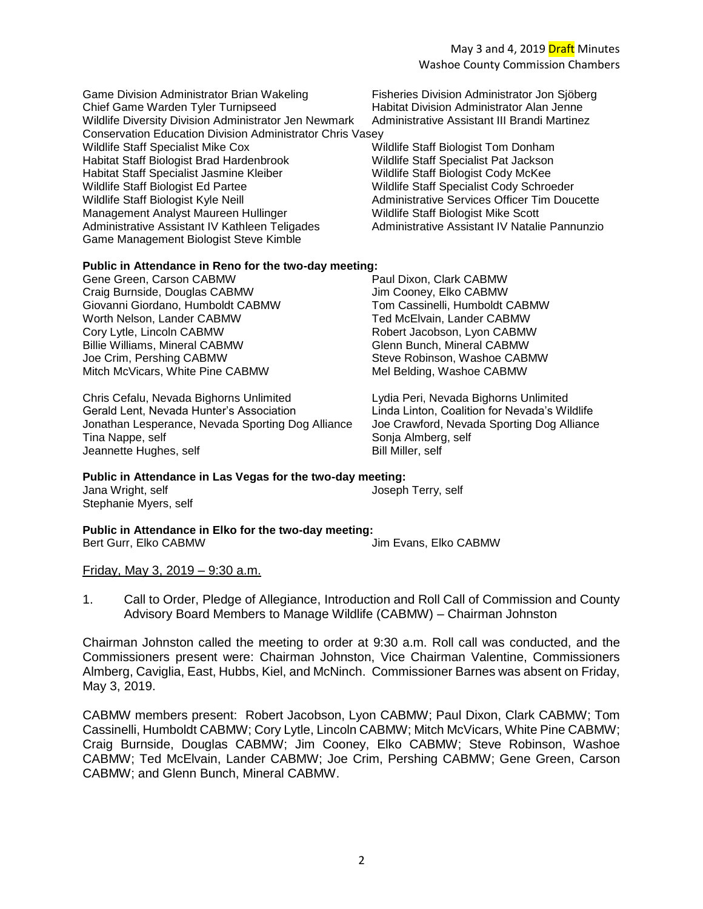Game Division Administrator Brian Wakeling
Fisheries Division Administrator Jon Sjöberg
Chief Game Warden Tyler Turnipseed
Habitat Division Administrator Alan Jenne
Wildlife Diversity Division Administrator Jen Newmark
Administrative Assistant III Brandi Martinez
Conservation Education Division Administrator Chris Vasey
Wildlife Staff Specialist Mike Cox
Wildlife Staff Biologist Tom Donham
Habitat Staff Biologist Brad Hardenbrook
Wildlife Staff Specialist Pat Jackson
Habitat Staff Specialist Jasmine Kleiber
Wildlife Staff Biologist Cody McKee
Wildlife Staff Biologist Ed Partee
Wildlife Staff Specialist Cody Schroeder
Wildlife Staff Biologist Kyle Neill
Administrative Services Officer Tim Doucette
Management Analyst Maureen Hullinger
Wildlife Staff Biologist Mike Scott
Administrative Assistant IV Kathleen Teligades
Administrative Assistant IV Natalie Pannunzio
Game Management Biologist Steve Kimble

**Public in Attendance in Reno for the two-day meeting:**

Gene Green, Carson CABMW
Paul Dixon, Clark CABMW
Craig Burnside, Douglas CABMW
Jim Cooney, Elko CABMW
Giovanni Giordano, Humboldt CABMW
Tom Cassinelli, Humboldt CABMW
Worth Nelson, Lander CABMW
Ted McElvain, Lander CABMW
Cory Lytle, Lincoln CABMW
Robert Jacobson, Lyon CABMW
Billie Williams, Mineral CABMW
Glenn Bunch, Mineral CABMW
Joe Crim, Pershing CABMW
Steve Robinson, Washoe CABMW
Mitch McVicars, White Pine CABMW
Mel Belding, Washoe CABMW

Chris Cefalu, Nevada Bighorns Unlimited
Lydia Peri, Nevada Bighorns Unlimited
Gerald Lent, Nevada Hunter's Association
Linda Linton, Coalition for Nevada's Wildlife
Jonathan Lesperance, Nevada Sporting Dog Alliance
Joe Crawford, Nevada Sporting Dog Alliance
Tina Nappe, self
Sonja Almberg, self
Jeannette Hughes, self
Bill Miller, self

**Public in Attendance in Las Vegas for the two-day meeting:**

Jana Wright, self
Joseph Terry, self
Stephanie Myers, self

**Public in Attendance in Elko for the two-day meeting:**

Bert Gurr, Elko CABMW
Jim Evans, Elko CABMW

Friday, May 3, 2019 – 9:30 a.m.

1. Call to Order, Pledge of Allegiance, Introduction and Roll Call of Commission and County Advisory Board Members to Manage Wildlife (CABMW) – Chairman Johnston

Chairman Johnston called the meeting to order at 9:30 a.m. Roll call was conducted, and the Commissioners present were: Chairman Johnston, Vice Chairman Valentine, Commissioners Almberg, Caviglia, East, Hubbs, Kiel, and McNinch. Commissioner Barnes was absent on Friday, May 3, 2019.

CABMW members present: Robert Jacobson, Lyon CABMW; Paul Dixon, Clark CABMW; Tom Cassinelli, Humboldt CABMW; Cory Lytle, Lincoln CABMW; Mitch McVicars, White Pine CABMW; Craig Burnside, Douglas CABMW; Jim Cooney, Elko CABMW; Steve Robinson, Washoe CABMW; Ted McElvain, Lander CABMW; Joe Crim, Pershing CABMW; Gene Green, Carson CABMW; and Glenn Bunch, Mineral CABMW.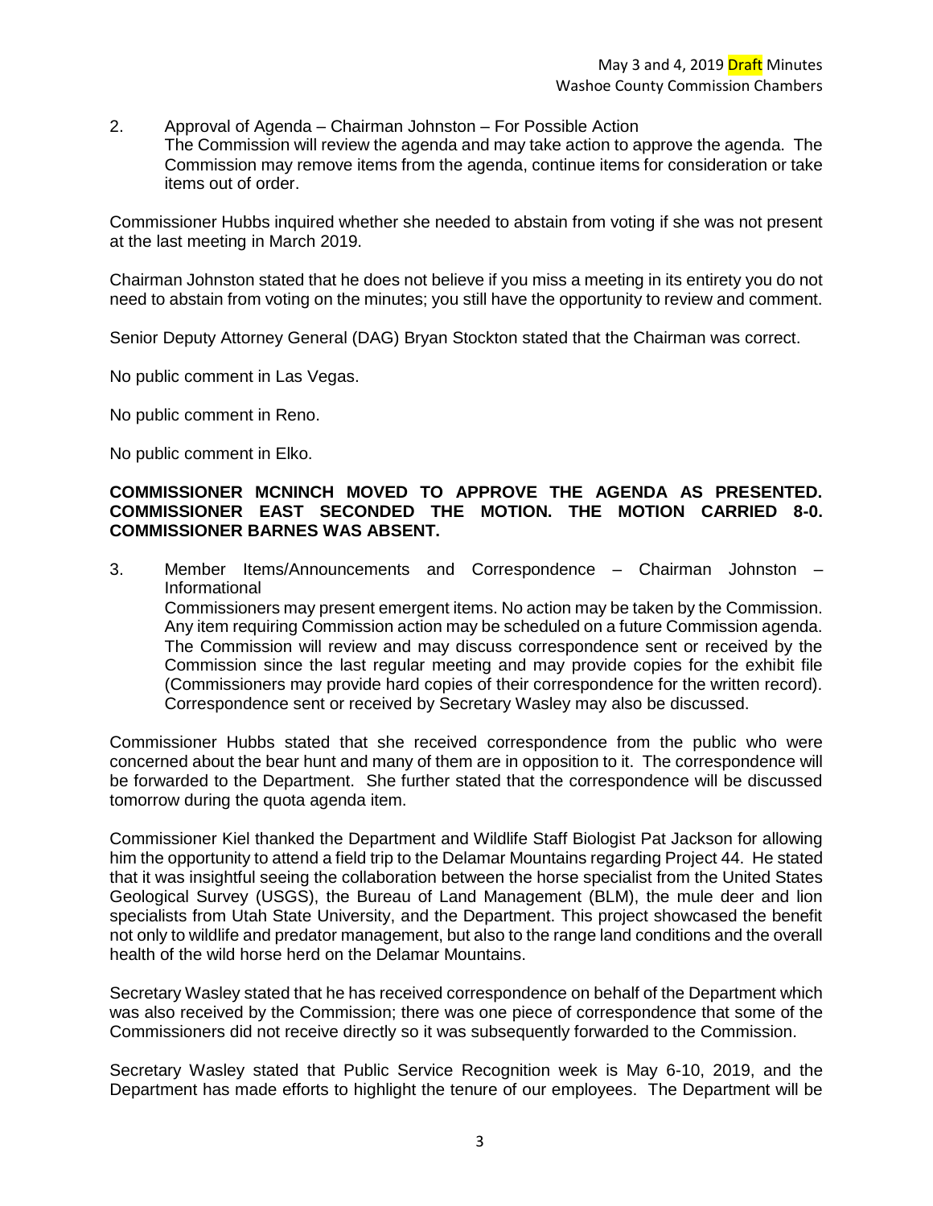2. Approval of Agenda – Chairman Johnston – For Possible Action
   The Commission will review the agenda and may take action to approve the agenda. The Commission may remove items from the agenda, continue items for consideration or take items out of order.

Commissioner Hubbs inquired whether she needed to abstain from voting if she was not present at the last meeting in March 2019.

Chairman Johnston stated that he does not believe if you miss a meeting in its entirety you do not need to abstain from voting on the minutes; you still have the opportunity to review and comment.

Senior Deputy Attorney General (DAG) Bryan Stockton stated that the Chairman was correct.

No public comment in Las Vegas.

No public comment in Reno.

No public comment in Elko.

**COMMISSIONER MCNINCH MOVED TO APPROVE THE AGENDA AS PRESENTED. COMMISSIONER EAST SECONDED THE MOTION. THE MOTION CARRIED 8-0. COMMISSIONER BARNES WAS ABSENT.**

3. Member Items/Announcements and Correspondence – Chairman Johnston – Informational
   Commissioners may present emergent items. No action may be taken by the Commission. Any item requiring Commission action may be scheduled on a future Commission agenda. The Commission will review and may discuss correspondence sent or received by the Commission since the last regular meeting and may provide copies for the exhibit file (Commissioners may provide hard copies of their correspondence for the written record). Correspondence sent or received by Secretary Wasley may also be discussed.

Commissioner Hubbs stated that she received correspondence from the public who were concerned about the bear hunt and many of them are in opposition to it. The correspondence will be forwarded to the Department. She further stated that the correspondence will be discussed tomorrow during the quota agenda item.

Commissioner Kiel thanked the Department and Wildlife Staff Biologist Pat Jackson for allowing him the opportunity to attend a field trip to the Delamar Mountains regarding Project 44. He stated that it was insightful seeing the collaboration between the horse specialist from the United States Geological Survey (USGS), the Bureau of Land Management (BLM), the mule deer and lion specialists from Utah State University, and the Department. This project showcased the benefit not only to wildlife and predator management, but also to the range land conditions and the overall health of the wild horse herd on the Delamar Mountains.

Secretary Wasley stated that he has received correspondence on behalf of the Department which was also received by the Commission; there was one piece of correspondence that some of the Commissioners did not receive directly so it was subsequently forwarded to the Commission.

Secretary Wasley stated that Public Service Recognition week is May 6-10, 2019, and the Department has made efforts to highlight the tenure of our employees. The Department will be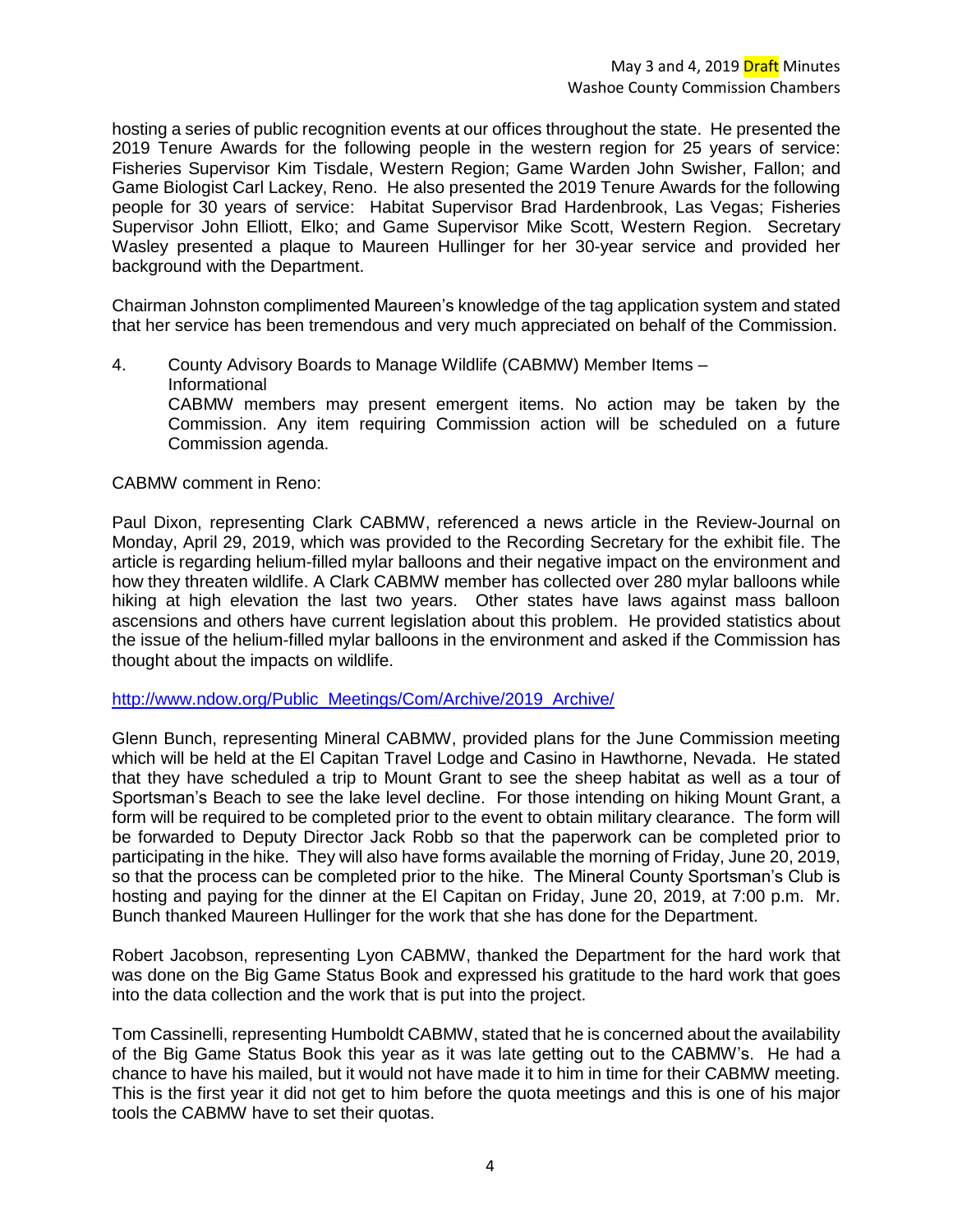hosting a series of public recognition events at our offices throughout the state. He presented the 2019 Tenure Awards for the following people in the western region for 25 years of service: Fisheries Supervisor Kim Tisdale, Western Region; Game Warden John Swisher, Fallon; and Game Biologist Carl Lackey, Reno. He also presented the 2019 Tenure Awards for the following people for 30 years of service: Habitat Supervisor Brad Hardenbrook, Las Vegas; Fisheries Supervisor John Elliott, Elko; and Game Supervisor Mike Scott, Western Region. Secretary Wasley presented a plaque to Maureen Hullinger for her 30-year service and provided her background with the Department.

Chairman Johnston complimented Maureen's knowledge of the tag application system and stated that her service has been tremendous and very much appreciated on behalf of the Commission.

4. County Advisory Boards to Manage Wildlife (CABMW) Member Items – Informational
   CABMW members may present emergent items. No action may be taken by the Commission. Any item requiring Commission action will be scheduled on a future Commission agenda.

CABMW comment in Reno:

Paul Dixon, representing Clark CABMW, referenced a news article in the Review-Journal on Monday, April 29, 2019, which was provided to the Recording Secretary for the exhibit file. The article is regarding helium-filled mylar balloons and their negative impact on the environment and how they threaten wildlife. A Clark CABMW member has collected over 280 mylar balloons while hiking at high elevation the last two years. Other states have laws against mass balloon ascensions and others have current legislation about this problem. He provided statistics about the issue of the helium-filled mylar balloons in the environment and asked if the Commission has thought about the impacts on wildlife.

http://www.ndow.org/Public_Meetings/Com/Archive/2019_Archive/

Glenn Bunch, representing Mineral CABMW, provided plans for the June Commission meeting which will be held at the El Capitan Travel Lodge and Casino in Hawthorne, Nevada. He stated that they have scheduled a trip to Mount Grant to see the sheep habitat as well as a tour of Sportsman's Beach to see the lake level decline. For those intending on hiking Mount Grant, a form will be required to be completed prior to the event to obtain military clearance. The form will be forwarded to Deputy Director Jack Robb so that the paperwork can be completed prior to participating in the hike. They will also have forms available the morning of Friday, June 20, 2019, so that the process can be completed prior to the hike. The Mineral County Sportsman's Club is hosting and paying for the dinner at the El Capitan on Friday, June 20, 2019, at 7:00 p.m. Mr. Bunch thanked Maureen Hullinger for the work that she has done for the Department.

Robert Jacobson, representing Lyon CABMW, thanked the Department for the hard work that was done on the Big Game Status Book and expressed his gratitude to the hard work that goes into the data collection and the work that is put into the project.

Tom Cassinelli, representing Humboldt CABMW, stated that he is concerned about the availability of the Big Game Status Book this year as it was late getting out to the CABMW's. He had a chance to have his mailed, but it would not have made it to him in time for their CABMW meeting. This is the first year it did not get to him before the quota meetings and this is one of his major tools the CABMW have to set their quotas.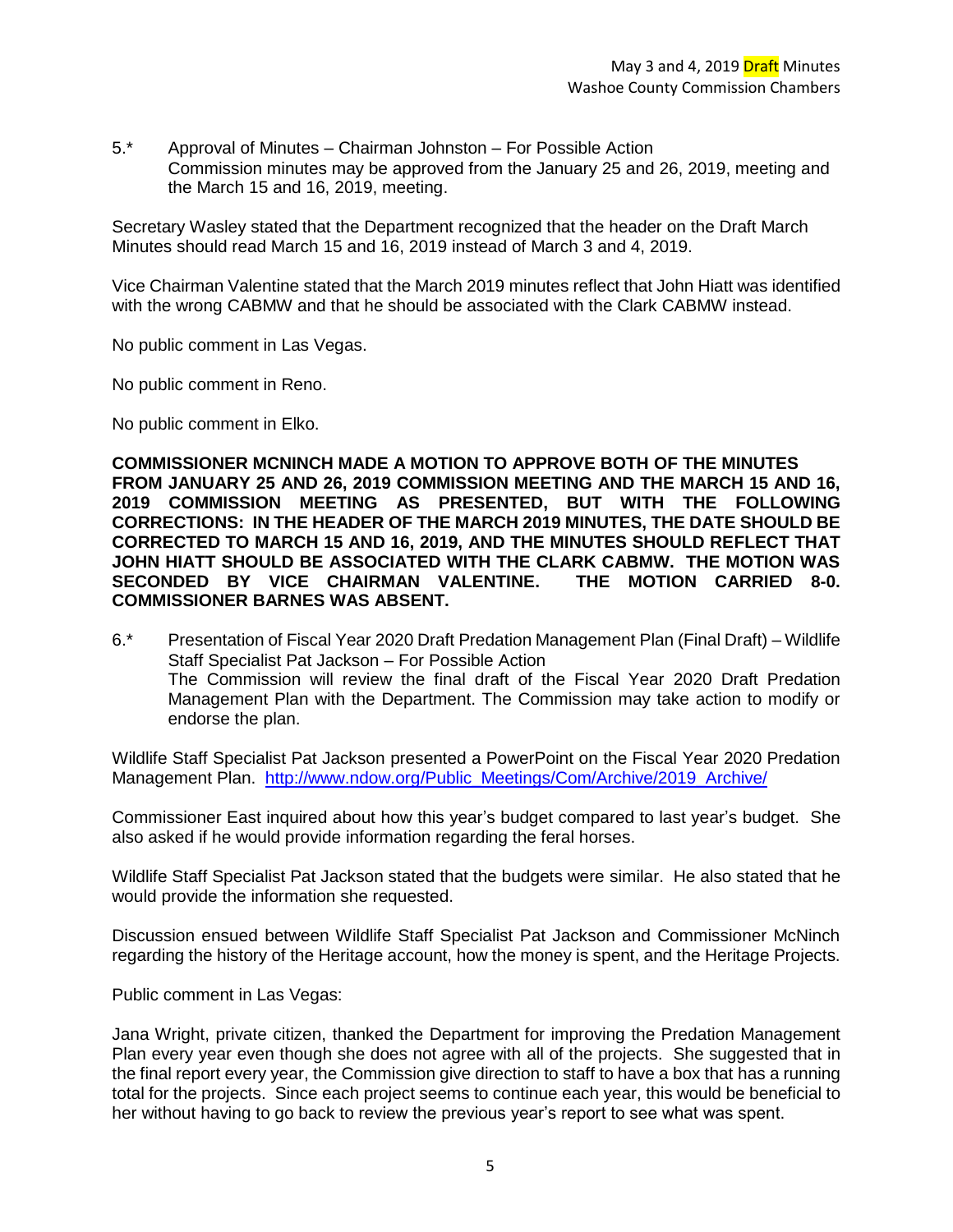5.* Approval of Minutes – Chairman Johnston – For Possible Action
Commission minutes may be approved from the January 25 and 26, 2019, meeting and the March 15 and 16, 2019, meeting.

Secretary Wasley stated that the Department recognized that the header on the Draft March Minutes should read March 15 and 16, 2019 instead of March 3 and 4, 2019.

Vice Chairman Valentine stated that the March 2019 minutes reflect that John Hiatt was identified with the wrong CABMW and that he should be associated with the Clark CABMW instead.

No public comment in Las Vegas.

No public comment in Reno.

No public comment in Elko.

**COMMISSIONER MCNINCH MADE A MOTION TO APPROVE BOTH OF THE MINUTES FROM JANUARY 25 AND 26, 2019 COMMISSION MEETING AND THE MARCH 15 AND 16, 2019 COMMISSION MEETING AS PRESENTED, BUT WITH THE FOLLOWING CORRECTIONS: IN THE HEADER OF THE MARCH 2019 MINUTES, THE DATE SHOULD BE CORRECTED TO MARCH 15 AND 16, 2019, AND THE MINUTES SHOULD REFLECT THAT JOHN HIATT SHOULD BE ASSOCIATED WITH THE CLARK CABMW. THE MOTION WAS SECONDED BY VICE CHAIRMAN VALENTINE. THE MOTION CARRIED 8-0. COMMISSIONER BARNES WAS ABSENT.**

6.* Presentation of Fiscal Year 2020 Draft Predation Management Plan (Final Draft) – Wildlife Staff Specialist Pat Jackson – For Possible Action
The Commission will review the final draft of the Fiscal Year 2020 Draft Predation Management Plan with the Department. The Commission may take action to modify or endorse the plan.

Wildlife Staff Specialist Pat Jackson presented a PowerPoint on the Fiscal Year 2020 Predation Management Plan. http://www.ndow.org/Public_Meetings/Com/Archive/2019_Archive/

Commissioner East inquired about how this year's budget compared to last year's budget. She also asked if he would provide information regarding the feral horses.

Wildlife Staff Specialist Pat Jackson stated that the budgets were similar. He also stated that he would provide the information she requested.

Discussion ensued between Wildlife Staff Specialist Pat Jackson and Commissioner McNinch regarding the history of the Heritage account, how the money is spent, and the Heritage Projects.

Public comment in Las Vegas:

Jana Wright, private citizen, thanked the Department for improving the Predation Management Plan every year even though she does not agree with all of the projects. She suggested that in the final report every year, the Commission give direction to staff to have a box that has a running total for the projects. Since each project seems to continue each year, this would be beneficial to her without having to go back to review the previous year's report to see what was spent.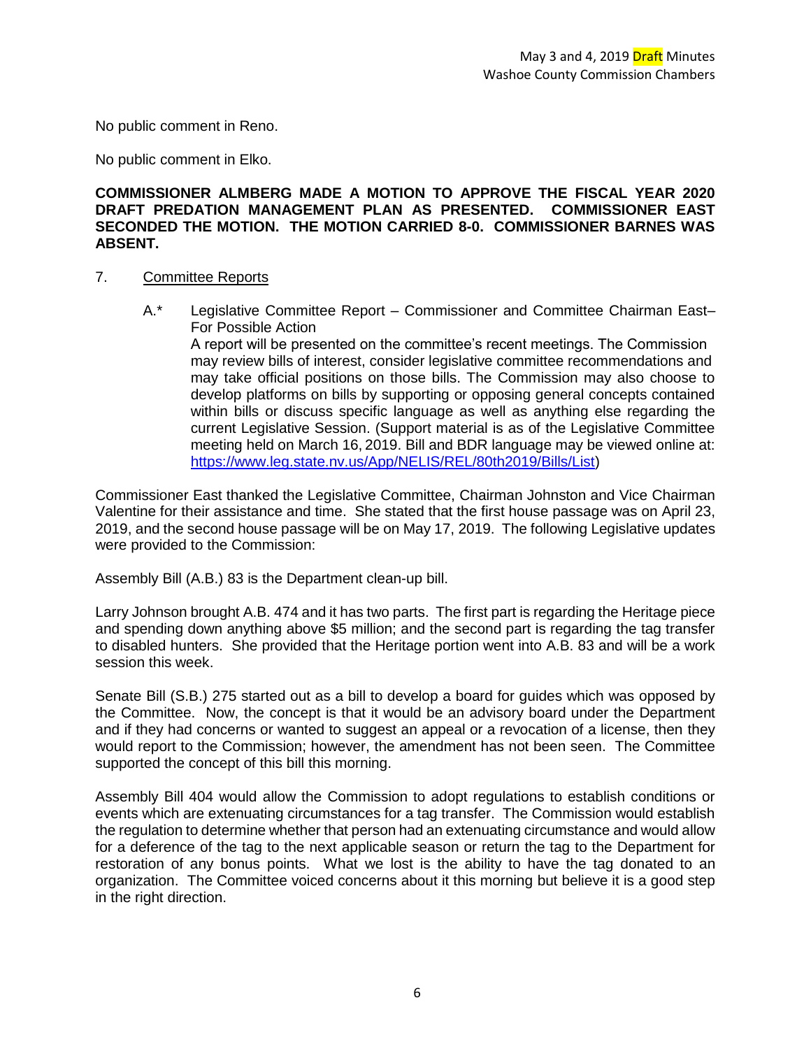No public comment in Reno.

No public comment in Elko.

**COMMISSIONER ALMBERG MADE A MOTION TO APPROVE THE FISCAL YEAR 2020 DRAFT PREDATION MANAGEMENT PLAN AS PRESENTED. COMMISSIONER EAST SECONDED THE MOTION. THE MOTION CARRIED 8-0. COMMISSIONER BARNES WAS ABSENT.**

7. Committee Reports

   A.* Legislative Committee Report – Commissioner and Committee Chairman East– For Possible Action
   A report will be presented on the committee's recent meetings. The Commission may review bills of interest, consider legislative committee recommendations and may take official positions on those bills. The Commission may also choose to develop platforms on bills by supporting or opposing general concepts contained within bills or discuss specific language as well as anything else regarding the current Legislative Session. (Support material is as of the Legislative Committee meeting held on March 16, 2019. Bill and BDR language may be viewed online at: [https://www.leg.state.nv.us/App/NELIS/REL/80th2019/Bills/List](https://www.leg.state.nv.us/App/NELIS/REL/80th2019/Bills/List))

Commissioner East thanked the Legislative Committee, Chairman Johnston and Vice Chairman Valentine for their assistance and time. She stated that the first house passage was on April 23, 2019, and the second house passage will be on May 17, 2019. The following Legislative updates were provided to the Commission:

Assembly Bill (A.B.) 83 is the Department clean-up bill.

Larry Johnson brought A.B. 474 and it has two parts. The first part is regarding the Heritage piece and spending down anything above $5 million; and the second part is regarding the tag transfer to disabled hunters. She provided that the Heritage portion went into A.B. 83 and will be a work session this week.

Senate Bill (S.B.) 275 started out as a bill to develop a board for guides which was opposed by the Committee. Now, the concept is that it would be an advisory board under the Department and if they had concerns or wanted to suggest an appeal or a revocation of a license, then they would report to the Commission; however, the amendment has not been seen. The Committee supported the concept of this bill this morning.

Assembly Bill 404 would allow the Commission to adopt regulations to establish conditions or events which are extenuating circumstances for a tag transfer. The Commission would establish the regulation to determine whether that person had an extenuating circumstance and would allow for a deference of the tag to the next applicable season or return the tag to the Department for restoration of any bonus points. What we lost is the ability to have the tag donated to an organization. The Committee voiced concerns about it this morning but believe it is a good step in the right direction.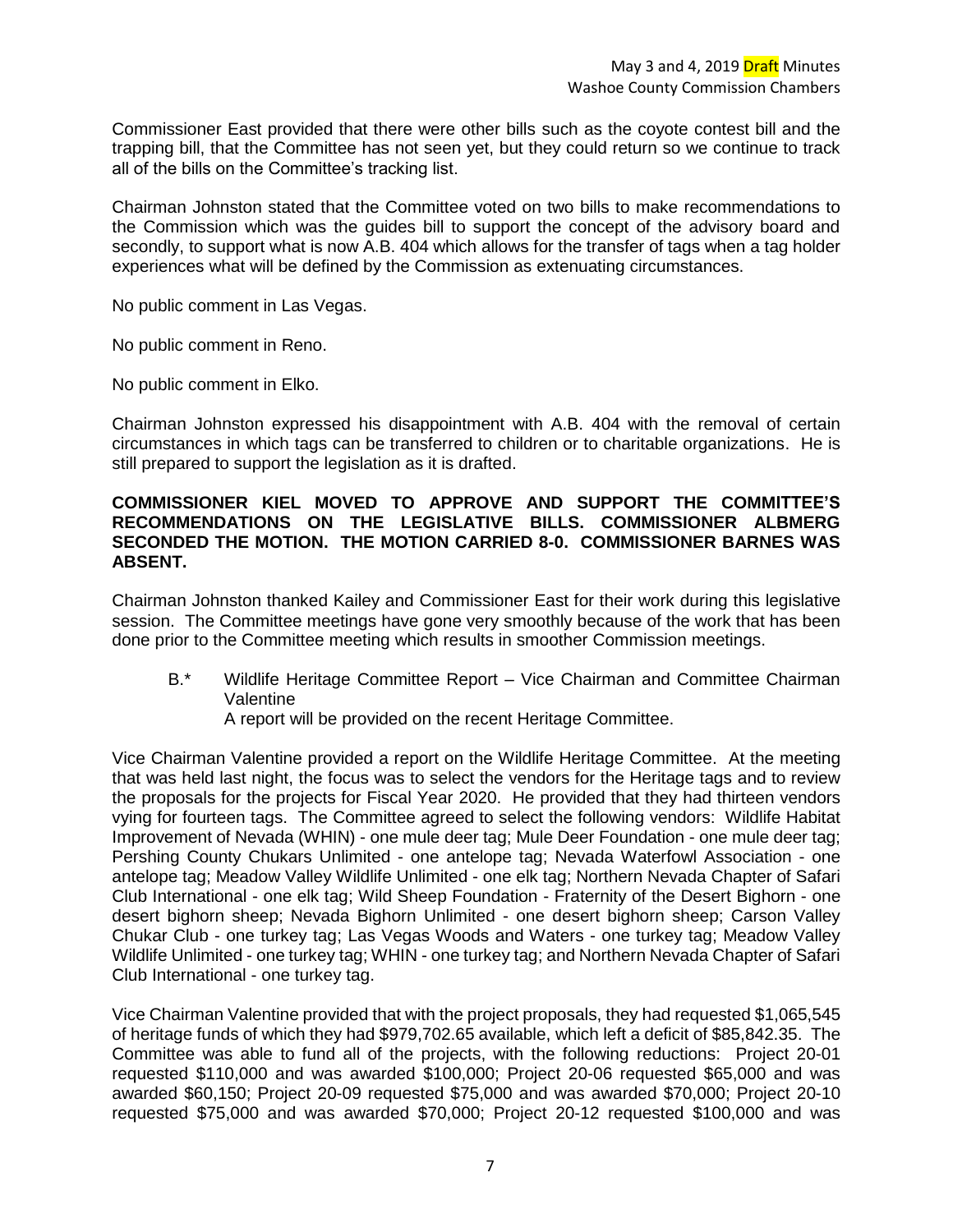Commissioner East provided that there were other bills such as the coyote contest bill and the trapping bill, that the Committee has not seen yet, but they could return so we continue to track all of the bills on the Committee's tracking list.

Chairman Johnston stated that the Committee voted on two bills to make recommendations to the Commission which was the guides bill to support the concept of the advisory board and secondly, to support what is now A.B. 404 which allows for the transfer of tags when a tag holder experiences what will be defined by the Commission as extenuating circumstances.

No public comment in Las Vegas.

No public comment in Reno.

No public comment in Elko.

Chairman Johnston expressed his disappointment with A.B. 404 with the removal of certain circumstances in which tags can be transferred to children or to charitable organizations. He is still prepared to support the legislation as it is drafted.

**COMMISSIONER KIEL MOVED TO APPROVE AND SUPPORT THE COMMITTEE'S RECOMMENDATIONS ON THE LEGISLATIVE BILLS. COMMISSIONER ALBMERG SECONDED THE MOTION. THE MOTION CARRIED 8-0. COMMISSIONER BARNES WAS ABSENT.**

Chairman Johnston thanked Kailey and Commissioner East for their work during this legislative session. The Committee meetings have gone very smoothly because of the work that has been done prior to the Committee meeting which results in smoother Commission meetings.

B.* Wildlife Heritage Committee Report – Vice Chairman and Committee Chairman Valentine
A report will be provided on the recent Heritage Committee.

Vice Chairman Valentine provided a report on the Wildlife Heritage Committee. At the meeting that was held last night, the focus was to select the vendors for the Heritage tags and to review the proposals for the projects for Fiscal Year 2020. He provided that they had thirteen vendors vying for fourteen tags. The Committee agreed to select the following vendors: Wildlife Habitat Improvement of Nevada (WHIN) - one mule deer tag; Mule Deer Foundation - one mule deer tag; Pershing County Chukars Unlimited - one antelope tag; Nevada Waterfowl Association - one antelope tag; Meadow Valley Wildlife Unlimited - one elk tag; Northern Nevada Chapter of Safari Club International - one elk tag; Wild Sheep Foundation - Fraternity of the Desert Bighorn - one desert bighorn sheep; Nevada Bighorn Unlimited - one desert bighorn sheep; Carson Valley Chukar Club - one turkey tag; Las Vegas Woods and Waters - one turkey tag; Meadow Valley Wildlife Unlimited - one turkey tag; WHIN - one turkey tag; and Northern Nevada Chapter of Safari Club International - one turkey tag.

Vice Chairman Valentine provided that with the project proposals, they had requested $1,065,545 of heritage funds of which they had $979,702.65 available, which left a deficit of $85,842.35. The Committee was able to fund all of the projects, with the following reductions: Project 20-01 requested $110,000 and was awarded $100,000; Project 20-06 requested $65,000 and was awarded $60,150; Project 20-09 requested $75,000 and was awarded $70,000; Project 20-10 requested $75,000 and was awarded $70,000; Project 20-12 requested $100,000 and was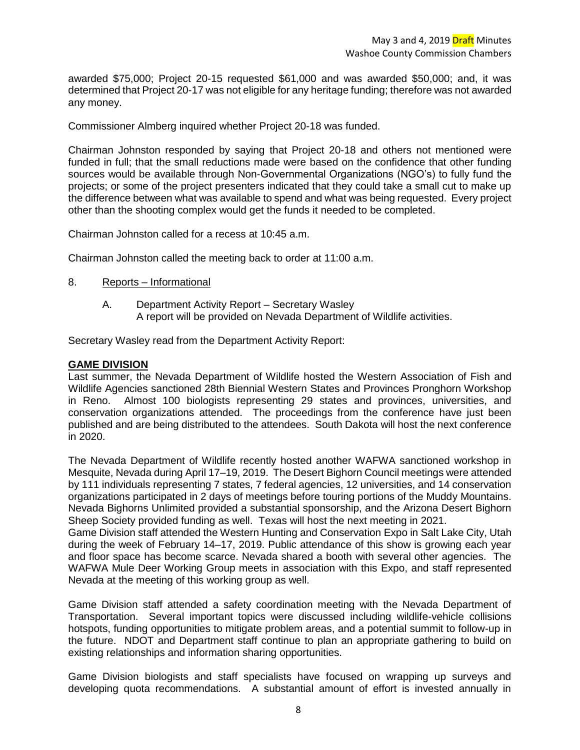awarded $75,000; Project 20-15 requested $61,000 and was awarded $50,000; and, it was determined that Project 20-17 was not eligible for any heritage funding; therefore was not awarded any money.

Commissioner Almberg inquired whether Project 20-18 was funded.

Chairman Johnston responded by saying that Project 20-18 and others not mentioned were funded in full; that the small reductions made were based on the confidence that other funding sources would be available through Non-Governmental Organizations (NGO's) to fully fund the projects; or some of the project presenters indicated that they could take a small cut to make up the difference between what was available to spend and what was being requested. Every project other than the shooting complex would get the funds it needed to be completed.

Chairman Johnston called for a recess at 10:45 a.m.

Chairman Johnston called the meeting back to order at 11:00 a.m.

8. Reports – Informational

   A. Department Activity Report – Secretary Wasley
      A report will be provided on Nevada Department of Wildlife activities.

Secretary Wasley read from the Department Activity Report:

**GAME DIVISION**

Last summer, the Nevada Department of Wildlife hosted the Western Association of Fish and Wildlife Agencies sanctioned 28th Biennial Western States and Provinces Pronghorn Workshop in Reno. Almost 100 biologists representing 29 states and provinces, universities, and conservation organizations attended. The proceedings from the conference have just been published and are being distributed to the attendees. South Dakota will host the next conference in 2020.

The Nevada Department of Wildlife recently hosted another WAFWA sanctioned workshop in Mesquite, Nevada during April 17–19, 2019. The Desert Bighorn Council meetings were attended by 111 individuals representing 7 states, 7 federal agencies, 12 universities, and 14 conservation organizations participated in 2 days of meetings before touring portions of the Muddy Mountains. Nevada Bighorns Unlimited provided a substantial sponsorship, and the Arizona Desert Bighorn Sheep Society provided funding as well. Texas will host the next meeting in 2021.

Game Division staff attended the Western Hunting and Conservation Expo in Salt Lake City, Utah during the week of February 14–17, 2019. Public attendance of this show is growing each year and floor space has become scarce. Nevada shared a booth with several other agencies. The WAFWA Mule Deer Working Group meets in association with this Expo, and staff represented Nevada at the meeting of this working group as well.

Game Division staff attended a safety coordination meeting with the Nevada Department of Transportation. Several important topics were discussed including wildlife-vehicle collisions hotspots, funding opportunities to mitigate problem areas, and a potential summit to follow-up in the future. NDOT and Department staff continue to plan an appropriate gathering to build on existing relationships and information sharing opportunities.

Game Division biologists and staff specialists have focused on wrapping up surveys and developing quota recommendations. A substantial amount of effort is invested annually in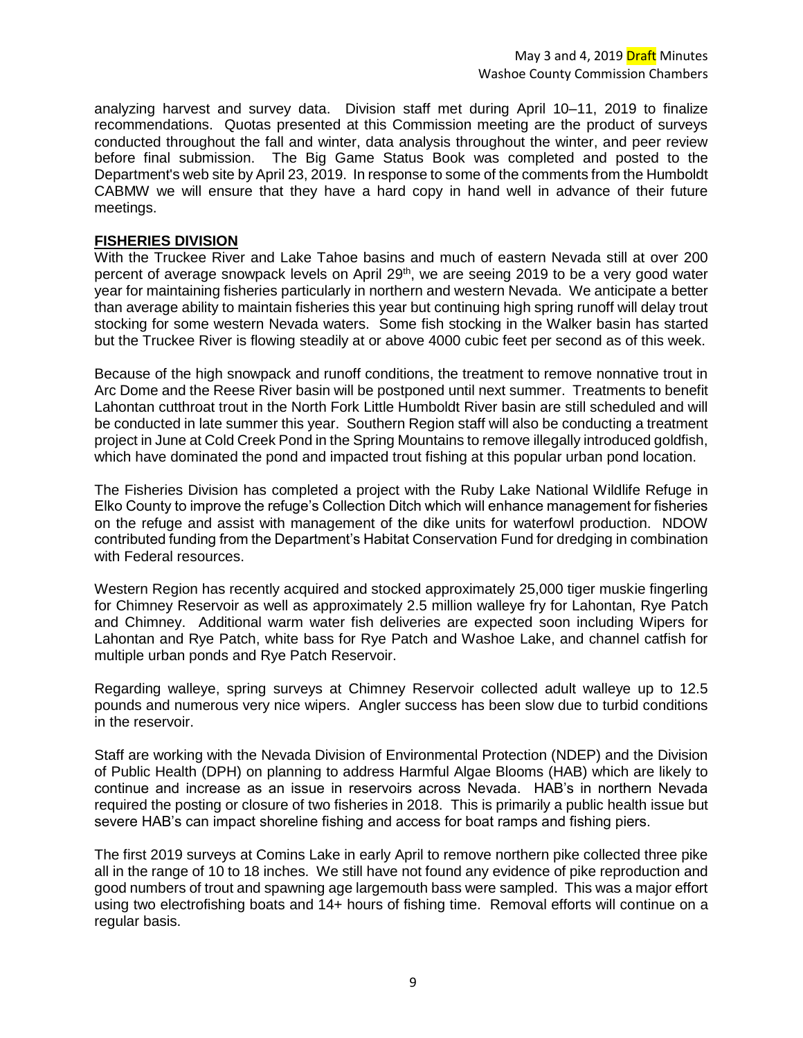analyzing harvest and survey data. Division staff met during April 10–11, 2019 to finalize recommendations. Quotas presented at this Commission meeting are the product of surveys conducted throughout the fall and winter, data analysis throughout the winter, and peer review before final submission. The Big Game Status Book was completed and posted to the Department's web site by April 23, 2019. In response to some of the comments from the Humboldt CABMW we will ensure that they have a hard copy in hand well in advance of their future meetings.

## FISHERIES DIVISION

With the Truckee River and Lake Tahoe basins and much of eastern Nevada still at over 200 percent of average snowpack levels on April 29th, we are seeing 2019 to be a very good water year for maintaining fisheries particularly in northern and western Nevada. We anticipate a better than average ability to maintain fisheries this year but continuing high spring runoff will delay trout stocking for some western Nevada waters. Some fish stocking in the Walker basin has started but the Truckee River is flowing steadily at or above 4000 cubic feet per second as of this week.

Because of the high snowpack and runoff conditions, the treatment to remove nonnative trout in Arc Dome and the Reese River basin will be postponed until next summer. Treatments to benefit Lahontan cutthroat trout in the North Fork Little Humboldt River basin are still scheduled and will be conducted in late summer this year. Southern Region staff will also be conducting a treatment project in June at Cold Creek Pond in the Spring Mountains to remove illegally introduced goldfish, which have dominated the pond and impacted trout fishing at this popular urban pond location.

The Fisheries Division has completed a project with the Ruby Lake National Wildlife Refuge in Elko County to improve the refuge's Collection Ditch which will enhance management for fisheries on the refuge and assist with management of the dike units for waterfowl production. NDOW contributed funding from the Department's Habitat Conservation Fund for dredging in combination with Federal resources.

Western Region has recently acquired and stocked approximately 25,000 tiger muskie fingerling for Chimney Reservoir as well as approximately 2.5 million walleye fry for Lahontan, Rye Patch and Chimney. Additional warm water fish deliveries are expected soon including Wipers for Lahontan and Rye Patch, white bass for Rye Patch and Washoe Lake, and channel catfish for multiple urban ponds and Rye Patch Reservoir.

Regarding walleye, spring surveys at Chimney Reservoir collected adult walleye up to 12.5 pounds and numerous very nice wipers. Angler success has been slow due to turbid conditions in the reservoir.

Staff are working with the Nevada Division of Environmental Protection (NDEP) and the Division of Public Health (DPH) on planning to address Harmful Algae Blooms (HAB) which are likely to continue and increase as an issue in reservoirs across Nevada. HAB's in northern Nevada required the posting or closure of two fisheries in 2018. This is primarily a public health issue but severe HAB's can impact shoreline fishing and access for boat ramps and fishing piers.

The first 2019 surveys at Comins Lake in early April to remove northern pike collected three pike all in the range of 10 to 18 inches. We still have not found any evidence of pike reproduction and good numbers of trout and spawning age largemouth bass were sampled. This was a major effort using two electrofishing boats and 14+ hours of fishing time. Removal efforts will continue on a regular basis.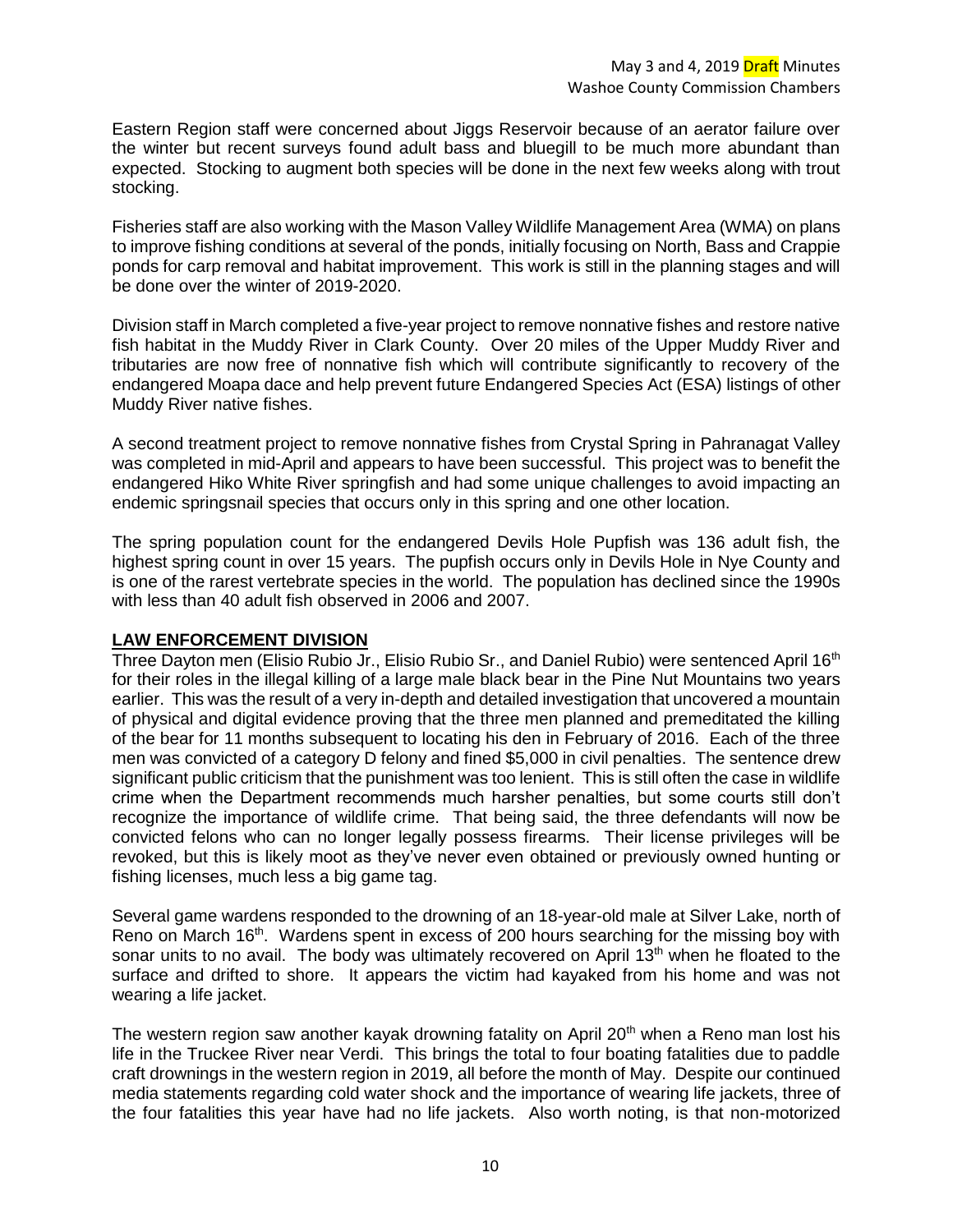Eastern Region staff were concerned about Jiggs Reservoir because of an aerator failure over the winter but recent surveys found adult bass and bluegill to be much more abundant than expected. Stocking to augment both species will be done in the next few weeks along with trout stocking.

Fisheries staff are also working with the Mason Valley Wildlife Management Area (WMA) on plans to improve fishing conditions at several of the ponds, initially focusing on North, Bass and Crappie ponds for carp removal and habitat improvement. This work is still in the planning stages and will be done over the winter of 2019-2020.

Division staff in March completed a five-year project to remove nonnative fishes and restore native fish habitat in the Muddy River in Clark County. Over 20 miles of the Upper Muddy River and tributaries are now free of nonnative fish which will contribute significantly to recovery of the endangered Moapa dace and help prevent future Endangered Species Act (ESA) listings of other Muddy River native fishes.

A second treatment project to remove nonnative fishes from Crystal Spring in Pahranagat Valley was completed in mid-April and appears to have been successful. This project was to benefit the endangered Hiko White River springfish and had some unique challenges to avoid impacting an endemic springsnail species that occurs only in this spring and one other location.

The spring population count for the endangered Devils Hole Pupfish was 136 adult fish, the highest spring count in over 15 years. The pupfish occurs only in Devils Hole in Nye County and is one of the rarest vertebrate species in the world. The population has declined since the 1990s with less than 40 adult fish observed in 2006 and 2007.

## LAW ENFORCEMENT DIVISION

Three Dayton men (Elisio Rubio Jr., Elisio Rubio Sr., and Daniel Rubio) were sentenced April 16th for their roles in the illegal killing of a large male black bear in the Pine Nut Mountains two years earlier. This was the result of a very in-depth and detailed investigation that uncovered a mountain of physical and digital evidence proving that the three men planned and premeditated the killing of the bear for 11 months subsequent to locating his den in February of 2016. Each of the three men was convicted of a category D felony and fined $5,000 in civil penalties. The sentence drew significant public criticism that the punishment was too lenient. This is still often the case in wildlife crime when the Department recommends much harsher penalties, but some courts still don't recognize the importance of wildlife crime. That being said, the three defendants will now be convicted felons who can no longer legally possess firearms. Their license privileges will be revoked, but this is likely moot as they've never even obtained or previously owned hunting or fishing licenses, much less a big game tag.

Several game wardens responded to the drowning of an 18-year-old male at Silver Lake, north of Reno on March 16th. Wardens spent in excess of 200 hours searching for the missing boy with sonar units to no avail. The body was ultimately recovered on April 13th when he floated to the surface and drifted to shore. It appears the victim had kayaked from his home and was not wearing a life jacket.

The western region saw another kayak drowning fatality on April 20th when a Reno man lost his life in the Truckee River near Verdi. This brings the total to four boating fatalities due to paddle craft drownings in the western region in 2019, all before the month of May. Despite our continued media statements regarding cold water shock and the importance of wearing life jackets, three of the four fatalities this year have had no life jackets. Also worth noting, is that non-motorized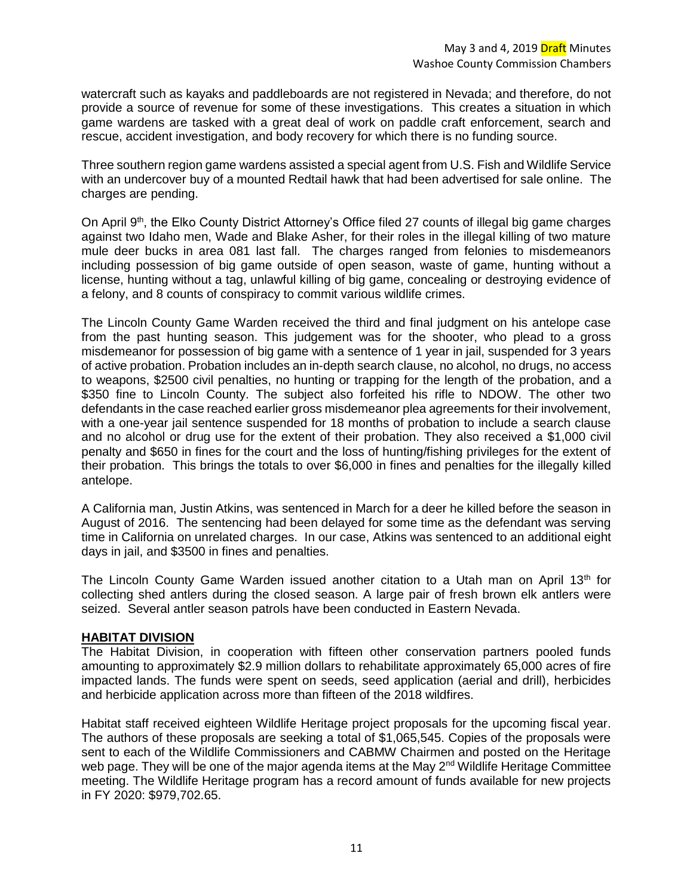watercraft such as kayaks and paddleboards are not registered in Nevada; and therefore, do not provide a source of revenue for some of these investigations. This creates a situation in which game wardens are tasked with a great deal of work on paddle craft enforcement, search and rescue, accident investigation, and body recovery for which there is no funding source.

Three southern region game wardens assisted a special agent from U.S. Fish and Wildlife Service with an undercover buy of a mounted Redtail hawk that had been advertised for sale online. The charges are pending.

On April 9th, the Elko County District Attorney's Office filed 27 counts of illegal big game charges against two Idaho men, Wade and Blake Asher, for their roles in the illegal killing of two mature mule deer bucks in area 081 last fall. The charges ranged from felonies to misdemeanors including possession of big game outside of open season, waste of game, hunting without a license, hunting without a tag, unlawful killing of big game, concealing or destroying evidence of a felony, and 8 counts of conspiracy to commit various wildlife crimes.

The Lincoln County Game Warden received the third and final judgment on his antelope case from the past hunting season. This judgement was for the shooter, who plead to a gross misdemeanor for possession of big game with a sentence of 1 year in jail, suspended for 3 years of active probation. Probation includes an in-depth search clause, no alcohol, no drugs, no access to weapons, $2500 civil penalties, no hunting or trapping for the length of the probation, and a $350 fine to Lincoln County. The subject also forfeited his rifle to NDOW. The other two defendants in the case reached earlier gross misdemeanor plea agreements for their involvement, with a one-year jail sentence suspended for 18 months of probation to include a search clause and no alcohol or drug use for the extent of their probation. They also received a $1,000 civil penalty and $650 in fines for the court and the loss of hunting/fishing privileges for the extent of their probation. This brings the totals to over $6,000 in fines and penalties for the illegally killed antelope.

A California man, Justin Atkins, was sentenced in March for a deer he killed before the season in August of 2016. The sentencing had been delayed for some time as the defendant was serving time in California on unrelated charges. In our case, Atkins was sentenced to an additional eight days in jail, and $3500 in fines and penalties.

The Lincoln County Game Warden issued another citation to a Utah man on April 13th for collecting shed antlers during the closed season. A large pair of fresh brown elk antlers were seized. Several antler season patrols have been conducted in Eastern Nevada.

## HABITAT DIVISION

The Habitat Division, in cooperation with fifteen other conservation partners pooled funds amounting to approximately $2.9 million dollars to rehabilitate approximately 65,000 acres of fire impacted lands. The funds were spent on seeds, seed application (aerial and drill), herbicides and herbicide application across more than fifteen of the 2018 wildfires.

Habitat staff received eighteen Wildlife Heritage project proposals for the upcoming fiscal year. The authors of these proposals are seeking a total of $1,065,545. Copies of the proposals were sent to each of the Wildlife Commissioners and CABMW Chairmen and posted on the Heritage web page. They will be one of the major agenda items at the May 2nd Wildlife Heritage Committee meeting. The Wildlife Heritage program has a record amount of funds available for new projects in FY 2020: $979,702.65.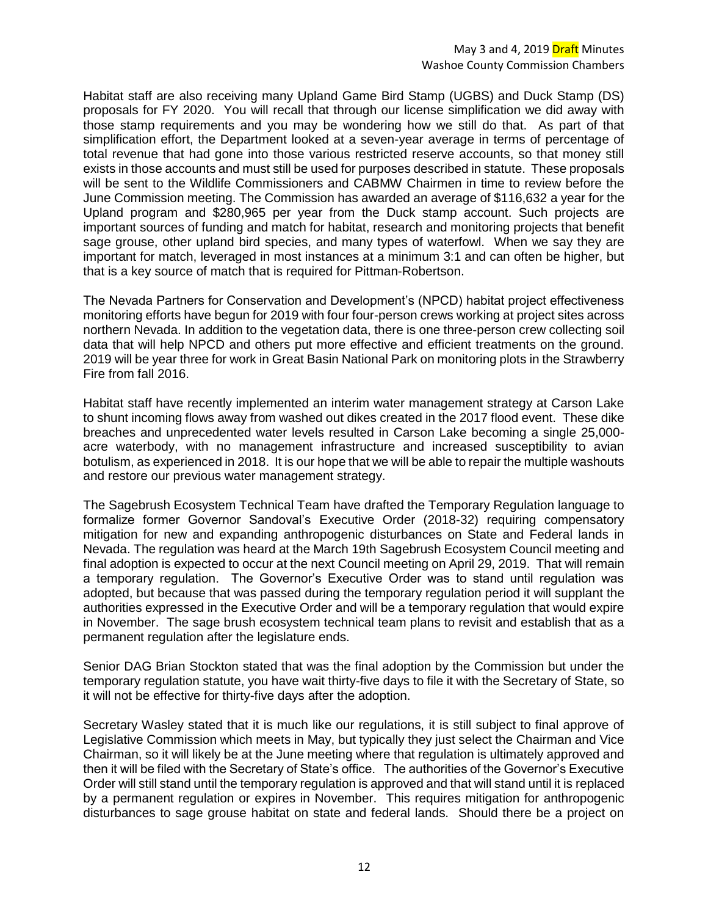Habitat staff are also receiving many Upland Game Bird Stamp (UGBS) and Duck Stamp (DS) proposals for FY 2020. You will recall that through our license simplification we did away with those stamp requirements and you may be wondering how we still do that. As part of that simplification effort, the Department looked at a seven-year average in terms of percentage of total revenue that had gone into those various restricted reserve accounts, so that money still exists in those accounts and must still be used for purposes described in statute. These proposals will be sent to the Wildlife Commissioners and CABMW Chairmen in time to review before the June Commission meeting. The Commission has awarded an average of $116,632 a year for the Upland program and $280,965 per year from the Duck stamp account. Such projects are important sources of funding and match for habitat, research and monitoring projects that benefit sage grouse, other upland bird species, and many types of waterfowl. When we say they are important for match, leveraged in most instances at a minimum 3:1 and can often be higher, but that is a key source of match that is required for Pittman-Robertson.

The Nevada Partners for Conservation and Development's (NPCD) habitat project effectiveness monitoring efforts have begun for 2019 with four four-person crews working at project sites across northern Nevada. In addition to the vegetation data, there is one three-person crew collecting soil data that will help NPCD and others put more effective and efficient treatments on the ground. 2019 will be year three for work in Great Basin National Park on monitoring plots in the Strawberry Fire from fall 2016.

Habitat staff have recently implemented an interim water management strategy at Carson Lake to shunt incoming flows away from washed out dikes created in the 2017 flood event. These dike breaches and unprecedented water levels resulted in Carson Lake becoming a single 25,000-acre waterbody, with no management infrastructure and increased susceptibility to avian botulism, as experienced in 2018. It is our hope that we will be able to repair the multiple washouts and restore our previous water management strategy.

The Sagebrush Ecosystem Technical Team have drafted the Temporary Regulation language to formalize former Governor Sandoval's Executive Order (2018-32) requiring compensatory mitigation for new and expanding anthropogenic disturbances on State and Federal lands in Nevada. The regulation was heard at the March 19th Sagebrush Ecosystem Council meeting and final adoption is expected to occur at the next Council meeting on April 29, 2019. That will remain a temporary regulation. The Governor's Executive Order was to stand until regulation was adopted, but because that was passed during the temporary regulation period it will supplant the authorities expressed in the Executive Order and will be a temporary regulation that would expire in November. The sage brush ecosystem technical team plans to revisit and establish that as a permanent regulation after the legislature ends.

Senior DAG Brian Stockton stated that was the final adoption by the Commission but under the temporary regulation statute, you have wait thirty-five days to file it with the Secretary of State, so it will not be effective for thirty-five days after the adoption.

Secretary Wasley stated that it is much like our regulations, it is still subject to final approve of Legislative Commission which meets in May, but typically they just select the Chairman and Vice Chairman, so it will likely be at the June meeting where that regulation is ultimately approved and then it will be filed with the Secretary of State's office. The authorities of the Governor's Executive Order will still stand until the temporary regulation is approved and that will stand until it is replaced by a permanent regulation or expires in November. This requires mitigation for anthropogenic disturbances to sage grouse habitat on state and federal lands. Should there be a project on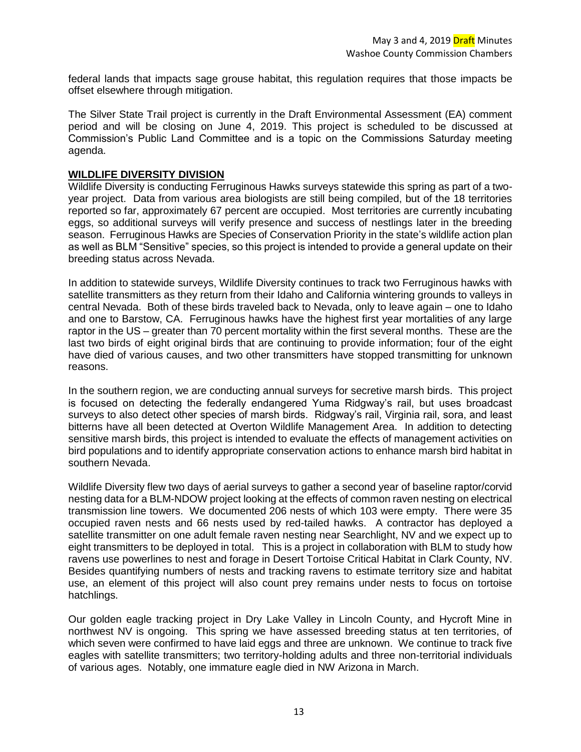federal lands that impacts sage grouse habitat, this regulation requires that those impacts be offset elsewhere through mitigation.

The Silver State Trail project is currently in the Draft Environmental Assessment (EA) comment period and will be closing on June 4, 2019. This project is scheduled to be discussed at Commission's Public Land Committee and is a topic on the Commissions Saturday meeting agenda.

## WILDLIFE DIVERSITY DIVISION

Wildlife Diversity is conducting Ferruginous Hawks surveys statewide this spring as part of a two-year project. Data from various area biologists are still being compiled, but of the 18 territories reported so far, approximately 67 percent are occupied. Most territories are currently incubating eggs, so additional surveys will verify presence and success of nestlings later in the breeding season. Ferruginous Hawks are Species of Conservation Priority in the state's wildlife action plan as well as BLM "Sensitive" species, so this project is intended to provide a general update on their breeding status across Nevada.

In addition to statewide surveys, Wildlife Diversity continues to track two Ferruginous hawks with satellite transmitters as they return from their Idaho and California wintering grounds to valleys in central Nevada. Both of these birds traveled back to Nevada, only to leave again – one to Idaho and one to Barstow, CA. Ferruginous hawks have the highest first year mortalities of any large raptor in the US – greater than 70 percent mortality within the first several months. These are the last two birds of eight original birds that are continuing to provide information; four of the eight have died of various causes, and two other transmitters have stopped transmitting for unknown reasons.

In the southern region, we are conducting annual surveys for secretive marsh birds. This project is focused on detecting the federally endangered Yuma Ridgway's rail, but uses broadcast surveys to also detect other species of marsh birds. Ridgway's rail, Virginia rail, sora, and least bitterns have all been detected at Overton Wildlife Management Area. In addition to detecting sensitive marsh birds, this project is intended to evaluate the effects of management activities on bird populations and to identify appropriate conservation actions to enhance marsh bird habitat in southern Nevada.

Wildlife Diversity flew two days of aerial surveys to gather a second year of baseline raptor/corvid nesting data for a BLM-NDOW project looking at the effects of common raven nesting on electrical transmission line towers. We documented 206 nests of which 103 were empty. There were 35 occupied raven nests and 66 nests used by red-tailed hawks. A contractor has deployed a satellite transmitter on one adult female raven nesting near Searchlight, NV and we expect up to eight transmitters to be deployed in total. This is a project in collaboration with BLM to study how ravens use powerlines to nest and forage in Desert Tortoise Critical Habitat in Clark County, NV. Besides quantifying numbers of nests and tracking ravens to estimate territory size and habitat use, an element of this project will also count prey remains under nests to focus on tortoise hatchlings.

Our golden eagle tracking project in Dry Lake Valley in Lincoln County, and Hycroft Mine in northwest NV is ongoing. This spring we have assessed breeding status at ten territories, of which seven were confirmed to have laid eggs and three are unknown. We continue to track five eagles with satellite transmitters; two territory-holding adults and three non-territorial individuals of various ages. Notably, one immature eagle died in NW Arizona in March.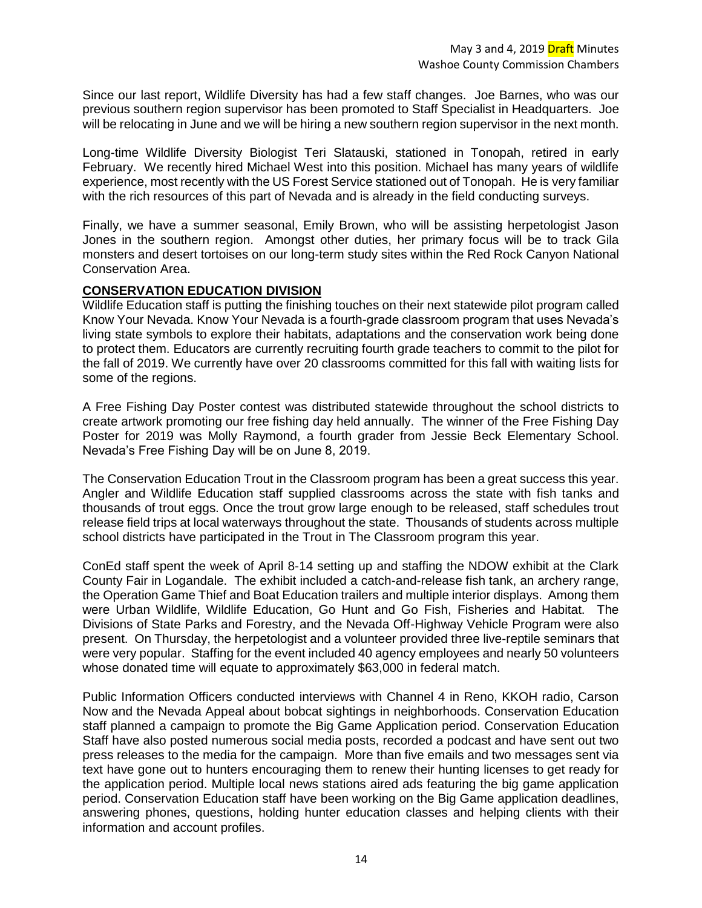Since our last report, Wildlife Diversity has had a few staff changes. Joe Barnes, who was our previous southern region supervisor has been promoted to Staff Specialist in Headquarters. Joe will be relocating in June and we will be hiring a new southern region supervisor in the next month.

Long-time Wildlife Diversity Biologist Teri Slatauski, stationed in Tonopah, retired in early February. We recently hired Michael West into this position. Michael has many years of wildlife experience, most recently with the US Forest Service stationed out of Tonopah. He is very familiar with the rich resources of this part of Nevada and is already in the field conducting surveys.

Finally, we have a summer seasonal, Emily Brown, who will be assisting herpetologist Jason Jones in the southern region. Amongst other duties, her primary focus will be to track Gila monsters and desert tortoises on our long-term study sites within the Red Rock Canyon National Conservation Area.

**CONSERVATION EDUCATION DIVISION**

Wildlife Education staff is putting the finishing touches on their next statewide pilot program called Know Your Nevada. Know Your Nevada is a fourth-grade classroom program that uses Nevada's living state symbols to explore their habitats, adaptations and the conservation work being done to protect them. Educators are currently recruiting fourth grade teachers to commit to the pilot for the fall of 2019. We currently have over 20 classrooms committed for this fall with waiting lists for some of the regions.

A Free Fishing Day Poster contest was distributed statewide throughout the school districts to create artwork promoting our free fishing day held annually. The winner of the Free Fishing Day Poster for 2019 was Molly Raymond, a fourth grader from Jessie Beck Elementary School. Nevada's Free Fishing Day will be on June 8, 2019.

The Conservation Education Trout in the Classroom program has been a great success this year. Angler and Wildlife Education staff supplied classrooms across the state with fish tanks and thousands of trout eggs. Once the trout grow large enough to be released, staff schedules trout release field trips at local waterways throughout the state. Thousands of students across multiple school districts have participated in the Trout in The Classroom program this year.

ConEd staff spent the week of April 8-14 setting up and staffing the NDOW exhibit at the Clark County Fair in Logandale. The exhibit included a catch-and-release fish tank, an archery range, the Operation Game Thief and Boat Education trailers and multiple interior displays. Among them were Urban Wildlife, Wildlife Education, Go Hunt and Go Fish, Fisheries and Habitat. The Divisions of State Parks and Forestry, and the Nevada Off-Highway Vehicle Program were also present. On Thursday, the herpetologist and a volunteer provided three live-reptile seminars that were very popular. Staffing for the event included 40 agency employees and nearly 50 volunteers whose donated time will equate to approximately $63,000 in federal match.

Public Information Officers conducted interviews with Channel 4 in Reno, KKOH radio, Carson Now and the Nevada Appeal about bobcat sightings in neighborhoods. Conservation Education staff planned a campaign to promote the Big Game Application period. Conservation Education Staff have also posted numerous social media posts, recorded a podcast and have sent out two press releases to the media for the campaign. More than five emails and two messages sent via text have gone out to hunters encouraging them to renew their hunting licenses to get ready for the application period. Multiple local news stations aired ads featuring the big game application period. Conservation Education staff have been working on the Big Game application deadlines, answering phones, questions, holding hunter education classes and helping clients with their information and account profiles.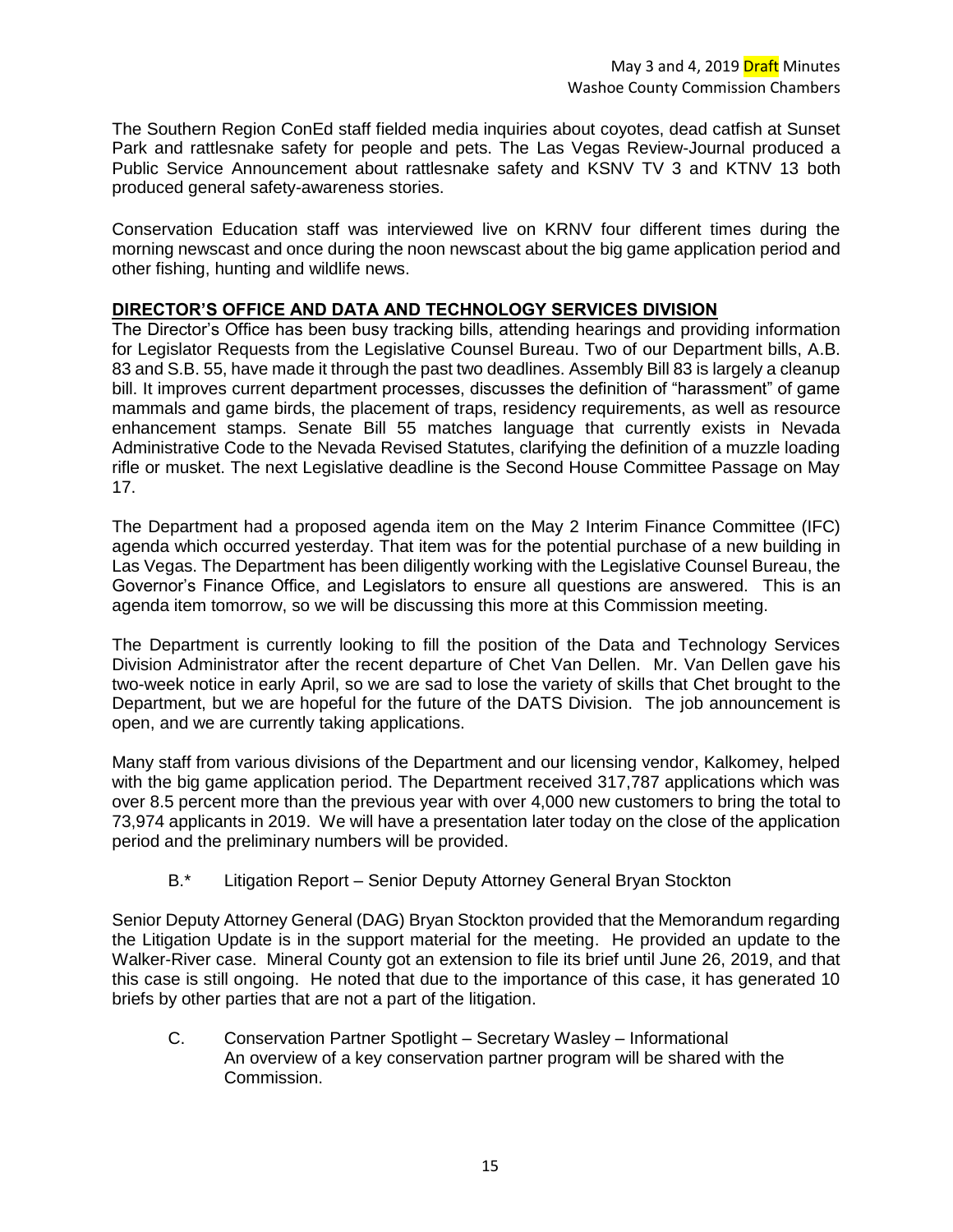The Southern Region ConEd staff fielded media inquiries about coyotes, dead catfish at Sunset Park and rattlesnake safety for people and pets. The Las Vegas Review-Journal produced a Public Service Announcement about rattlesnake safety and KSNV TV 3 and KTNV 13 both produced general safety-awareness stories.

Conservation Education staff was interviewed live on KRNV four different times during the morning newscast and once during the noon newscast about the big game application period and other fishing, hunting and wildlife news.

**DIRECTOR'S OFFICE AND DATA AND TECHNOLOGY SERVICES DIVISION**

The Director's Office has been busy tracking bills, attending hearings and providing information for Legislator Requests from the Legislative Counsel Bureau. Two of our Department bills, A.B. 83 and S.B. 55, have made it through the past two deadlines. Assembly Bill 83 is largely a cleanup bill. It improves current department processes, discusses the definition of "harassment" of game mammals and game birds, the placement of traps, residency requirements, as well as resource enhancement stamps. Senate Bill 55 matches language that currently exists in Nevada Administrative Code to the Nevada Revised Statutes, clarifying the definition of a muzzle loading rifle or musket. The next Legislative deadline is the Second House Committee Passage on May 17.

The Department had a proposed agenda item on the May 2 Interim Finance Committee (IFC) agenda which occurred yesterday. That item was for the potential purchase of a new building in Las Vegas. The Department has been diligently working with the Legislative Counsel Bureau, the Governor's Finance Office, and Legislators to ensure all questions are answered. This is an agenda item tomorrow, so we will be discussing this more at this Commission meeting.

The Department is currently looking to fill the position of the Data and Technology Services Division Administrator after the recent departure of Chet Van Dellen. Mr. Van Dellen gave his two-week notice in early April, so we are sad to lose the variety of skills that Chet brought to the Department, but we are hopeful for the future of the DATS Division. The job announcement is open, and we are currently taking applications.

Many staff from various divisions of the Department and our licensing vendor, Kalkomey, helped with the big game application period. The Department received 317,787 applications which was over 8.5 percent more than the previous year with over 4,000 new customers to bring the total to 73,974 applicants in 2019. We will have a presentation later today on the close of the application period and the preliminary numbers will be provided.

B.* Litigation Report – Senior Deputy Attorney General Bryan Stockton

Senior Deputy Attorney General (DAG) Bryan Stockton provided that the Memorandum regarding the Litigation Update is in the support material for the meeting. He provided an update to the Walker-River case. Mineral County got an extension to file its brief until June 26, 2019, and that this case is still ongoing. He noted that due to the importance of this case, it has generated 10 briefs by other parties that are not a part of the litigation.

C. Conservation Partner Spotlight – Secretary Wasley – Informational
An overview of a key conservation partner program will be shared with the Commission.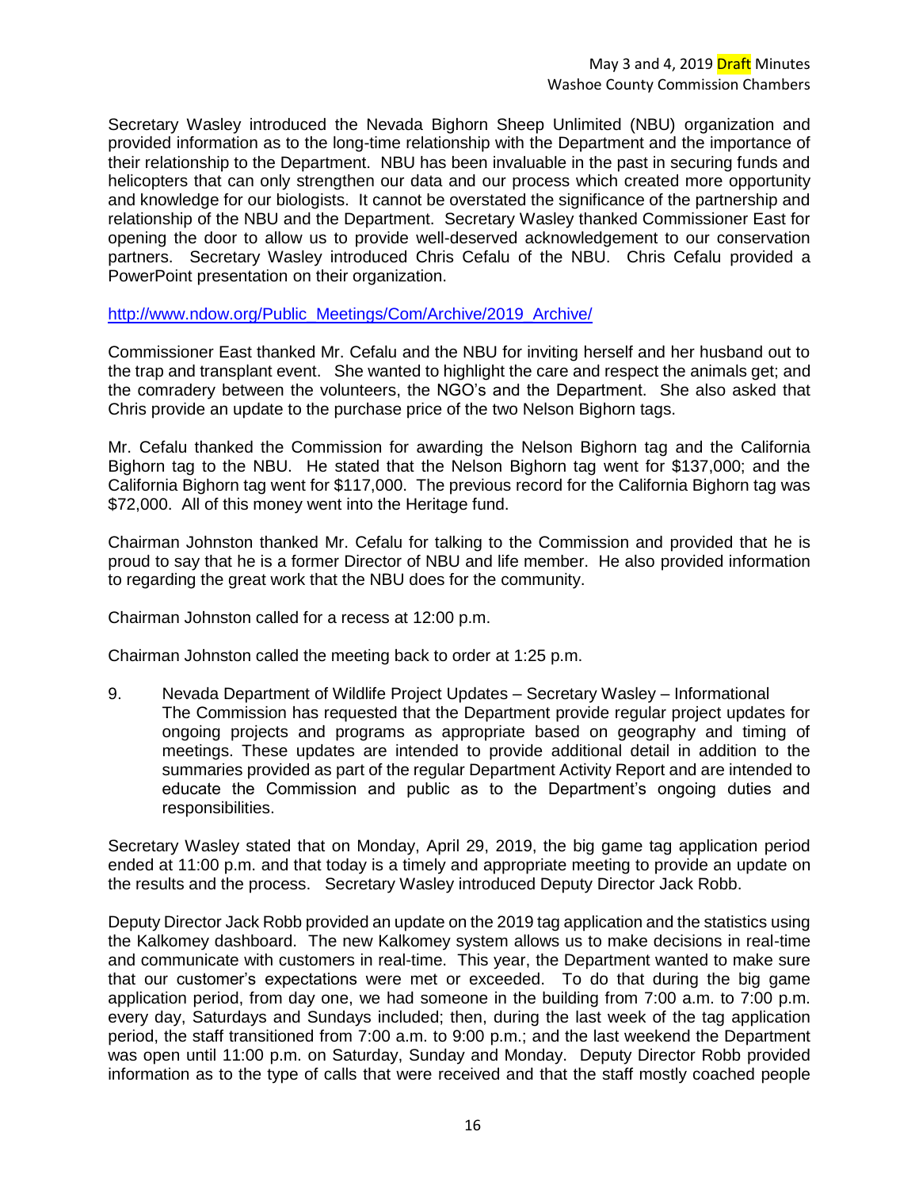Secretary Wasley introduced the Nevada Bighorn Sheep Unlimited (NBU) organization and provided information as to the long-time relationship with the Department and the importance of their relationship to the Department. NBU has been invaluable in the past in securing funds and helicopters that can only strengthen our data and our process which created more opportunity and knowledge for our biologists. It cannot be overstated the significance of the partnership and relationship of the NBU and the Department. Secretary Wasley thanked Commissioner East for opening the door to allow us to provide well-deserved acknowledgement to our conservation partners. Secretary Wasley introduced Chris Cefalu of the NBU. Chris Cefalu provided a PowerPoint presentation on their organization.

http://www.ndow.org/Public_Meetings/Com/Archive/2019_Archive/

Commissioner East thanked Mr. Cefalu and the NBU for inviting herself and her husband out to the trap and transplant event. She wanted to highlight the care and respect the animals get; and the comradery between the volunteers, the NGO's and the Department. She also asked that Chris provide an update to the purchase price of the two Nelson Bighorn tags.

Mr. Cefalu thanked the Commission for awarding the Nelson Bighorn tag and the California Bighorn tag to the NBU. He stated that the Nelson Bighorn tag went for $137,000; and the California Bighorn tag went for $117,000. The previous record for the California Bighorn tag was $72,000. All of this money went into the Heritage fund.

Chairman Johnston thanked Mr. Cefalu for talking to the Commission and provided that he is proud to say that he is a former Director of NBU and life member. He also provided information to regarding the great work that the NBU does for the community.

Chairman Johnston called for a recess at 12:00 p.m.

Chairman Johnston called the meeting back to order at 1:25 p.m.

9. Nevada Department of Wildlife Project Updates – Secretary Wasley – Informational
   The Commission has requested that the Department provide regular project updates for ongoing projects and programs as appropriate based on geography and timing of meetings. These updates are intended to provide additional detail in addition to the summaries provided as part of the regular Department Activity Report and are intended to educate the Commission and public as to the Department's ongoing duties and responsibilities.

Secretary Wasley stated that on Monday, April 29, 2019, the big game tag application period ended at 11:00 p.m. and that today is a timely and appropriate meeting to provide an update on the results and the process. Secretary Wasley introduced Deputy Director Jack Robb.

Deputy Director Jack Robb provided an update on the 2019 tag application and the statistics using the Kalkomey dashboard. The new Kalkomey system allows us to make decisions in real-time and communicate with customers in real-time. This year, the Department wanted to make sure that our customer's expectations were met or exceeded. To do that during the big game application period, from day one, we had someone in the building from 7:00 a.m. to 7:00 p.m. every day, Saturdays and Sundays included; then, during the last week of the tag application period, the staff transitioned from 7:00 a.m. to 9:00 p.m.; and the last weekend the Department was open until 11:00 p.m. on Saturday, Sunday and Monday. Deputy Director Robb provided information as to the type of calls that were received and that the staff mostly coached people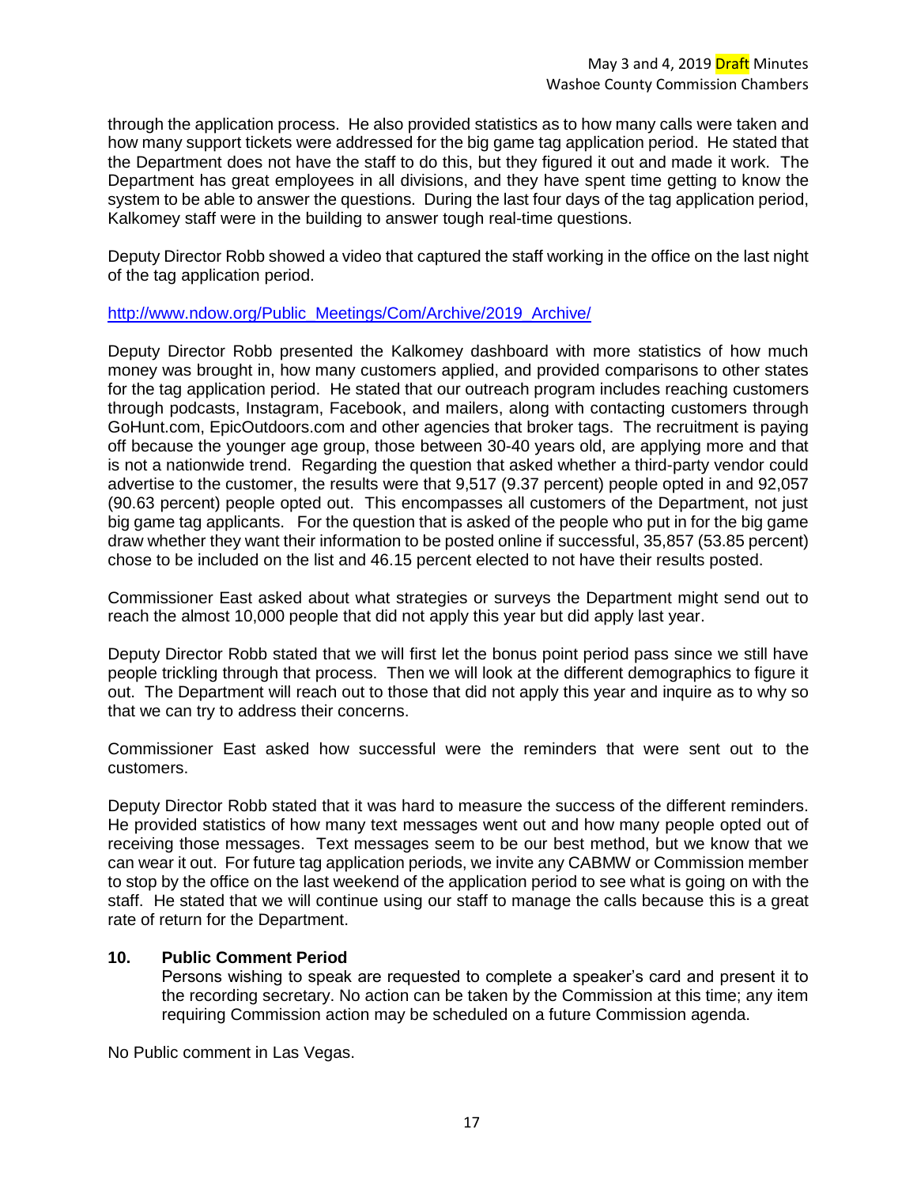through the application process. He also provided statistics as to how many calls were taken and how many support tickets were addressed for the big game tag application period. He stated that the Department does not have the staff to do this, but they figured it out and made it work. The Department has great employees in all divisions, and they have spent time getting to know the system to be able to answer the questions. During the last four days of the tag application period, Kalkomey staff were in the building to answer tough real-time questions.

Deputy Director Robb showed a video that captured the staff working in the office on the last night of the tag application period.

http://www.ndow.org/Public_Meetings/Com/Archive/2019_Archive/

Deputy Director Robb presented the Kalkomey dashboard with more statistics of how much money was brought in, how many customers applied, and provided comparisons to other states for the tag application period. He stated that our outreach program includes reaching customers through podcasts, Instagram, Facebook, and mailers, along with contacting customers through GoHunt.com, EpicOutdoors.com and other agencies that broker tags. The recruitment is paying off because the younger age group, those between 30-40 years old, are applying more and that is not a nationwide trend. Regarding the question that asked whether a third-party vendor could advertise to the customer, the results were that 9,517 (9.37 percent) people opted in and 92,057 (90.63 percent) people opted out. This encompasses all customers of the Department, not just big game tag applicants. For the question that is asked of the people who put in for the big game draw whether they want their information to be posted online if successful, 35,857 (53.85 percent) chose to be included on the list and 46.15 percent elected to not have their results posted.

Commissioner East asked about what strategies or surveys the Department might send out to reach the almost 10,000 people that did not apply this year but did apply last year.

Deputy Director Robb stated that we will first let the bonus point period pass since we still have people trickling through that process. Then we will look at the different demographics to figure it out. The Department will reach out to those that did not apply this year and inquire as to why so that we can try to address their concerns.

Commissioner East asked how successful were the reminders that were sent out to the customers.

Deputy Director Robb stated that it was hard to measure the success of the different reminders. He provided statistics of how many text messages went out and how many people opted out of receiving those messages. Text messages seem to be our best method, but we know that we can wear it out. For future tag application periods, we invite any CABMW or Commission member to stop by the office on the last weekend of the application period to see what is going on with the staff. He stated that we will continue using our staff to manage the calls because this is a great rate of return for the Department.

## 10. Public Comment Period

Persons wishing to speak are requested to complete a speaker's card and present it to the recording secretary. No action can be taken by the Commission at this time; any item requiring Commission action may be scheduled on a future Commission agenda.

No Public comment in Las Vegas.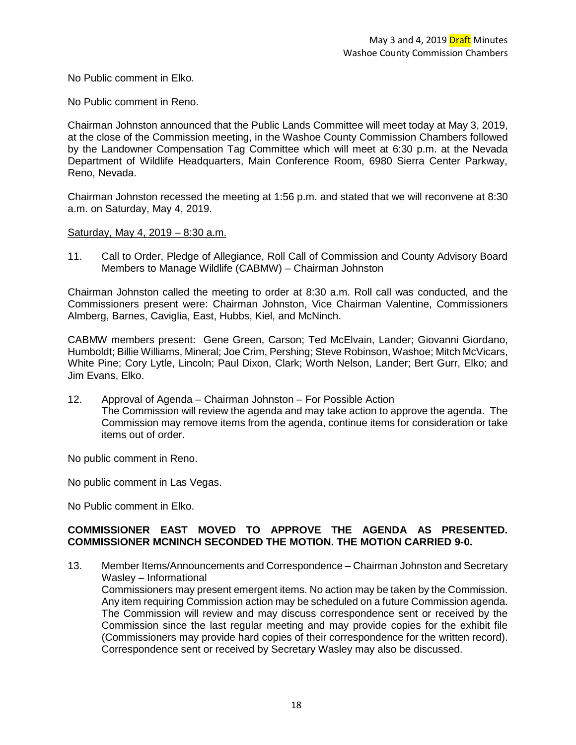No Public comment in Elko.

No Public comment in Reno.

Chairman Johnston announced that the Public Lands Committee will meet today at May 3, 2019, at the close of the Commission meeting, in the Washoe County Commission Chambers followed by the Landowner Compensation Tag Committee which will meet at 6:30 p.m. at the Nevada Department of Wildlife Headquarters, Main Conference Room, 6980 Sierra Center Parkway, Reno, Nevada.

Chairman Johnston recessed the meeting at 1:56 p.m. and stated that we will reconvene at 8:30 a.m. on Saturday, May 4, 2019.

Saturday, May 4, 2019 – 8:30 a.m.

11. Call to Order, Pledge of Allegiance, Roll Call of Commission and County Advisory Board Members to Manage Wildlife (CABMW) – Chairman Johnston

Chairman Johnston called the meeting to order at 8:30 a.m. Roll call was conducted, and the Commissioners present were: Chairman Johnston, Vice Chairman Valentine, Commissioners Almberg, Barnes, Caviglia, East, Hubbs, Kiel, and McNinch.

CABMW members present: Gene Green, Carson; Ted McElvain, Lander; Giovanni Giordano, Humboldt; Billie Williams, Mineral; Joe Crim, Pershing; Steve Robinson, Washoe; Mitch McVicars, White Pine; Cory Lytle, Lincoln; Paul Dixon, Clark; Worth Nelson, Lander; Bert Gurr, Elko; and Jim Evans, Elko.

12. Approval of Agenda – Chairman Johnston – For Possible Action
    The Commission will review the agenda and may take action to approve the agenda. The Commission may remove items from the agenda, continue items for consideration or take items out of order.

No public comment in Reno.

No public comment in Las Vegas.

No Public comment in Elko.

**COMMISSIONER EAST MOVED TO APPROVE THE AGENDA AS PRESENTED. COMMISSIONER MCNINCH SECONDED THE MOTION. THE MOTION CARRIED 9-0.**

13. Member Items/Announcements and Correspondence – Chairman Johnston and Secretary Wasley – Informational
    Commissioners may present emergent items. No action may be taken by the Commission. Any item requiring Commission action may be scheduled on a future Commission agenda. The Commission will review and may discuss correspondence sent or received by the Commission since the last regular meeting and may provide copies for the exhibit file (Commissioners may provide hard copies of their correspondence for the written record). Correspondence sent or received by Secretary Wasley may also be discussed.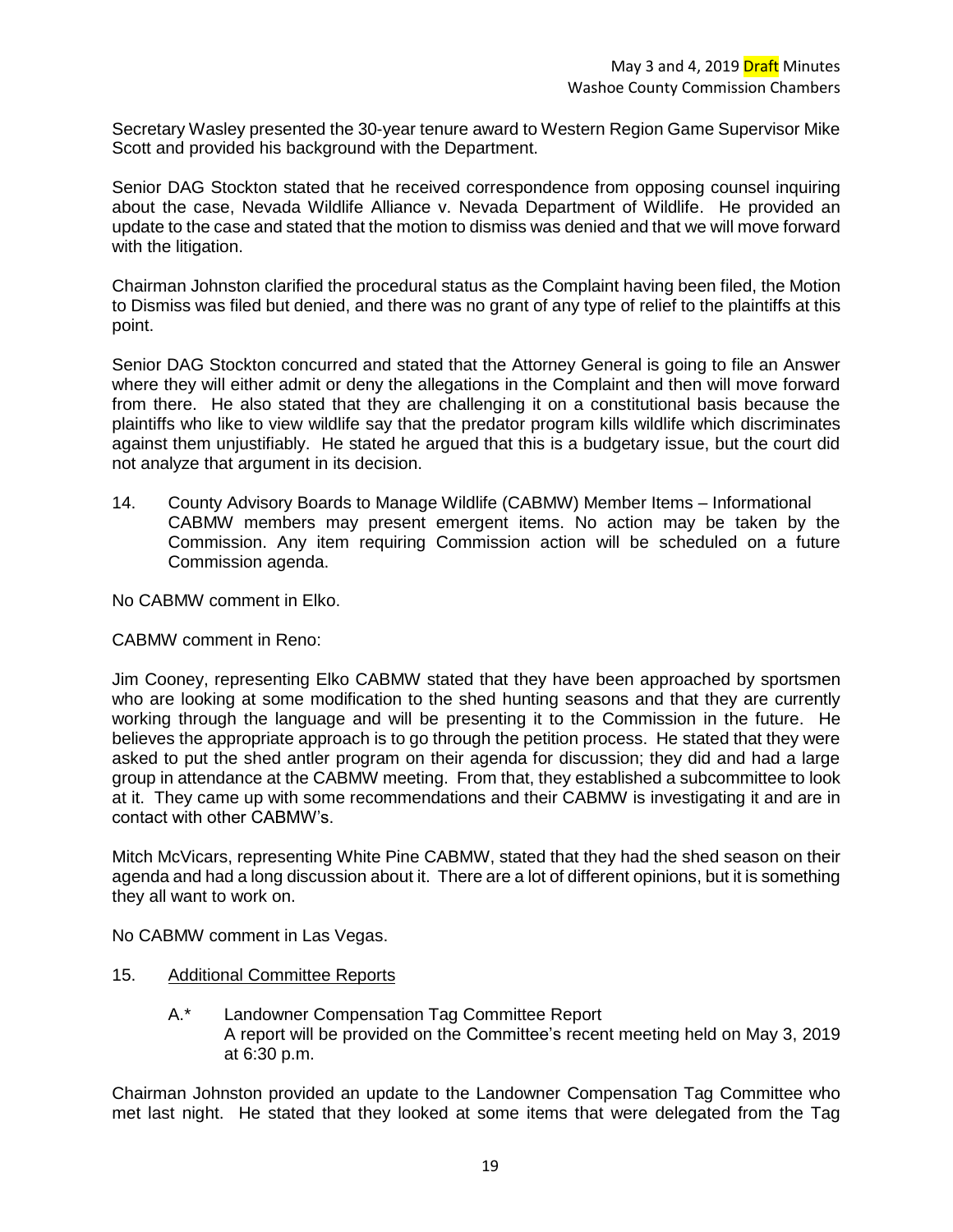Secretary Wasley presented the 30-year tenure award to Western Region Game Supervisor Mike Scott and provided his background with the Department.

Senior DAG Stockton stated that he received correspondence from opposing counsel inquiring about the case, Nevada Wildlife Alliance v. Nevada Department of Wildlife. He provided an update to the case and stated that the motion to dismiss was denied and that we will move forward with the litigation.

Chairman Johnston clarified the procedural status as the Complaint having been filed, the Motion to Dismiss was filed but denied, and there was no grant of any type of relief to the plaintiffs at this point.

Senior DAG Stockton concurred and stated that the Attorney General is going to file an Answer where they will either admit or deny the allegations in the Complaint and then will move forward from there. He also stated that they are challenging it on a constitutional basis because the plaintiffs who like to view wildlife say that the predator program kills wildlife which discriminates against them unjustifiably. He stated he argued that this is a budgetary issue, but the court did not analyze that argument in its decision.

14. County Advisory Boards to Manage Wildlife (CABMW) Member Items – Informational
    CABMW members may present emergent items. No action may be taken by the Commission. Any item requiring Commission action will be scheduled on a future Commission agenda.

No CABMW comment in Elko.

CABMW comment in Reno:

Jim Cooney, representing Elko CABMW stated that they have been approached by sportsmen who are looking at some modification to the shed hunting seasons and that they are currently working through the language and will be presenting it to the Commission in the future. He believes the appropriate approach is to go through the petition process. He stated that they were asked to put the shed antler program on their agenda for discussion; they did and had a large group in attendance at the CABMW meeting. From that, they established a subcommittee to look at it. They came up with some recommendations and their CABMW is investigating it and are in contact with other CABMW's.

Mitch McVicars, representing White Pine CABMW, stated that they had the shed season on their agenda and had a long discussion about it. There are a lot of different opinions, but it is something they all want to work on.

No CABMW comment in Las Vegas.

15. Additional Committee Reports

    A.* Landowner Compensation Tag Committee Report
    A report will be provided on the Committee's recent meeting held on May 3, 2019 at 6:30 p.m.

Chairman Johnston provided an update to the Landowner Compensation Tag Committee who met last night. He stated that they looked at some items that were delegated from the Tag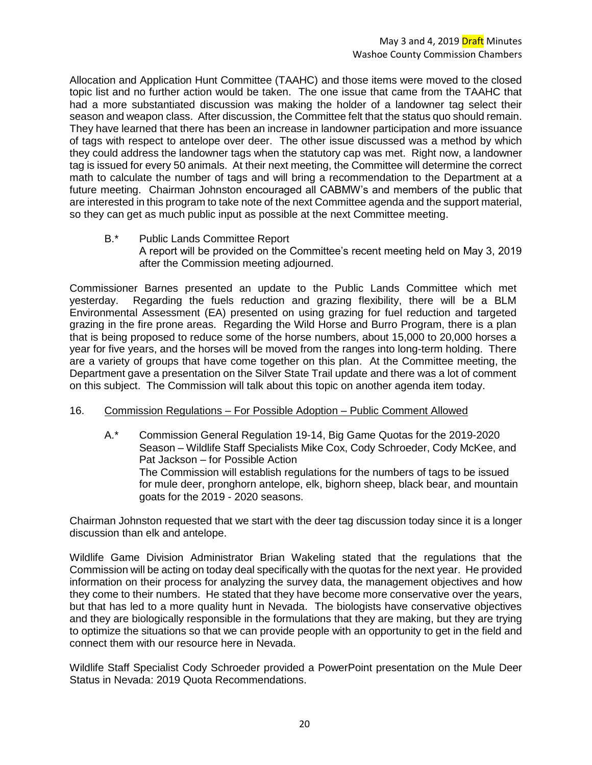Allocation and Application Hunt Committee (TAAHC) and those items were moved to the closed topic list and no further action would be taken. The one issue that came from the TAAHC that had a more substantiated discussion was making the holder of a landowner tag select their season and weapon class. After discussion, the Committee felt that the status quo should remain. They have learned that there has been an increase in landowner participation and more issuance of tags with respect to antelope over deer. The other issue discussed was a method by which they could address the landowner tags when the statutory cap was met. Right now, a landowner tag is issued for every 50 animals. At their next meeting, the Committee will determine the correct math to calculate the number of tags and will bring a recommendation to the Department at a future meeting. Chairman Johnston encouraged all CABMW's and members of the public that are interested in this program to take note of the next Committee agenda and the support material, so they can get as much public input as possible at the next Committee meeting.

B.* Public Lands Committee Report
A report will be provided on the Committee's recent meeting held on May 3, 2019 after the Commission meeting adjourned.

Commissioner Barnes presented an update to the Public Lands Committee which met yesterday. Regarding the fuels reduction and grazing flexibility, there will be a BLM Environmental Assessment (EA) presented on using grazing for fuel reduction and targeted grazing in the fire prone areas. Regarding the Wild Horse and Burro Program, there is a plan that is being proposed to reduce some of the horse numbers, about 15,000 to 20,000 horses a year for five years, and the horses will be moved from the ranges into long-term holding. There are a variety of groups that have come together on this plan. At the Committee meeting, the Department gave a presentation on the Silver State Trail update and there was a lot of comment on this subject. The Commission will talk about this topic on another agenda item today.

16. Commission Regulations – For Possible Adoption – Public Comment Allowed

A.* Commission General Regulation 19-14, Big Game Quotas for the 2019-2020 Season – Wildlife Staff Specialists Mike Cox, Cody Schroeder, Cody McKee, and Pat Jackson – for Possible Action
The Commission will establish regulations for the numbers of tags to be issued for mule deer, pronghorn antelope, elk, bighorn sheep, black bear, and mountain goats for the 2019 - 2020 seasons.

Chairman Johnston requested that we start with the deer tag discussion today since it is a longer discussion than elk and antelope.

Wildlife Game Division Administrator Brian Wakeling stated that the regulations that the Commission will be acting on today deal specifically with the quotas for the next year. He provided information on their process for analyzing the survey data, the management objectives and how they come to their numbers. He stated that they have become more conservative over the years, but that has led to a more quality hunt in Nevada. The biologists have conservative objectives and they are biologically responsible in the formulations that they are making, but they are trying to optimize the situations so that we can provide people with an opportunity to get in the field and connect them with our resource here in Nevada.

Wildlife Staff Specialist Cody Schroeder provided a PowerPoint presentation on the Mule Deer Status in Nevada: 2019 Quota Recommendations.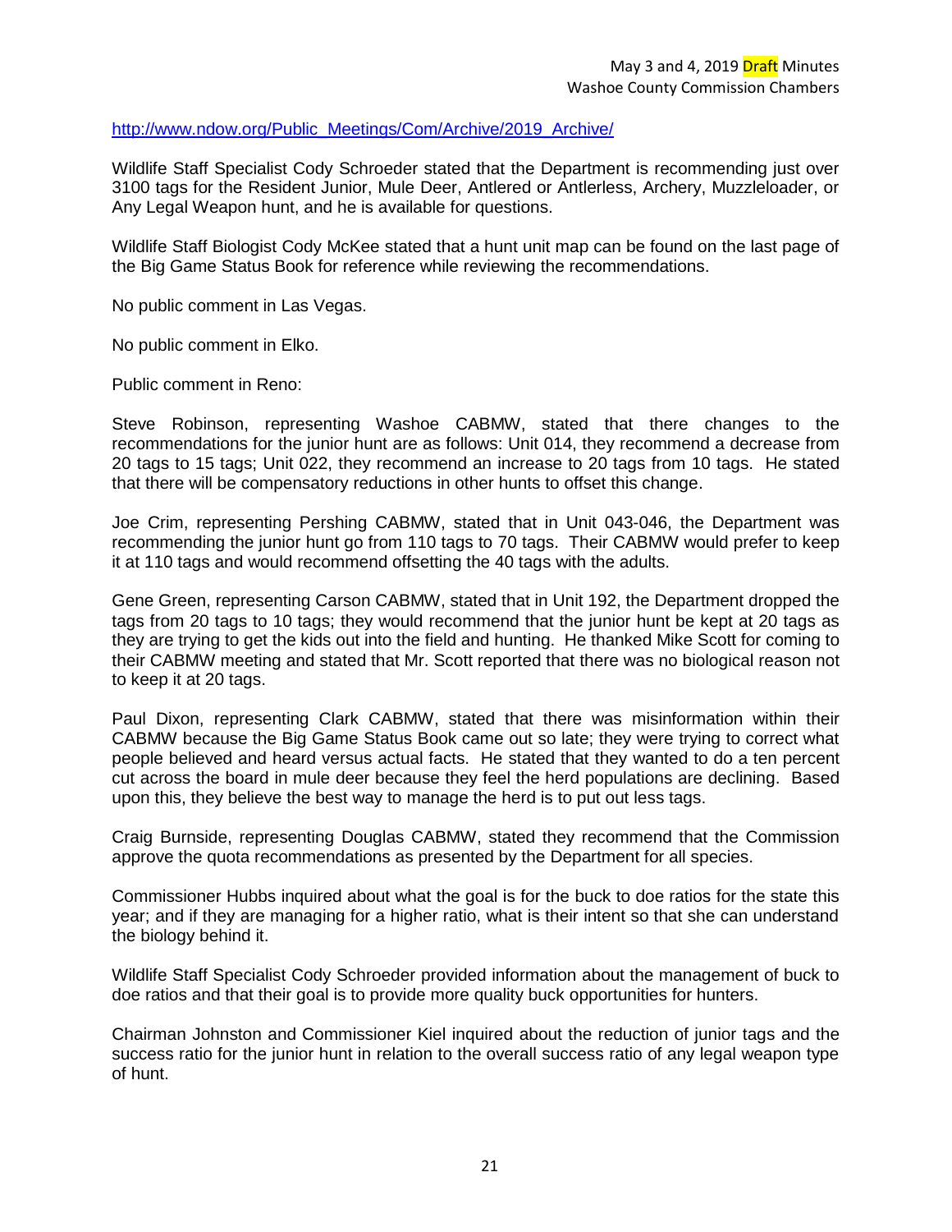http://www.ndow.org/Public_Meetings/Com/Archive/2019_Archive/

Wildlife Staff Specialist Cody Schroeder stated that the Department is recommending just over 3100 tags for the Resident Junior, Mule Deer, Antlered or Antlerless, Archery, Muzzleloader, or Any Legal Weapon hunt, and he is available for questions.

Wildlife Staff Biologist Cody McKee stated that a hunt unit map can be found on the last page of the Big Game Status Book for reference while reviewing the recommendations.

No public comment in Las Vegas.

No public comment in Elko.

Public comment in Reno:

Steve Robinson, representing Washoe CABMW, stated that there changes to the recommendations for the junior hunt are as follows: Unit 014, they recommend a decrease from 20 tags to 15 tags; Unit 022, they recommend an increase to 20 tags from 10 tags. He stated that there will be compensatory reductions in other hunts to offset this change.

Joe Crim, representing Pershing CABMW, stated that in Unit 043-046, the Department was recommending the junior hunt go from 110 tags to 70 tags. Their CABMW would prefer to keep it at 110 tags and would recommend offsetting the 40 tags with the adults.

Gene Green, representing Carson CABMW, stated that in Unit 192, the Department dropped the tags from 20 tags to 10 tags; they would recommend that the junior hunt be kept at 20 tags as they are trying to get the kids out into the field and hunting. He thanked Mike Scott for coming to their CABMW meeting and stated that Mr. Scott reported that there was no biological reason not to keep it at 20 tags.

Paul Dixon, representing Clark CABMW, stated that there was misinformation within their CABMW because the Big Game Status Book came out so late; they were trying to correct what people believed and heard versus actual facts. He stated that they wanted to do a ten percent cut across the board in mule deer because they feel the herd populations are declining. Based upon this, they believe the best way to manage the herd is to put out less tags.

Craig Burnside, representing Douglas CABMW, stated they recommend that the Commission approve the quota recommendations as presented by the Department for all species.

Commissioner Hubbs inquired about what the goal is for the buck to doe ratios for the state this year; and if they are managing for a higher ratio, what is their intent so that she can understand the biology behind it.

Wildlife Staff Specialist Cody Schroeder provided information about the management of buck to doe ratios and that their goal is to provide more quality buck opportunities for hunters.

Chairman Johnston and Commissioner Kiel inquired about the reduction of junior tags and the success ratio for the junior hunt in relation to the overall success ratio of any legal weapon type of hunt.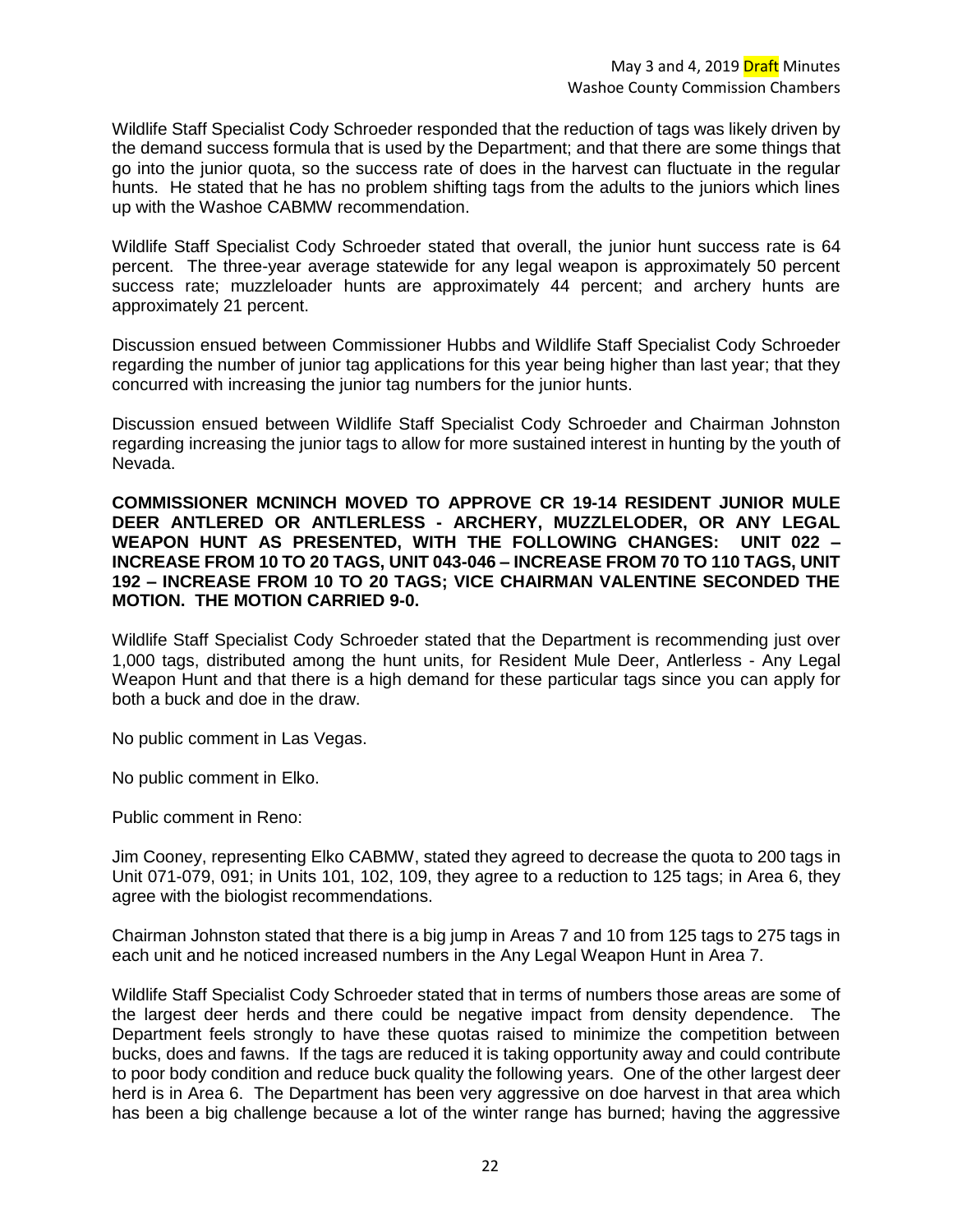Wildlife Staff Specialist Cody Schroeder responded that the reduction of tags was likely driven by the demand success formula that is used by the Department; and that there are some things that go into the junior quota, so the success rate of does in the harvest can fluctuate in the regular hunts. He stated that he has no problem shifting tags from the adults to the juniors which lines up with the Washoe CABMW recommendation.

Wildlife Staff Specialist Cody Schroeder stated that overall, the junior hunt success rate is 64 percent. The three-year average statewide for any legal weapon is approximately 50 percent success rate; muzzleloader hunts are approximately 44 percent; and archery hunts are approximately 21 percent.

Discussion ensued between Commissioner Hubbs and Wildlife Staff Specialist Cody Schroeder regarding the number of junior tag applications for this year being higher than last year; that they concurred with increasing the junior tag numbers for the junior hunts.

Discussion ensued between Wildlife Staff Specialist Cody Schroeder and Chairman Johnston regarding increasing the junior tags to allow for more sustained interest in hunting by the youth of Nevada.

**COMMISSIONER MCNINCH MOVED TO APPROVE CR 19-14 RESIDENT JUNIOR MULE DEER ANTLERED OR ANTLERLESS - ARCHERY, MUZZLELODER, OR ANY LEGAL WEAPON HUNT AS PRESENTED, WITH THE FOLLOWING CHANGES: UNIT 022 – INCREASE FROM 10 TO 20 TAGS, UNIT 043-046 – INCREASE FROM 70 TO 110 TAGS, UNIT 192 – INCREASE FROM 10 TO 20 TAGS; VICE CHAIRMAN VALENTINE SECONDED THE MOTION. THE MOTION CARRIED 9-0.**

Wildlife Staff Specialist Cody Schroeder stated that the Department is recommending just over 1,000 tags, distributed among the hunt units, for Resident Mule Deer, Antlerless - Any Legal Weapon Hunt and that there is a high demand for these particular tags since you can apply for both a buck and doe in the draw.

No public comment in Las Vegas.

No public comment in Elko.

Public comment in Reno:

Jim Cooney, representing Elko CABMW, stated they agreed to decrease the quota to 200 tags in Unit 071-079, 091; in Units 101, 102, 109, they agree to a reduction to 125 tags; in Area 6, they agree with the biologist recommendations.

Chairman Johnston stated that there is a big jump in Areas 7 and 10 from 125 tags to 275 tags in each unit and he noticed increased numbers in the Any Legal Weapon Hunt in Area 7.

Wildlife Staff Specialist Cody Schroeder stated that in terms of numbers those areas are some of the largest deer herds and there could be negative impact from density dependence. The Department feels strongly to have these quotas raised to minimize the competition between bucks, does and fawns. If the tags are reduced it is taking opportunity away and could contribute to poor body condition and reduce buck quality the following years. One of the other largest deer herd is in Area 6. The Department has been very aggressive on doe harvest in that area which has been a big challenge because a lot of the winter range has burned; having the aggressive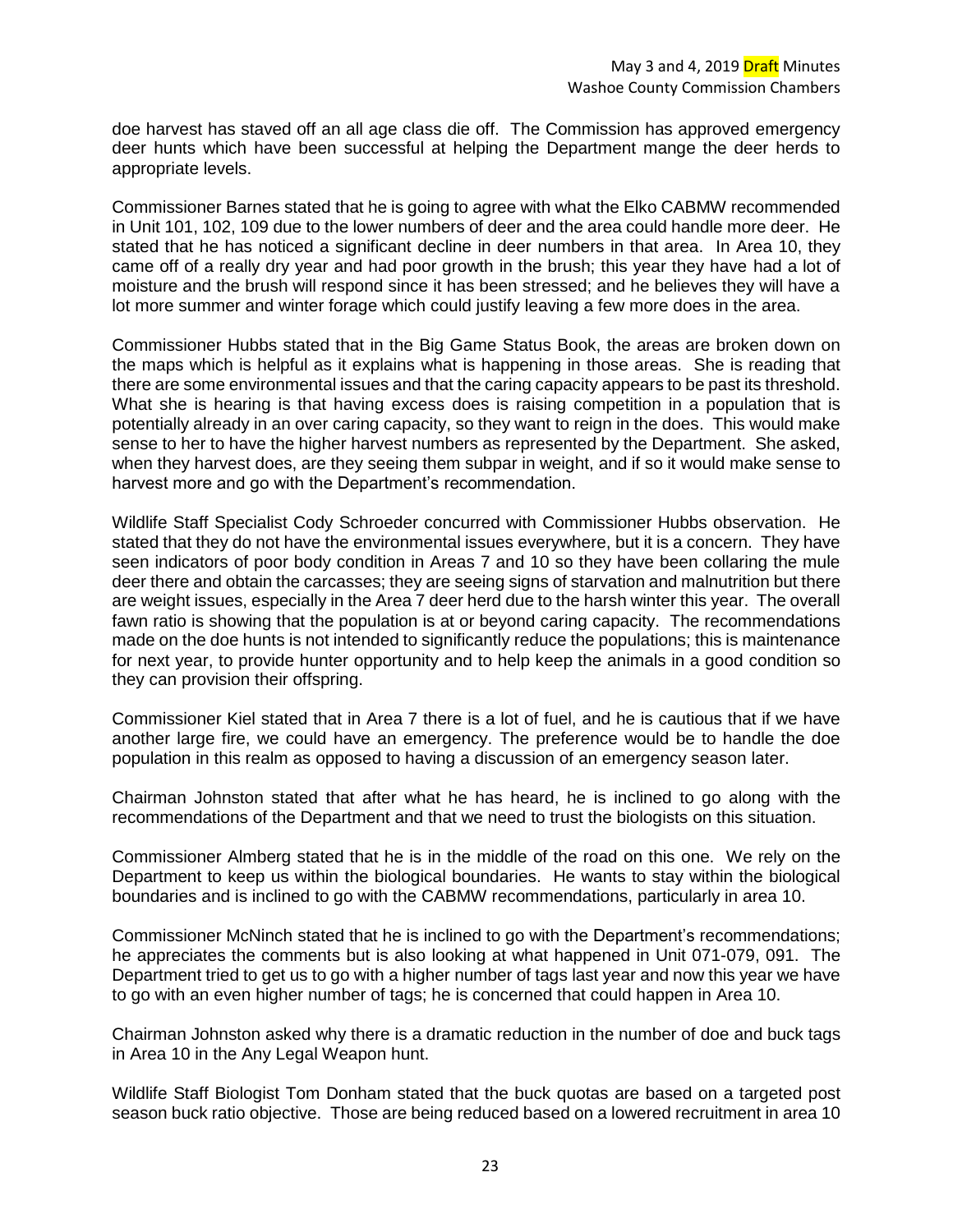doe harvest has staved off an all age class die off. The Commission has approved emergency deer hunts which have been successful at helping the Department mange the deer herds to appropriate levels.

Commissioner Barnes stated that he is going to agree with what the Elko CABMW recommended in Unit 101, 102, 109 due to the lower numbers of deer and the area could handle more deer. He stated that he has noticed a significant decline in deer numbers in that area. In Area 10, they came off of a really dry year and had poor growth in the brush; this year they have had a lot of moisture and the brush will respond since it has been stressed; and he believes they will have a lot more summer and winter forage which could justify leaving a few more does in the area.

Commissioner Hubbs stated that in the Big Game Status Book, the areas are broken down on the maps which is helpful as it explains what is happening in those areas. She is reading that there are some environmental issues and that the caring capacity appears to be past its threshold. What she is hearing is that having excess does is raising competition in a population that is potentially already in an over caring capacity, so they want to reign in the does. This would make sense to her to have the higher harvest numbers as represented by the Department. She asked, when they harvest does, are they seeing them subpar in weight, and if so it would make sense to harvest more and go with the Department's recommendation.

Wildlife Staff Specialist Cody Schroeder concurred with Commissioner Hubbs observation. He stated that they do not have the environmental issues everywhere, but it is a concern. They have seen indicators of poor body condition in Areas 7 and 10 so they have been collaring the mule deer there and obtain the carcasses; they are seeing signs of starvation and malnutrition but there are weight issues, especially in the Area 7 deer herd due to the harsh winter this year. The overall fawn ratio is showing that the population is at or beyond caring capacity. The recommendations made on the doe hunts is not intended to significantly reduce the populations; this is maintenance for next year, to provide hunter opportunity and to help keep the animals in a good condition so they can provision their offspring.

Commissioner Kiel stated that in Area 7 there is a lot of fuel, and he is cautious that if we have another large fire, we could have an emergency. The preference would be to handle the doe population in this realm as opposed to having a discussion of an emergency season later.

Chairman Johnston stated that after what he has heard, he is inclined to go along with the recommendations of the Department and that we need to trust the biologists on this situation.

Commissioner Almberg stated that he is in the middle of the road on this one. We rely on the Department to keep us within the biological boundaries. He wants to stay within the biological boundaries and is inclined to go with the CABMW recommendations, particularly in area 10.

Commissioner McNinch stated that he is inclined to go with the Department's recommendations; he appreciates the comments but is also looking at what happened in Unit 071-079, 091. The Department tried to get us to go with a higher number of tags last year and now this year we have to go with an even higher number of tags; he is concerned that could happen in Area 10.

Chairman Johnston asked why there is a dramatic reduction in the number of doe and buck tags in Area 10 in the Any Legal Weapon hunt.

Wildlife Staff Biologist Tom Donham stated that the buck quotas are based on a targeted post season buck ratio objective. Those are being reduced based on a lowered recruitment in area 10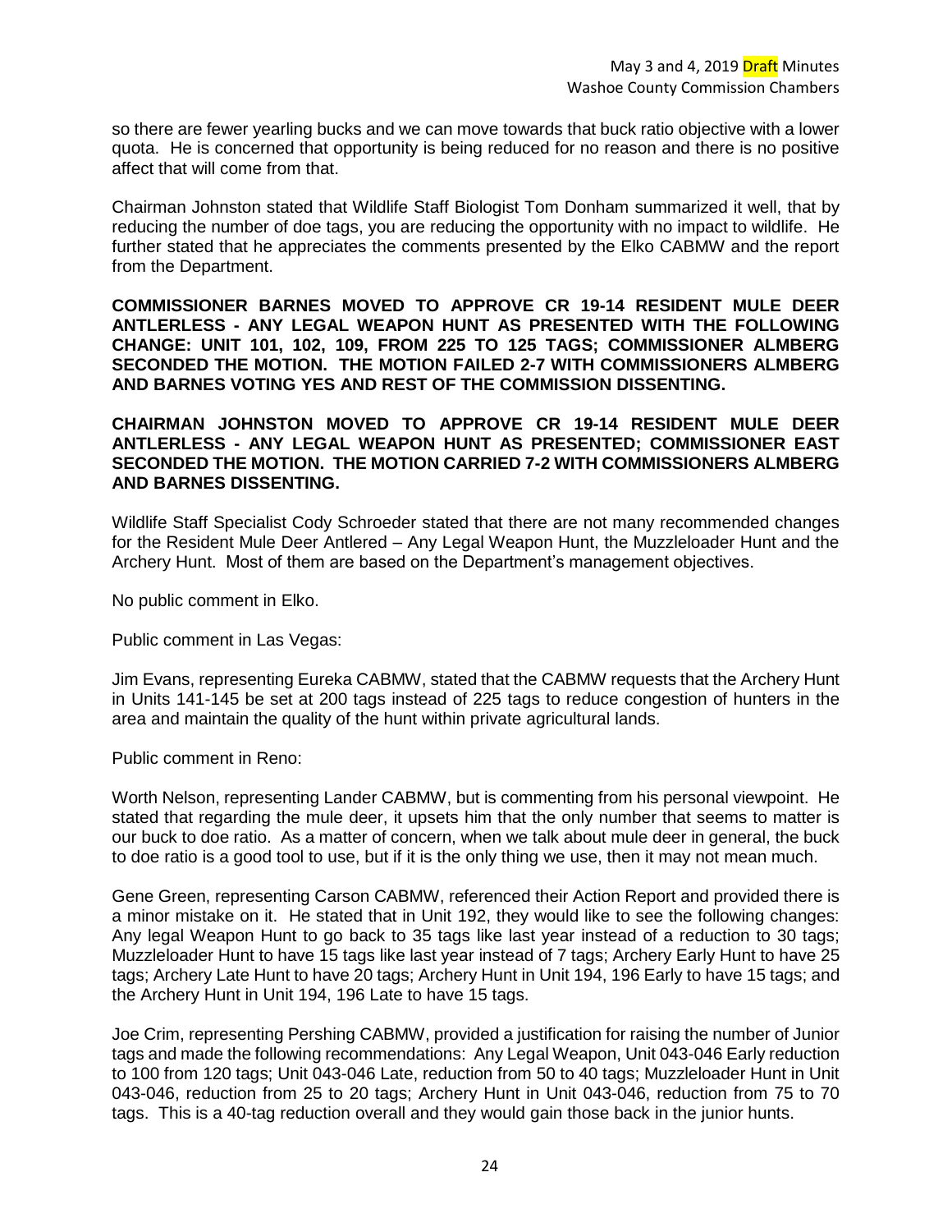so there are fewer yearling bucks and we can move towards that buck ratio objective with a lower quota. He is concerned that opportunity is being reduced for no reason and there is no positive affect that will come from that.

Chairman Johnston stated that Wildlife Staff Biologist Tom Donham summarized it well, that by reducing the number of doe tags, you are reducing the opportunity with no impact to wildlife. He further stated that he appreciates the comments presented by the Elko CABMW and the report from the Department.

**COMMISSIONER BARNES MOVED TO APPROVE CR 19-14 RESIDENT MULE DEER ANTLERLESS - ANY LEGAL WEAPON HUNT AS PRESENTED WITH THE FOLLOWING CHANGE: UNIT 101, 102, 109, FROM 225 TO 125 TAGS; COMMISSIONER ALMBERG SECONDED THE MOTION. THE MOTION FAILED 2-7 WITH COMMISSIONERS ALMBERG AND BARNES VOTING YES AND REST OF THE COMMISSION DISSENTING.**

**CHAIRMAN JOHNSTON MOVED TO APPROVE CR 19-14 RESIDENT MULE DEER ANTLERLESS - ANY LEGAL WEAPON HUNT AS PRESENTED; COMMISSIONER EAST SECONDED THE MOTION. THE MOTION CARRIED 7-2 WITH COMMISSIONERS ALMBERG AND BARNES DISSENTING.**

Wildlife Staff Specialist Cody Schroeder stated that there are not many recommended changes for the Resident Mule Deer Antlered – Any Legal Weapon Hunt, the Muzzleloader Hunt and the Archery Hunt. Most of them are based on the Department's management objectives.

No public comment in Elko.

Public comment in Las Vegas:

Jim Evans, representing Eureka CABMW, stated that the CABMW requests that the Archery Hunt in Units 141-145 be set at 200 tags instead of 225 tags to reduce congestion of hunters in the area and maintain the quality of the hunt within private agricultural lands.

Public comment in Reno:

Worth Nelson, representing Lander CABMW, but is commenting from his personal viewpoint. He stated that regarding the mule deer, it upsets him that the only number that seems to matter is our buck to doe ratio. As a matter of concern, when we talk about mule deer in general, the buck to doe ratio is a good tool to use, but if it is the only thing we use, then it may not mean much.

Gene Green, representing Carson CABMW, referenced their Action Report and provided there is a minor mistake on it. He stated that in Unit 192, they would like to see the following changes: Any legal Weapon Hunt to go back to 35 tags like last year instead of a reduction to 30 tags; Muzzleloader Hunt to have 15 tags like last year instead of 7 tags; Archery Early Hunt to have 25 tags; Archery Late Hunt to have 20 tags; Archery Hunt in Unit 194, 196 Early to have 15 tags; and the Archery Hunt in Unit 194, 196 Late to have 15 tags.

Joe Crim, representing Pershing CABMW, provided a justification for raising the number of Junior tags and made the following recommendations: Any Legal Weapon, Unit 043-046 Early reduction to 100 from 120 tags; Unit 043-046 Late, reduction from 50 to 40 tags; Muzzleloader Hunt in Unit 043-046, reduction from 25 to 20 tags; Archery Hunt in Unit 043-046, reduction from 75 to 70 tags. This is a 40-tag reduction overall and they would gain those back in the junior hunts.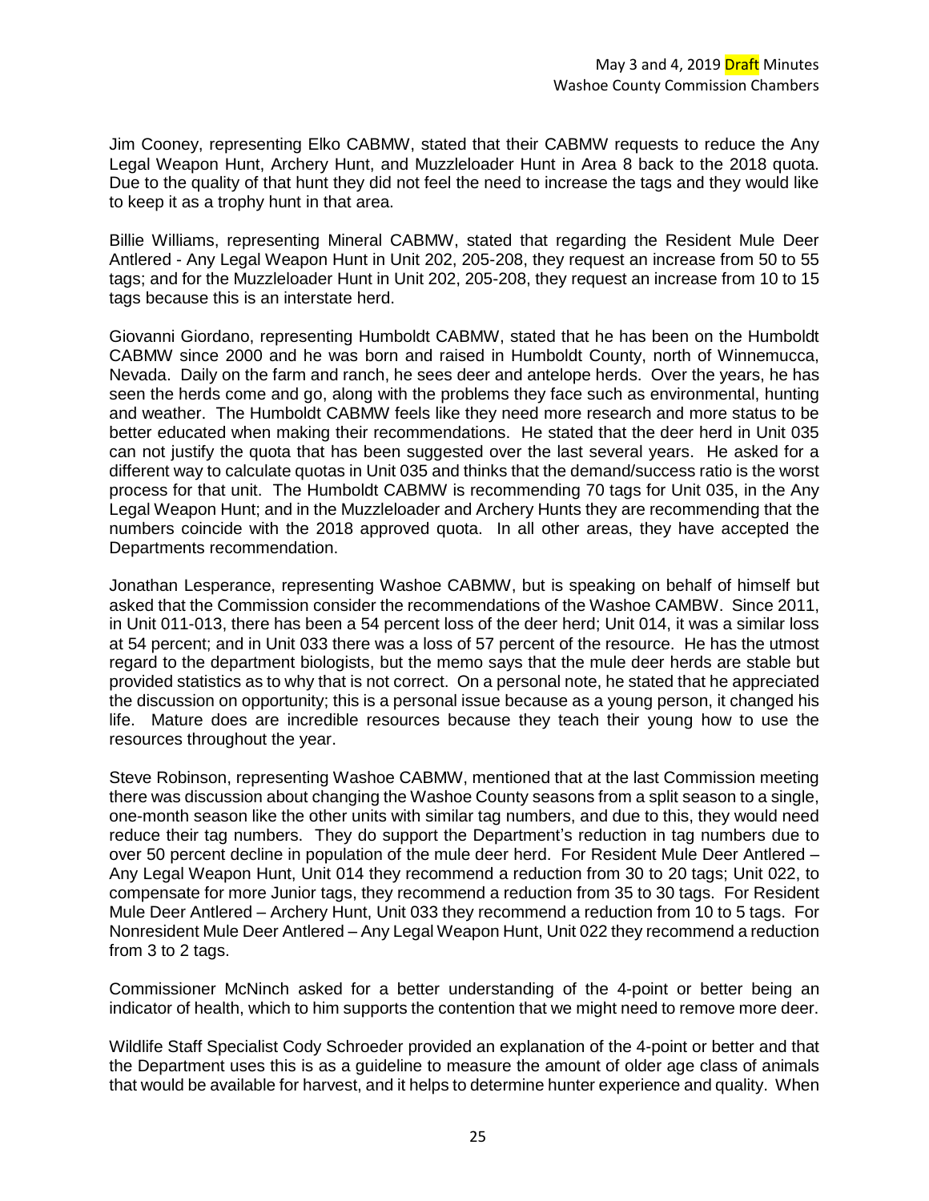Jim Cooney, representing Elko CABMW, stated that their CABMW requests to reduce the Any Legal Weapon Hunt, Archery Hunt, and Muzzleloader Hunt in Area 8 back to the 2018 quota. Due to the quality of that hunt they did not feel the need to increase the tags and they would like to keep it as a trophy hunt in that area.

Billie Williams, representing Mineral CABMW, stated that regarding the Resident Mule Deer Antlered - Any Legal Weapon Hunt in Unit 202, 205-208, they request an increase from 50 to 55 tags; and for the Muzzleloader Hunt in Unit 202, 205-208, they request an increase from 10 to 15 tags because this is an interstate herd.

Giovanni Giordano, representing Humboldt CABMW, stated that he has been on the Humboldt CABMW since 2000 and he was born and raised in Humboldt County, north of Winnemucca, Nevada. Daily on the farm and ranch, he sees deer and antelope herds. Over the years, he has seen the herds come and go, along with the problems they face such as environmental, hunting and weather. The Humboldt CABMW feels like they need more research and more status to be better educated when making their recommendations. He stated that the deer herd in Unit 035 can not justify the quota that has been suggested over the last several years. He asked for a different way to calculate quotas in Unit 035 and thinks that the demand/success ratio is the worst process for that unit. The Humboldt CABMW is recommending 70 tags for Unit 035, in the Any Legal Weapon Hunt; and in the Muzzleloader and Archery Hunts they are recommending that the numbers coincide with the 2018 approved quota. In all other areas, they have accepted the Departments recommendation.

Jonathan Lesperance, representing Washoe CABMW, but is speaking on behalf of himself but asked that the Commission consider the recommendations of the Washoe CAMBW. Since 2011, in Unit 011-013, there has been a 54 percent loss of the deer herd; Unit 014, it was a similar loss at 54 percent; and in Unit 033 there was a loss of 57 percent of the resource. He has the utmost regard to the department biologists, but the memo says that the mule deer herds are stable but provided statistics as to why that is not correct. On a personal note, he stated that he appreciated the discussion on opportunity; this is a personal issue because as a young person, it changed his life. Mature does are incredible resources because they teach their young how to use the resources throughout the year.

Steve Robinson, representing Washoe CABMW, mentioned that at the last Commission meeting there was discussion about changing the Washoe County seasons from a split season to a single, one-month season like the other units with similar tag numbers, and due to this, they would need reduce their tag numbers. They do support the Department's reduction in tag numbers due to over 50 percent decline in population of the mule deer herd. For Resident Mule Deer Antlered – Any Legal Weapon Hunt, Unit 014 they recommend a reduction from 30 to 20 tags; Unit 022, to compensate for more Junior tags, they recommend a reduction from 35 to 30 tags. For Resident Mule Deer Antlered – Archery Hunt, Unit 033 they recommend a reduction from 10 to 5 tags. For Nonresident Mule Deer Antlered – Any Legal Weapon Hunt, Unit 022 they recommend a reduction from 3 to 2 tags.

Commissioner McNinch asked for a better understanding of the 4-point or better being an indicator of health, which to him supports the contention that we might need to remove more deer.

Wildlife Staff Specialist Cody Schroeder provided an explanation of the 4-point or better and that the Department uses this is as a guideline to measure the amount of older age class of animals that would be available for harvest, and it helps to determine hunter experience and quality. When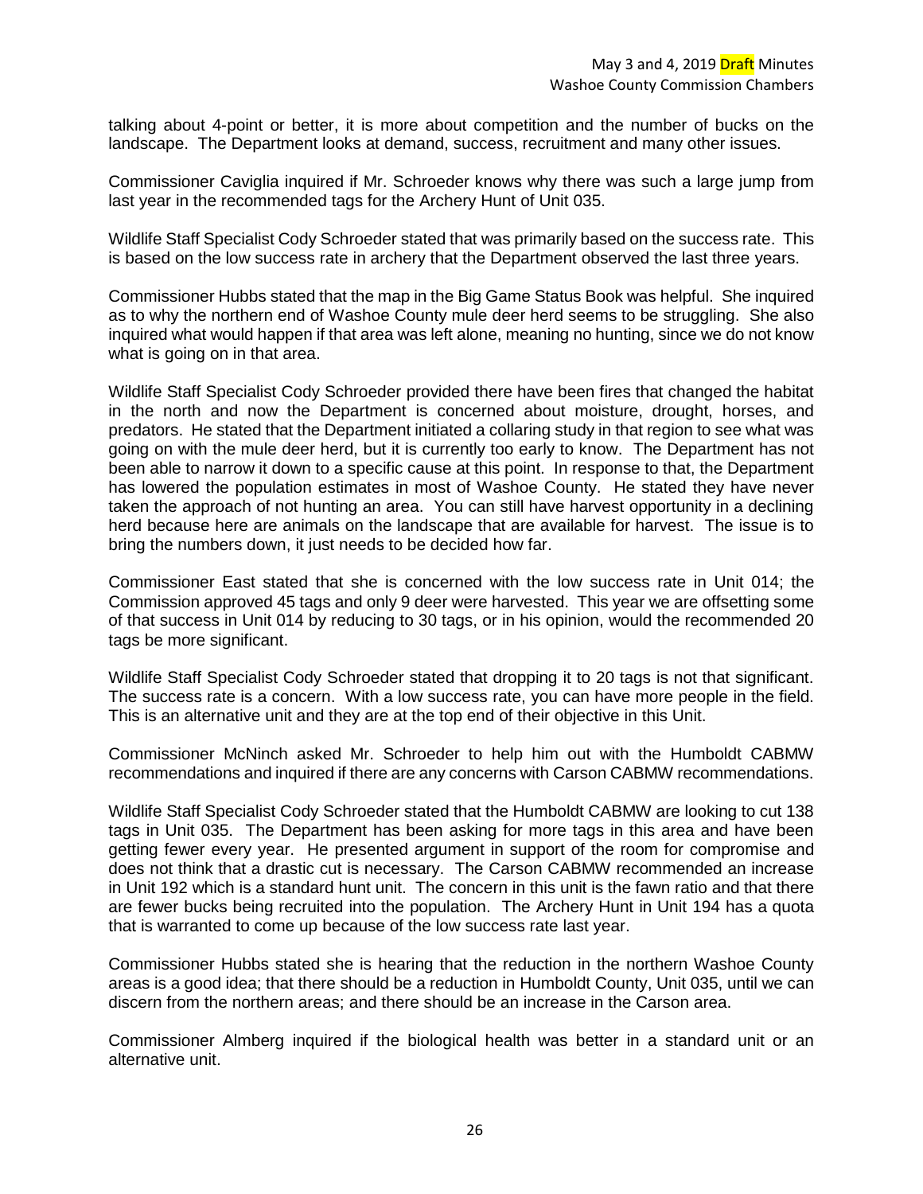talking about 4-point or better, it is more about competition and the number of bucks on the landscape. The Department looks at demand, success, recruitment and many other issues.

Commissioner Caviglia inquired if Mr. Schroeder knows why there was such a large jump from last year in the recommended tags for the Archery Hunt of Unit 035.

Wildlife Staff Specialist Cody Schroeder stated that was primarily based on the success rate. This is based on the low success rate in archery that the Department observed the last three years.

Commissioner Hubbs stated that the map in the Big Game Status Book was helpful. She inquired as to why the northern end of Washoe County mule deer herd seems to be struggling. She also inquired what would happen if that area was left alone, meaning no hunting, since we do not know what is going on in that area.

Wildlife Staff Specialist Cody Schroeder provided there have been fires that changed the habitat in the north and now the Department is concerned about moisture, drought, horses, and predators. He stated that the Department initiated a collaring study in that region to see what was going on with the mule deer herd, but it is currently too early to know. The Department has not been able to narrow it down to a specific cause at this point. In response to that, the Department has lowered the population estimates in most of Washoe County. He stated they have never taken the approach of not hunting an area. You can still have harvest opportunity in a declining herd because here are animals on the landscape that are available for harvest. The issue is to bring the numbers down, it just needs to be decided how far.

Commissioner East stated that she is concerned with the low success rate in Unit 014; the Commission approved 45 tags and only 9 deer were harvested. This year we are offsetting some of that success in Unit 014 by reducing to 30 tags, or in his opinion, would the recommended 20 tags be more significant.

Wildlife Staff Specialist Cody Schroeder stated that dropping it to 20 tags is not that significant. The success rate is a concern. With a low success rate, you can have more people in the field. This is an alternative unit and they are at the top end of their objective in this Unit.

Commissioner McNinch asked Mr. Schroeder to help him out with the Humboldt CABMW recommendations and inquired if there are any concerns with Carson CABMW recommendations.

Wildlife Staff Specialist Cody Schroeder stated that the Humboldt CABMW are looking to cut 138 tags in Unit 035. The Department has been asking for more tags in this area and have been getting fewer every year. He presented argument in support of the room for compromise and does not think that a drastic cut is necessary. The Carson CABMW recommended an increase in Unit 192 which is a standard hunt unit. The concern in this unit is the fawn ratio and that there are fewer bucks being recruited into the population. The Archery Hunt in Unit 194 has a quota that is warranted to come up because of the low success rate last year.

Commissioner Hubbs stated she is hearing that the reduction in the northern Washoe County areas is a good idea; that there should be a reduction in Humboldt County, Unit 035, until we can discern from the northern areas; and there should be an increase in the Carson area.

Commissioner Almberg inquired if the biological health was better in a standard unit or an alternative unit.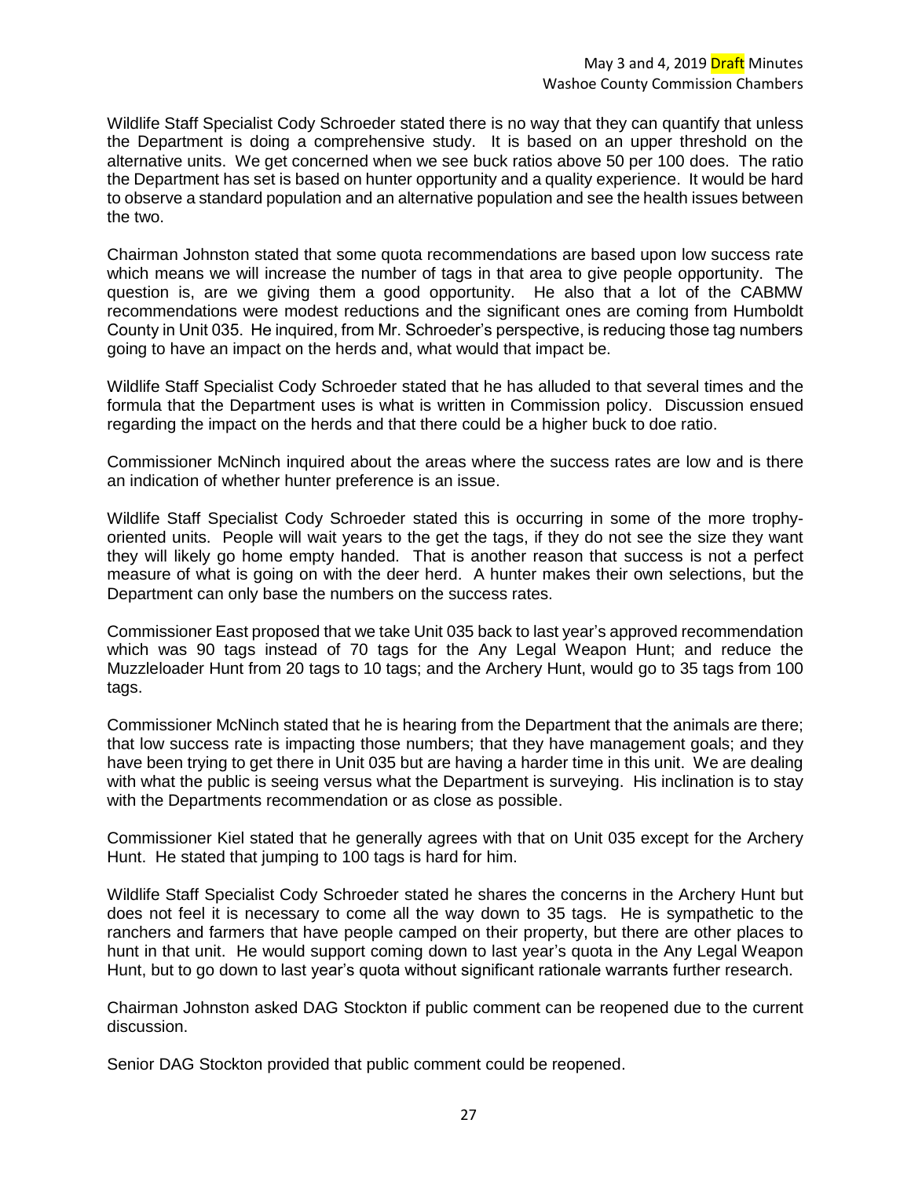Wildlife Staff Specialist Cody Schroeder stated there is no way that they can quantify that unless the Department is doing a comprehensive study. It is based on an upper threshold on the alternative units. We get concerned when we see buck ratios above 50 per 100 does. The ratio the Department has set is based on hunter opportunity and a quality experience. It would be hard to observe a standard population and an alternative population and see the health issues between the two.

Chairman Johnston stated that some quota recommendations are based upon low success rate which means we will increase the number of tags in that area to give people opportunity. The question is, are we giving them a good opportunity. He also that a lot of the CABMW recommendations were modest reductions and the significant ones are coming from Humboldt County in Unit 035. He inquired, from Mr. Schroeder's perspective, is reducing those tag numbers going to have an impact on the herds and, what would that impact be.

Wildlife Staff Specialist Cody Schroeder stated that he has alluded to that several times and the formula that the Department uses is what is written in Commission policy. Discussion ensued regarding the impact on the herds and that there could be a higher buck to doe ratio.

Commissioner McNinch inquired about the areas where the success rates are low and is there an indication of whether hunter preference is an issue.

Wildlife Staff Specialist Cody Schroeder stated this is occurring in some of the more trophy-oriented units. People will wait years to the get the tags, if they do not see the size they want they will likely go home empty handed. That is another reason that success is not a perfect measure of what is going on with the deer herd. A hunter makes their own selections, but the Department can only base the numbers on the success rates.

Commissioner East proposed that we take Unit 035 back to last year's approved recommendation which was 90 tags instead of 70 tags for the Any Legal Weapon Hunt; and reduce the Muzzleloader Hunt from 20 tags to 10 tags; and the Archery Hunt, would go to 35 tags from 100 tags.

Commissioner McNinch stated that he is hearing from the Department that the animals are there; that low success rate is impacting those numbers; that they have management goals; and they have been trying to get there in Unit 035 but are having a harder time in this unit. We are dealing with what the public is seeing versus what the Department is surveying. His inclination is to stay with the Departments recommendation or as close as possible.

Commissioner Kiel stated that he generally agrees with that on Unit 035 except for the Archery Hunt. He stated that jumping to 100 tags is hard for him.

Wildlife Staff Specialist Cody Schroeder stated he shares the concerns in the Archery Hunt but does not feel it is necessary to come all the way down to 35 tags. He is sympathetic to the ranchers and farmers that have people camped on their property, but there are other places to hunt in that unit. He would support coming down to last year's quota in the Any Legal Weapon Hunt, but to go down to last year's quota without significant rationale warrants further research.

Chairman Johnston asked DAG Stockton if public comment can be reopened due to the current discussion.

Senior DAG Stockton provided that public comment could be reopened.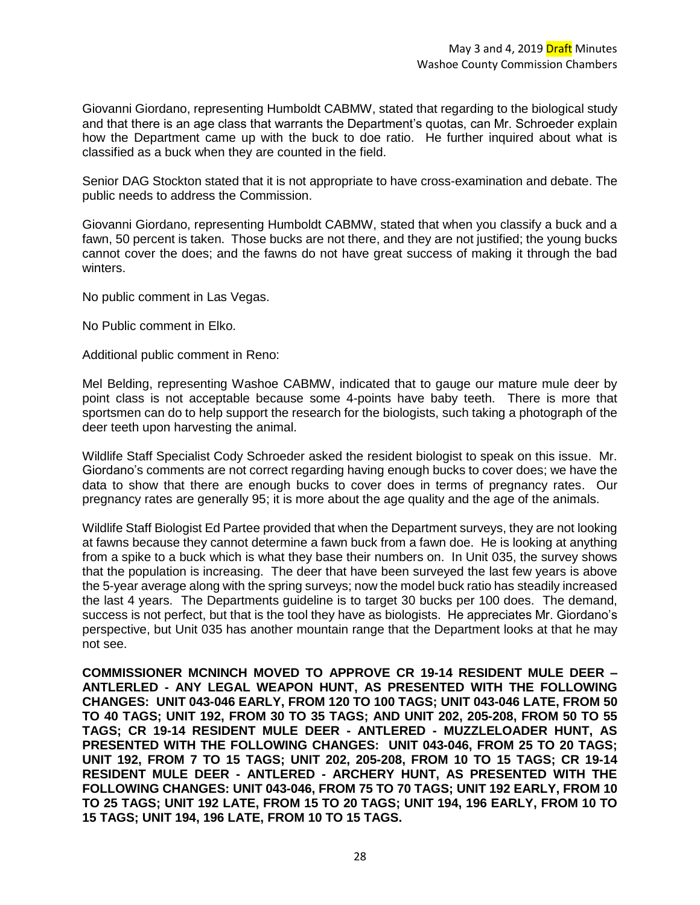Giovanni Giordano, representing Humboldt CABMW, stated that regarding to the biological study and that there is an age class that warrants the Department's quotas, can Mr. Schroeder explain how the Department came up with the buck to doe ratio. He further inquired about what is classified as a buck when they are counted in the field.

Senior DAG Stockton stated that it is not appropriate to have cross-examination and debate. The public needs to address the Commission.

Giovanni Giordano, representing Humboldt CABMW, stated that when you classify a buck and a fawn, 50 percent is taken. Those bucks are not there, and they are not justified; the young bucks cannot cover the does; and the fawns do not have great success of making it through the bad winters.

No public comment in Las Vegas.

No Public comment in Elko.

Additional public comment in Reno:

Mel Belding, representing Washoe CABMW, indicated that to gauge our mature mule deer by point class is not acceptable because some 4-points have baby teeth. There is more that sportsmen can do to help support the research for the biologists, such taking a photograph of the deer teeth upon harvesting the animal.

Wildlife Staff Specialist Cody Schroeder asked the resident biologist to speak on this issue. Mr. Giordano's comments are not correct regarding having enough bucks to cover does; we have the data to show that there are enough bucks to cover does in terms of pregnancy rates. Our pregnancy rates are generally 95; it is more about the age quality and the age of the animals.

Wildlife Staff Biologist Ed Partee provided that when the Department surveys, they are not looking at fawns because they cannot determine a fawn buck from a fawn doe. He is looking at anything from a spike to a buck which is what they base their numbers on. In Unit 035, the survey shows that the population is increasing. The deer that have been surveyed the last few years is above the 5-year average along with the spring surveys; now the model buck ratio has steadily increased the last 4 years. The Departments guideline is to target 30 bucks per 100 does. The demand, success is not perfect, but that is the tool they have as biologists. He appreciates Mr. Giordano's perspective, but Unit 035 has another mountain range that the Department looks at that he may not see.

**COMMISSIONER MCNINCH MOVED TO APPROVE CR 19-14 RESIDENT MULE DEER – ANTLERLED - ANY LEGAL WEAPON HUNT, AS PRESENTED WITH THE FOLLOWING CHANGES: UNIT 043-046 EARLY, FROM 120 TO 100 TAGS; UNIT 043-046 LATE, FROM 50 TO 40 TAGS; UNIT 192, FROM 30 TO 35 TAGS; AND UNIT 202, 205-208, FROM 50 TO 55 TAGS; CR 19-14 RESIDENT MULE DEER - ANTLERED - MUZZLELOADER HUNT, AS PRESENTED WITH THE FOLLOWING CHANGES: UNIT 043-046, FROM 25 TO 20 TAGS; UNIT 192, FROM 7 TO 15 TAGS; UNIT 202, 205-208, FROM 10 TO 15 TAGS; CR 19-14 RESIDENT MULE DEER - ANTLERED - ARCHERY HUNT, AS PRESENTED WITH THE FOLLOWING CHANGES: UNIT 043-046, FROM 75 TO 70 TAGS; UNIT 192 EARLY, FROM 10 TO 25 TAGS; UNIT 192 LATE, FROM 15 TO 20 TAGS; UNIT 194, 196 EARLY, FROM 10 TO 15 TAGS; UNIT 194, 196 LATE, FROM 10 TO 15 TAGS.**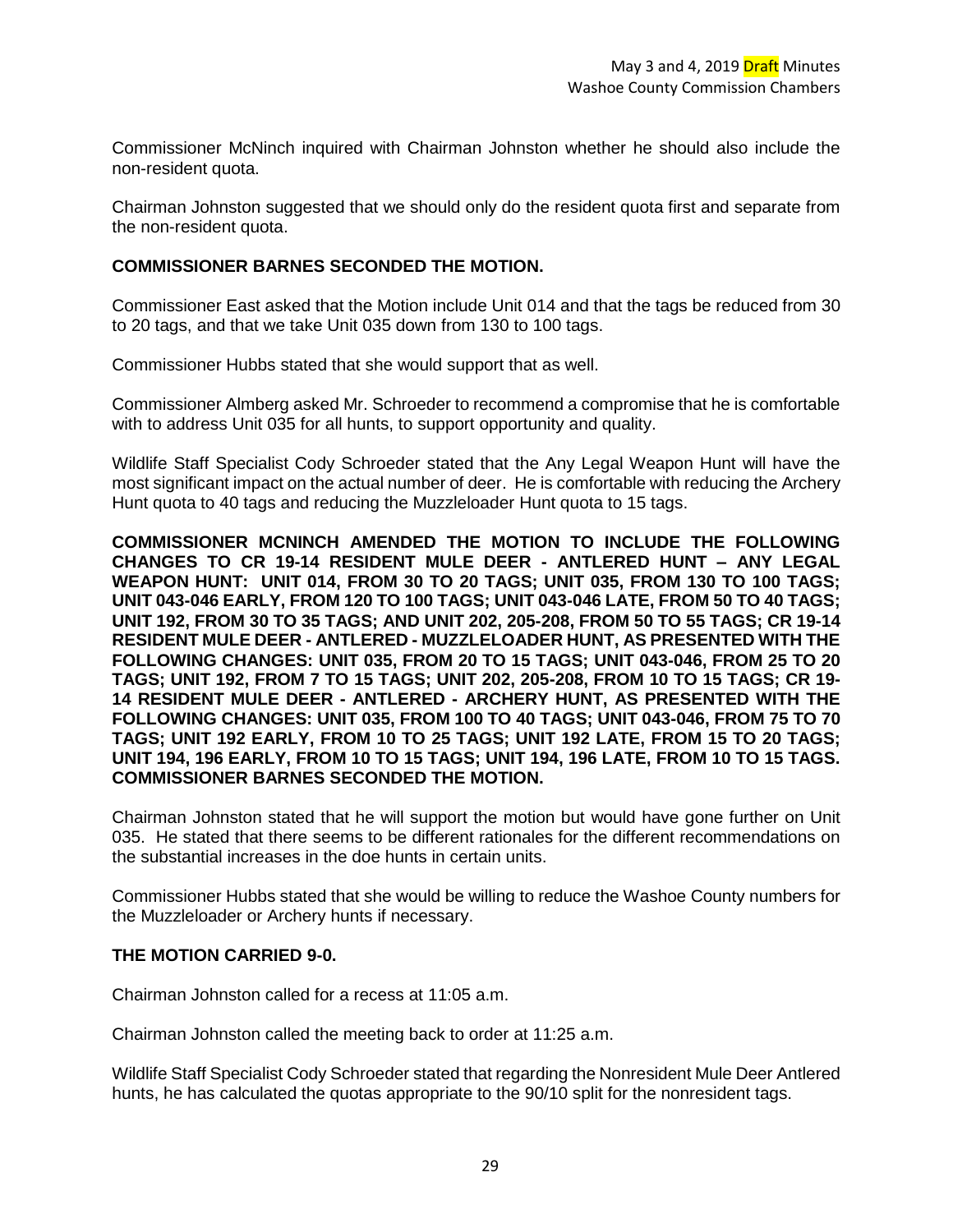Commissioner McNinch inquired with Chairman Johnston whether he should also include the non-resident quota.

Chairman Johnston suggested that we should only do the resident quota first and separate from the non-resident quota.

**COMMISSIONER BARNES SECONDED THE MOTION.**

Commissioner East asked that the Motion include Unit 014 and that the tags be reduced from 30 to 20 tags, and that we take Unit 035 down from 130 to 100 tags.

Commissioner Hubbs stated that she would support that as well.

Commissioner Almberg asked Mr. Schroeder to recommend a compromise that he is comfortable with to address Unit 035 for all hunts, to support opportunity and quality.

Wildlife Staff Specialist Cody Schroeder stated that the Any Legal Weapon Hunt will have the most significant impact on the actual number of deer. He is comfortable with reducing the Archery Hunt quota to 40 tags and reducing the Muzzleloader Hunt quota to 15 tags.

**COMMISSIONER MCNINCH AMENDED THE MOTION TO INCLUDE THE FOLLOWING CHANGES TO CR 19-14 RESIDENT MULE DEER - ANTLERED HUNT – ANY LEGAL WEAPON HUNT: UNIT 014, FROM 30 TO 20 TAGS; UNIT 035, FROM 130 TO 100 TAGS; UNIT 043-046 EARLY, FROM 120 TO 100 TAGS; UNIT 043-046 LATE, FROM 50 TO 40 TAGS; UNIT 192, FROM 30 TO 35 TAGS; AND UNIT 202, 205-208, FROM 50 TO 55 TAGS; CR 19-14 RESIDENT MULE DEER - ANTLERED - MUZZLELOADER HUNT, AS PRESENTED WITH THE FOLLOWING CHANGES: UNIT 035, FROM 20 TO 15 TAGS; UNIT 043-046, FROM 25 TO 20 TAGS; UNIT 192, FROM 7 TO 15 TAGS; UNIT 202, 205-208, FROM 10 TO 15 TAGS; CR 19-14 RESIDENT MULE DEER - ANTLERED - ARCHERY HUNT, AS PRESENTED WITH THE FOLLOWING CHANGES: UNIT 035, FROM 100 TO 40 TAGS; UNIT 043-046, FROM 75 TO 70 TAGS; UNIT 192 EARLY, FROM 10 TO 25 TAGS; UNIT 192 LATE, FROM 15 TO 20 TAGS; UNIT 194, 196 EARLY, FROM 10 TO 15 TAGS; UNIT 194, 196 LATE, FROM 10 TO 15 TAGS. COMMISSIONER BARNES SECONDED THE MOTION.**

Chairman Johnston stated that he will support the motion but would have gone further on Unit 035. He stated that there seems to be different rationales for the different recommendations on the substantial increases in the doe hunts in certain units.

Commissioner Hubbs stated that she would be willing to reduce the Washoe County numbers for the Muzzleloader or Archery hunts if necessary.

**THE MOTION CARRIED 9-0.**

Chairman Johnston called for a recess at 11:05 a.m.

Chairman Johnston called the meeting back to order at 11:25 a.m.

Wildlife Staff Specialist Cody Schroeder stated that regarding the Nonresident Mule Deer Antlered hunts, he has calculated the quotas appropriate to the 90/10 split for the nonresident tags.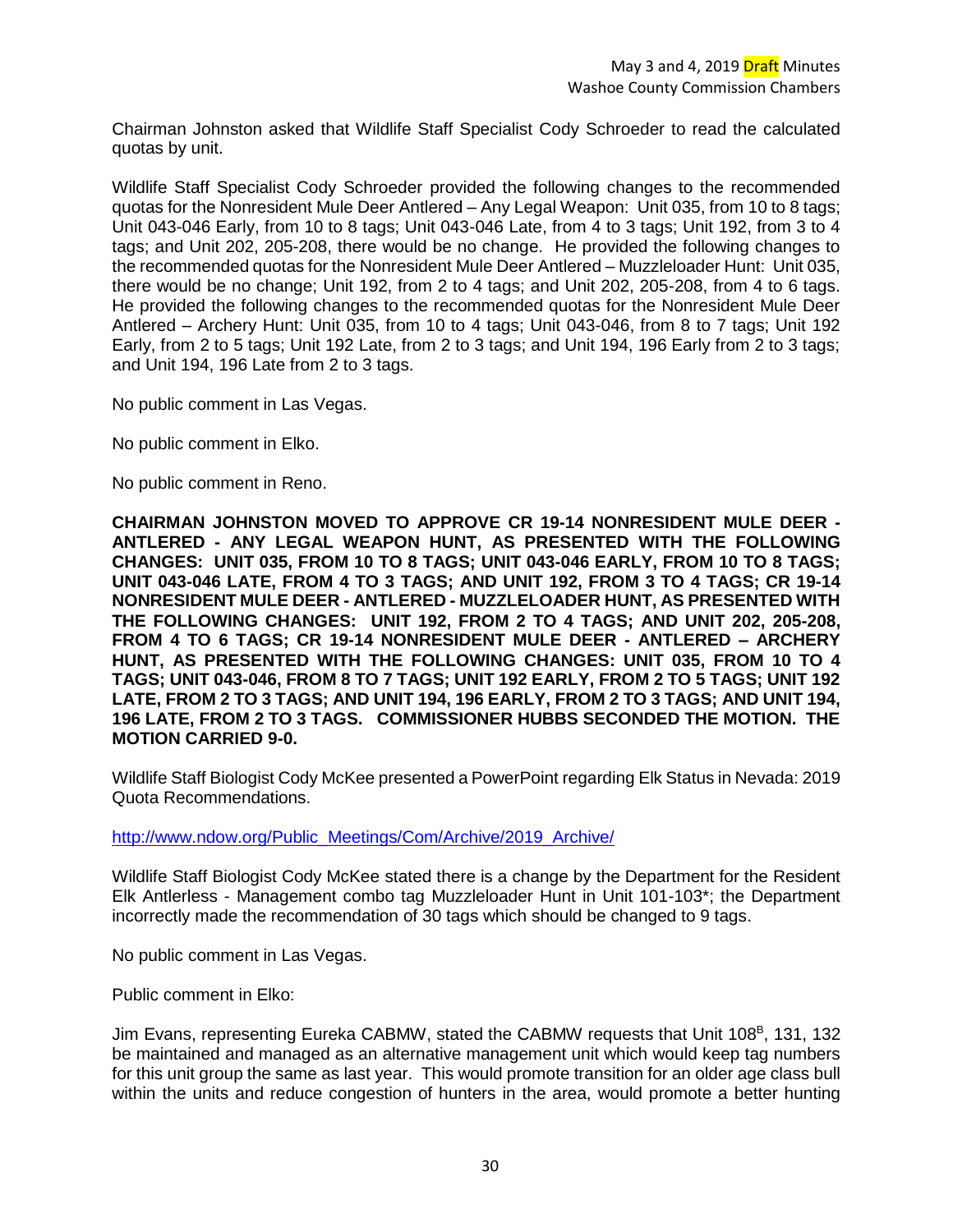Chairman Johnston asked that Wildlife Staff Specialist Cody Schroeder to read the calculated quotas by unit.

Wildlife Staff Specialist Cody Schroeder provided the following changes to the recommended quotas for the Nonresident Mule Deer Antlered – Any Legal Weapon: Unit 035, from 10 to 8 tags; Unit 043-046 Early, from 10 to 8 tags; Unit 043-046 Late, from 4 to 3 tags; Unit 192, from 3 to 4 tags; and Unit 202, 205-208, there would be no change. He provided the following changes to the recommended quotas for the Nonresident Mule Deer Antlered – Muzzleloader Hunt: Unit 035, there would be no change; Unit 192, from 2 to 4 tags; and Unit 202, 205-208, from 4 to 6 tags. He provided the following changes to the recommended quotas for the Nonresident Mule Deer Antlered – Archery Hunt: Unit 035, from 10 to 4 tags; Unit 043-046, from 8 to 7 tags; Unit 192 Early, from 2 to 5 tags; Unit 192 Late, from 2 to 3 tags; and Unit 194, 196 Early from 2 to 3 tags; and Unit 194, 196 Late from 2 to 3 tags.

No public comment in Las Vegas.

No public comment in Elko.

No public comment in Reno.

**CHAIRMAN JOHNSTON MOVED TO APPROVE CR 19-14 NONRESIDENT MULE DEER - ANTLERED - ANY LEGAL WEAPON HUNT, AS PRESENTED WITH THE FOLLOWING CHANGES: UNIT 035, FROM 10 TO 8 TAGS; UNIT 043-046 EARLY, FROM 10 TO 8 TAGS; UNIT 043-046 LATE, FROM 4 TO 3 TAGS; AND UNIT 192, FROM 3 TO 4 TAGS; CR 19-14 NONRESIDENT MULE DEER - ANTLERED - MUZZLELOADER HUNT, AS PRESENTED WITH THE FOLLOWING CHANGES: UNIT 192, FROM 2 TO 4 TAGS; AND UNIT 202, 205-208, FROM 4 TO 6 TAGS; CR 19-14 NONRESIDENT MULE DEER - ANTLERED – ARCHERY HUNT, AS PRESENTED WITH THE FOLLOWING CHANGES: UNIT 035, FROM 10 TO 4 TAGS; UNIT 043-046, FROM 8 TO 7 TAGS; UNIT 192 EARLY, FROM 2 TO 5 TAGS; UNIT 192 LATE, FROM 2 TO 3 TAGS; AND UNIT 194, 196 EARLY, FROM 2 TO 3 TAGS; AND UNIT 194, 196 LATE, FROM 2 TO 3 TAGS. COMMISSIONER HUBBS SECONDED THE MOTION. THE MOTION CARRIED 9-0.**

Wildlife Staff Biologist Cody McKee presented a PowerPoint regarding Elk Status in Nevada: 2019 Quota Recommendations.

http://www.ndow.org/Public_Meetings/Com/Archive/2019_Archive/

Wildlife Staff Biologist Cody McKee stated there is a change by the Department for the Resident Elk Antlerless - Management combo tag Muzzleloader Hunt in Unit 101-103*; the Department incorrectly made the recommendation of 30 tags which should be changed to 9 tags.

No public comment in Las Vegas.

Public comment in Elko:

Jim Evans, representing Eureka CABMW, stated the CABMW requests that Unit 108[B], 131, 132 be maintained and managed as an alternative management unit which would keep tag numbers for this unit group the same as last year. This would promote transition for an older age class bull within the units and reduce congestion of hunters in the area, would promote a better hunting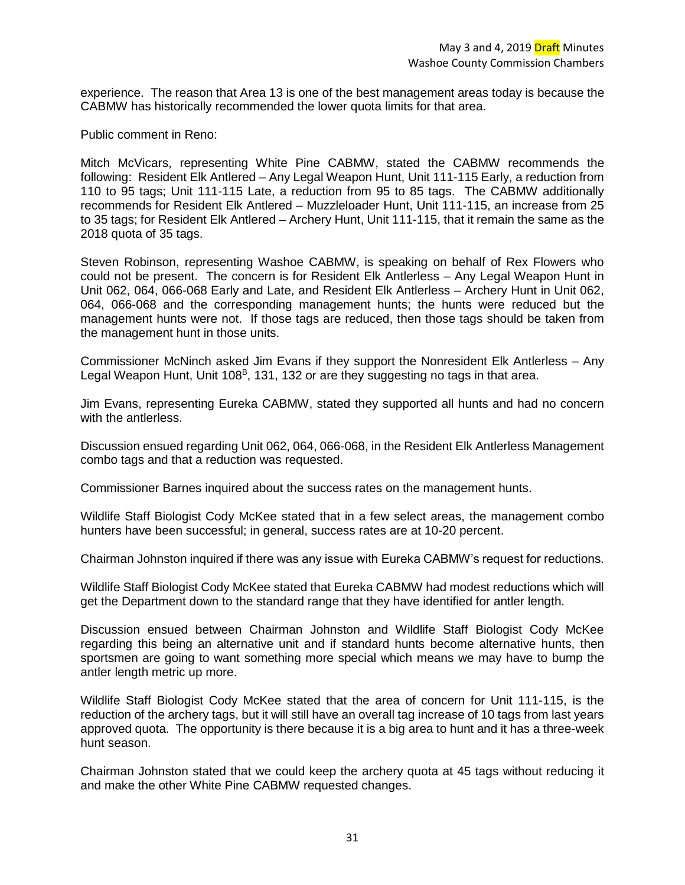experience. The reason that Area 13 is one of the best management areas today is because the CABMW has historically recommended the lower quota limits for that area.

Public comment in Reno:

Mitch McVicars, representing White Pine CABMW, stated the CABMW recommends the following: Resident Elk Antlered – Any Legal Weapon Hunt, Unit 111-115 Early, a reduction from 110 to 95 tags; Unit 111-115 Late, a reduction from 95 to 85 tags. The CABMW additionally recommends for Resident Elk Antlered – Muzzleloader Hunt, Unit 111-115, an increase from 25 to 35 tags; for Resident Elk Antlered – Archery Hunt, Unit 111-115, that it remain the same as the 2018 quota of 35 tags.

Steven Robinson, representing Washoe CABMW, is speaking on behalf of Rex Flowers who could not be present. The concern is for Resident Elk Antlerless – Any Legal Weapon Hunt in Unit 062, 064, 066-068 Early and Late, and Resident Elk Antlerless – Archery Hunt in Unit 062, 064, 066-068 and the corresponding management hunts; the hunts were reduced but the management hunts were not. If those tags are reduced, then those tags should be taken from the management hunt in those units.

Commissioner McNinch asked Jim Evans if they support the Nonresident Elk Antlerless – Any Legal Weapon Hunt, Unit 108[B], 131, 132 or are they suggesting no tags in that area.

Jim Evans, representing Eureka CABMW, stated they supported all hunts and had no concern with the antlerless.

Discussion ensued regarding Unit 062, 064, 066-068, in the Resident Elk Antlerless Management combo tags and that a reduction was requested.

Commissioner Barnes inquired about the success rates on the management hunts.

Wildlife Staff Biologist Cody McKee stated that in a few select areas, the management combo hunters have been successful; in general, success rates are at 10-20 percent.

Chairman Johnston inquired if there was any issue with Eureka CABMW's request for reductions.

Wildlife Staff Biologist Cody McKee stated that Eureka CABMW had modest reductions which will get the Department down to the standard range that they have identified for antler length.

Discussion ensued between Chairman Johnston and Wildlife Staff Biologist Cody McKee regarding this being an alternative unit and if standard hunts become alternative hunts, then sportsmen are going to want something more special which means we may have to bump the antler length metric up more.

Wildlife Staff Biologist Cody McKee stated that the area of concern for Unit 111-115, is the reduction of the archery tags, but it will still have an overall tag increase of 10 tags from last years approved quota. The opportunity is there because it is a big area to hunt and it has a three-week hunt season.

Chairman Johnston stated that we could keep the archery quota at 45 tags without reducing it and make the other White Pine CABMW requested changes.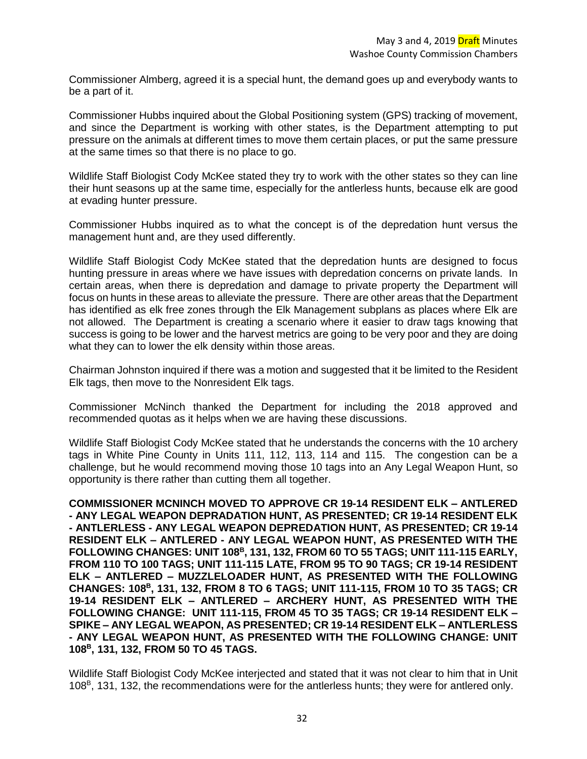Commissioner Almberg, agreed it is a special hunt, the demand goes up and everybody wants to be a part of it.

Commissioner Hubbs inquired about the Global Positioning system (GPS) tracking of movement, and since the Department is working with other states, is the Department attempting to put pressure on the animals at different times to move them certain places, or put the same pressure at the same times so that there is no place to go.

Wildlife Staff Biologist Cody McKee stated they try to work with the other states so they can line their hunt seasons up at the same time, especially for the antlerless hunts, because elk are good at evading hunter pressure.

Commissioner Hubbs inquired as to what the concept is of the depredation hunt versus the management hunt and, are they used differently.

Wildlife Staff Biologist Cody McKee stated that the depredation hunts are designed to focus hunting pressure in areas where we have issues with depredation concerns on private lands. In certain areas, when there is depredation and damage to private property the Department will focus on hunts in these areas to alleviate the pressure. There are other areas that the Department has identified as elk free zones through the Elk Management subplans as places where Elk are not allowed. The Department is creating a scenario where it easier to draw tags knowing that success is going to be lower and the harvest metrics are going to be very poor and they are doing what they can to lower the elk density within those areas.

Chairman Johnston inquired if there was a motion and suggested that it be limited to the Resident Elk tags, then move to the Nonresident Elk tags.

Commissioner McNinch thanked the Department for including the 2018 approved and recommended quotas as it helps when we are having these discussions.

Wildlife Staff Biologist Cody McKee stated that he understands the concerns with the 10 archery tags in White Pine County in Units 111, 112, 113, 114 and 115. The congestion can be a challenge, but he would recommend moving those 10 tags into an Any Legal Weapon Hunt, so opportunity is there rather than cutting them all together.

**COMMISSIONER MCNINCH MOVED TO APPROVE CR 19-14 RESIDENT ELK – ANTLERED - ANY LEGAL WEAPON DEPRADATION HUNT, AS PRESENTED; CR 19-14 RESIDENT ELK - ANTLERLESS - ANY LEGAL WEAPON DEPREDATION HUNT, AS PRESENTED; CR 19-14 RESIDENT ELK – ANTLERED - ANY LEGAL WEAPON HUNT, AS PRESENTED WITH THE FOLLOWING CHANGES: UNIT 108$^{B}$, 131, 132, FROM 60 TO 55 TAGS; UNIT 111-115 EARLY, FROM 110 TO 100 TAGS; UNIT 111-115 LATE, FROM 95 TO 90 TAGS; CR 19-14 RESIDENT ELK – ANTLERED – MUZZLELOADER HUNT, AS PRESENTED WITH THE FOLLOWING CHANGES: 108$^{B}$, 131, 132, FROM 8 TO 6 TAGS; UNIT 111-115, FROM 10 TO 35 TAGS; CR 19-14 RESIDENT ELK – ANTLERED – ARCHERY HUNT, AS PRESENTED WITH THE FOLLOWING CHANGE: UNIT 111-115, FROM 45 TO 35 TAGS; CR 19-14 RESIDENT ELK – SPIKE – ANY LEGAL WEAPON, AS PRESENTED; CR 19-14 RESIDENT ELK – ANTLERLESS - ANY LEGAL WEAPON HUNT, AS PRESENTED WITH THE FOLLOWING CHANGE: UNIT 108$^{B}$, 131, 132, FROM 50 TO 45 TAGS.**

Wildlife Staff Biologist Cody McKee interjected and stated that it was not clear to him that in Unit 108$^{B}$, 131, 132, the recommendations were for the antlerless hunts; they were for antlered only.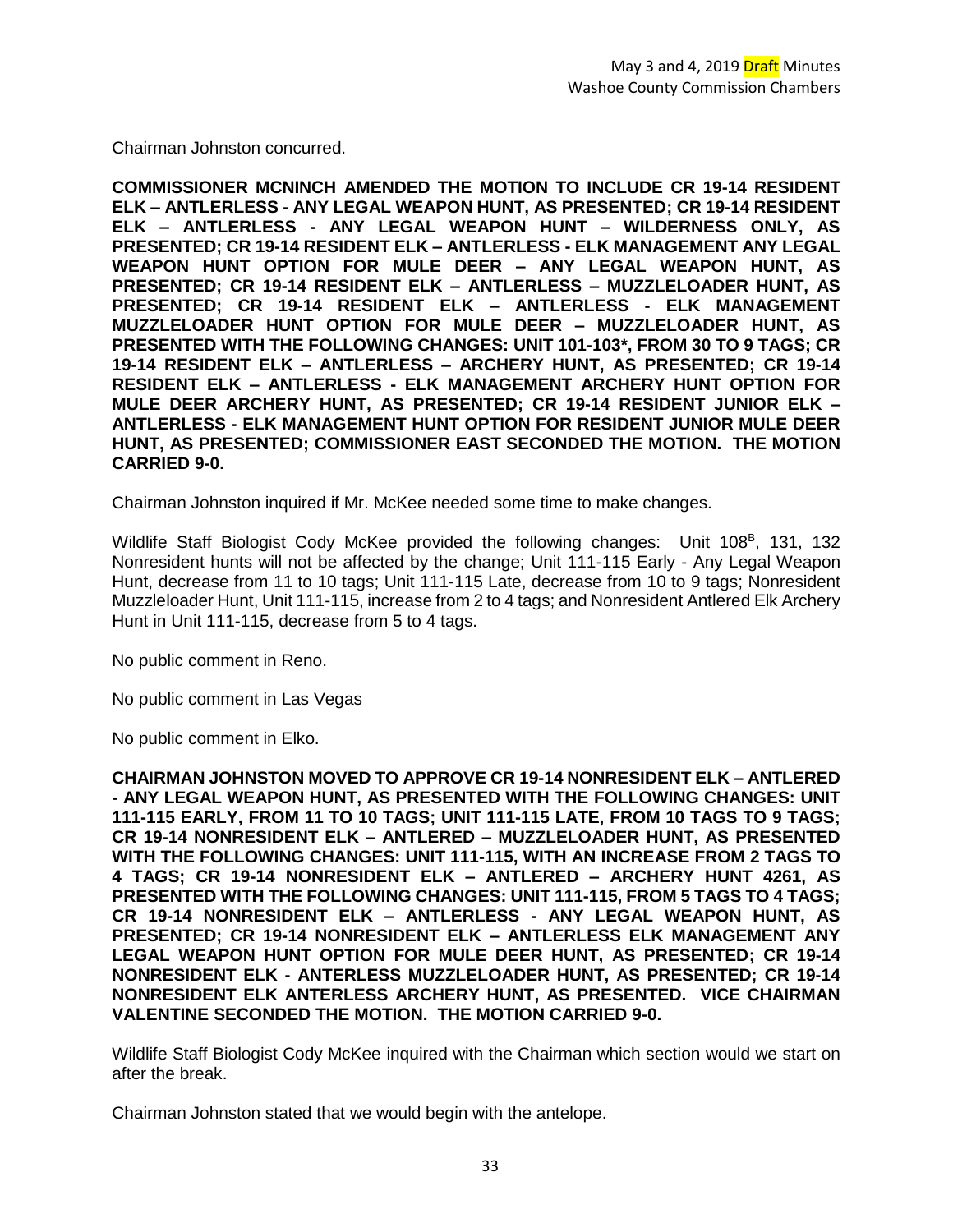Chairman Johnston concurred.

**COMMISSIONER MCNINCH AMENDED THE MOTION TO INCLUDE CR 19-14 RESIDENT ELK – ANTLERLESS - ANY LEGAL WEAPON HUNT, AS PRESENTED; CR 19-14 RESIDENT ELK – ANTLERLESS - ANY LEGAL WEAPON HUNT – WILDERNESS ONLY, AS PRESENTED; CR 19-14 RESIDENT ELK – ANTLERLESS - ELK MANAGEMENT ANY LEGAL WEAPON HUNT OPTION FOR MULE DEER – ANY LEGAL WEAPON HUNT, AS PRESENTED; CR 19-14 RESIDENT ELK – ANTLERLESS – MUZZLELOADER HUNT, AS PRESENTED; CR 19-14 RESIDENT ELK – ANTLERLESS - ELK MANAGEMENT MUZZLELOADER HUNT OPTION FOR MULE DEER – MUZZLELOADER HUNT, AS PRESENTED WITH THE FOLLOWING CHANGES: UNIT 101-103*, FROM 30 TO 9 TAGS; CR 19-14 RESIDENT ELK – ANTLERLESS – ARCHERY HUNT, AS PRESENTED; CR 19-14 RESIDENT ELK – ANTLERLESS - ELK MANAGEMENT ARCHERY HUNT OPTION FOR MULE DEER ARCHERY HUNT, AS PRESENTED; CR 19-14 RESIDENT JUNIOR ELK – ANTLERLESS - ELK MANAGEMENT HUNT OPTION FOR RESIDENT JUNIOR MULE DEER HUNT, AS PRESENTED; COMMISSIONER EAST SECONDED THE MOTION. THE MOTION CARRIED 9-0.**

Chairman Johnston inquired if Mr. McKee needed some time to make changes.

Wildlife Staff Biologist Cody McKee provided the following changes: Unit 108[B], 131, 132 Nonresident hunts will not be affected by the change; Unit 111-115 Early - Any Legal Weapon Hunt, decrease from 11 to 10 tags; Unit 111-115 Late, decrease from 10 to 9 tags; Nonresident Muzzleloader Hunt, Unit 111-115, increase from 2 to 4 tags; and Nonresident Antlered Elk Archery Hunt in Unit 111-115, decrease from 5 to 4 tags.

No public comment in Reno.

No public comment in Las Vegas

No public comment in Elko.

**CHAIRMAN JOHNSTON MOVED TO APPROVE CR 19-14 NONRESIDENT ELK – ANTLERED - ANY LEGAL WEAPON HUNT, AS PRESENTED WITH THE FOLLOWING CHANGES: UNIT 111-115 EARLY, FROM 11 TO 10 TAGS; UNIT 111-115 LATE, FROM 10 TAGS TO 9 TAGS; CR 19-14 NONRESIDENT ELK – ANTLERED – MUZZLELOADER HUNT, AS PRESENTED WITH THE FOLLOWING CHANGES: UNIT 111-115, WITH AN INCREASE FROM 2 TAGS TO 4 TAGS; CR 19-14 NONRESIDENT ELK – ANTLERED – ARCHERY HUNT 4261, AS PRESENTED WITH THE FOLLOWING CHANGES: UNIT 111-115, FROM 5 TAGS TO 4 TAGS; CR 19-14 NONRESIDENT ELK – ANTLERLESS - ANY LEGAL WEAPON HUNT, AS PRESENTED; CR 19-14 NONRESIDENT ELK – ANTLERLESS ELK MANAGEMENT ANY LEGAL WEAPON HUNT OPTION FOR MULE DEER HUNT, AS PRESENTED; CR 19-14 NONRESIDENT ELK - ANTERLESS MUZZLELOADER HUNT, AS PRESENTED; CR 19-14 NONRESIDENT ELK ANTERLESS ARCHERY HUNT, AS PRESENTED. VICE CHAIRMAN VALENTINE SECONDED THE MOTION. THE MOTION CARRIED 9-0.**

Wildlife Staff Biologist Cody McKee inquired with the Chairman which section would we start on after the break.

Chairman Johnston stated that we would begin with the antelope.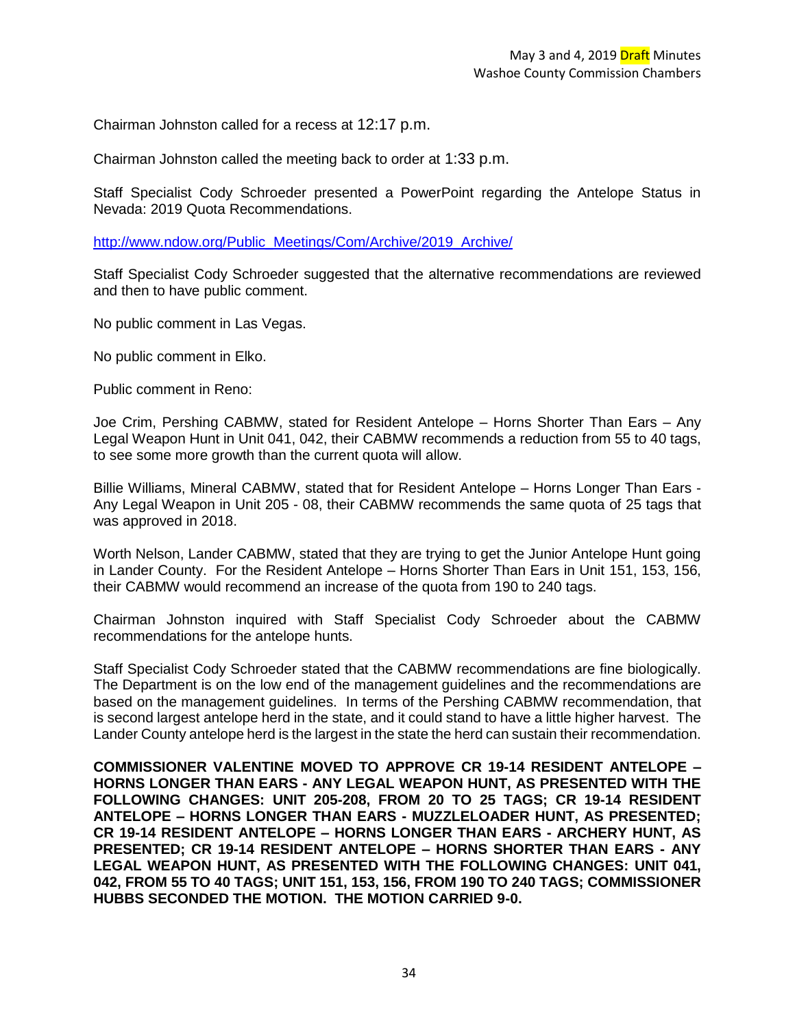Chairman Johnston called for a recess at 12:17 p.m.

Chairman Johnston called the meeting back to order at 1:33 p.m.

Staff Specialist Cody Schroeder presented a PowerPoint regarding the Antelope Status in Nevada: 2019 Quota Recommendations.

http://www.ndow.org/Public_Meetings/Com/Archive/2019_Archive/

Staff Specialist Cody Schroeder suggested that the alternative recommendations are reviewed and then to have public comment.

No public comment in Las Vegas.

No public comment in Elko.

Public comment in Reno:

Joe Crim, Pershing CABMW, stated for Resident Antelope – Horns Shorter Than Ears – Any Legal Weapon Hunt in Unit 041, 042, their CABMW recommends a reduction from 55 to 40 tags, to see some more growth than the current quota will allow.

Billie Williams, Mineral CABMW, stated that for Resident Antelope – Horns Longer Than Ears - Any Legal Weapon in Unit 205 - 08, their CABMW recommends the same quota of 25 tags that was approved in 2018.

Worth Nelson, Lander CABMW, stated that they are trying to get the Junior Antelope Hunt going in Lander County. For the Resident Antelope – Horns Shorter Than Ears in Unit 151, 153, 156, their CABMW would recommend an increase of the quota from 190 to 240 tags.

Chairman Johnston inquired with Staff Specialist Cody Schroeder about the CABMW recommendations for the antelope hunts.

Staff Specialist Cody Schroeder stated that the CABMW recommendations are fine biologically. The Department is on the low end of the management guidelines and the recommendations are based on the management guidelines. In terms of the Pershing CABMW recommendation, that is second largest antelope herd in the state, and it could stand to have a little higher harvest. The Lander County antelope herd is the largest in the state the herd can sustain their recommendation.

**COMMISSIONER VALENTINE MOVED TO APPROVE CR 19-14 RESIDENT ANTELOPE – HORNS LONGER THAN EARS - ANY LEGAL WEAPON HUNT, AS PRESENTED WITH THE FOLLOWING CHANGES: UNIT 205-208, FROM 20 TO 25 TAGS; CR 19-14 RESIDENT ANTELOPE – HORNS LONGER THAN EARS - MUZZLELOADER HUNT, AS PRESENTED; CR 19-14 RESIDENT ANTELOPE – HORNS LONGER THAN EARS - ARCHERY HUNT, AS PRESENTED; CR 19-14 RESIDENT ANTELOPE – HORNS SHORTER THAN EARS - ANY LEGAL WEAPON HUNT, AS PRESENTED WITH THE FOLLOWING CHANGES: UNIT 041, 042, FROM 55 TO 40 TAGS; UNIT 151, 153, 156, FROM 190 TO 240 TAGS; COMMISSIONER HUBBS SECONDED THE MOTION. THE MOTION CARRIED 9-0.**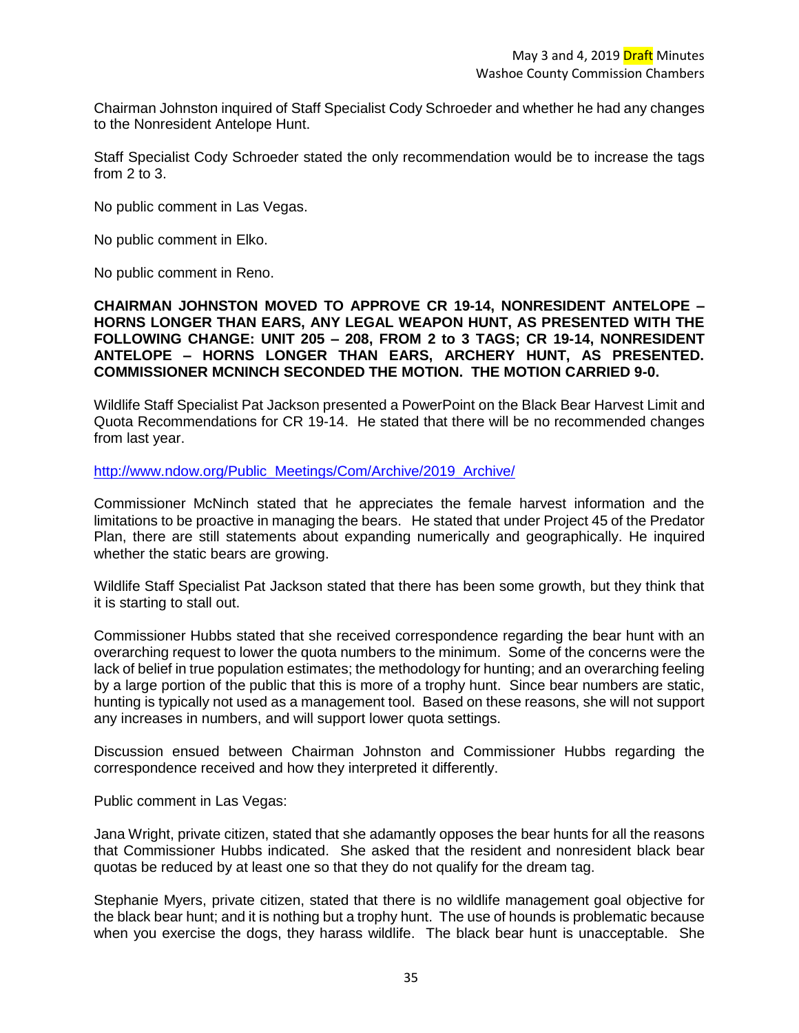Chairman Johnston inquired of Staff Specialist Cody Schroeder and whether he had any changes to the Nonresident Antelope Hunt.

Staff Specialist Cody Schroeder stated the only recommendation would be to increase the tags from 2 to 3.

No public comment in Las Vegas.

No public comment in Elko.

No public comment in Reno.

**CHAIRMAN JOHNSTON MOVED TO APPROVE CR 19-14, NONRESIDENT ANTELOPE – HORNS LONGER THAN EARS, ANY LEGAL WEAPON HUNT, AS PRESENTED WITH THE FOLLOWING CHANGE: UNIT 205 – 208, FROM 2 to 3 TAGS; CR 19-14, NONRESIDENT ANTELOPE – HORNS LONGER THAN EARS, ARCHERY HUNT, AS PRESENTED. COMMISSIONER MCNINCH SECONDED THE MOTION. THE MOTION CARRIED 9-0.**

Wildlife Staff Specialist Pat Jackson presented a PowerPoint on the Black Bear Harvest Limit and Quota Recommendations for CR 19-14. He stated that there will be no recommended changes from last year.

http://www.ndow.org/Public_Meetings/Com/Archive/2019_Archive/

Commissioner McNinch stated that he appreciates the female harvest information and the limitations to be proactive in managing the bears. He stated that under Project 45 of the Predator Plan, there are still statements about expanding numerically and geographically. He inquired whether the static bears are growing.

Wildlife Staff Specialist Pat Jackson stated that there has been some growth, but they think that it is starting to stall out.

Commissioner Hubbs stated that she received correspondence regarding the bear hunt with an overarching request to lower the quota numbers to the minimum. Some of the concerns were the lack of belief in true population estimates; the methodology for hunting; and an overarching feeling by a large portion of the public that this is more of a trophy hunt. Since bear numbers are static, hunting is typically not used as a management tool. Based on these reasons, she will not support any increases in numbers, and will support lower quota settings.

Discussion ensued between Chairman Johnston and Commissioner Hubbs regarding the correspondence received and how they interpreted it differently.

Public comment in Las Vegas:

Jana Wright, private citizen, stated that she adamantly opposes the bear hunts for all the reasons that Commissioner Hubbs indicated. She asked that the resident and nonresident black bear quotas be reduced by at least one so that they do not qualify for the dream tag.

Stephanie Myers, private citizen, stated that there is no wildlife management goal objective for the black bear hunt; and it is nothing but a trophy hunt. The use of hounds is problematic because when you exercise the dogs, they harass wildlife. The black bear hunt is unacceptable. She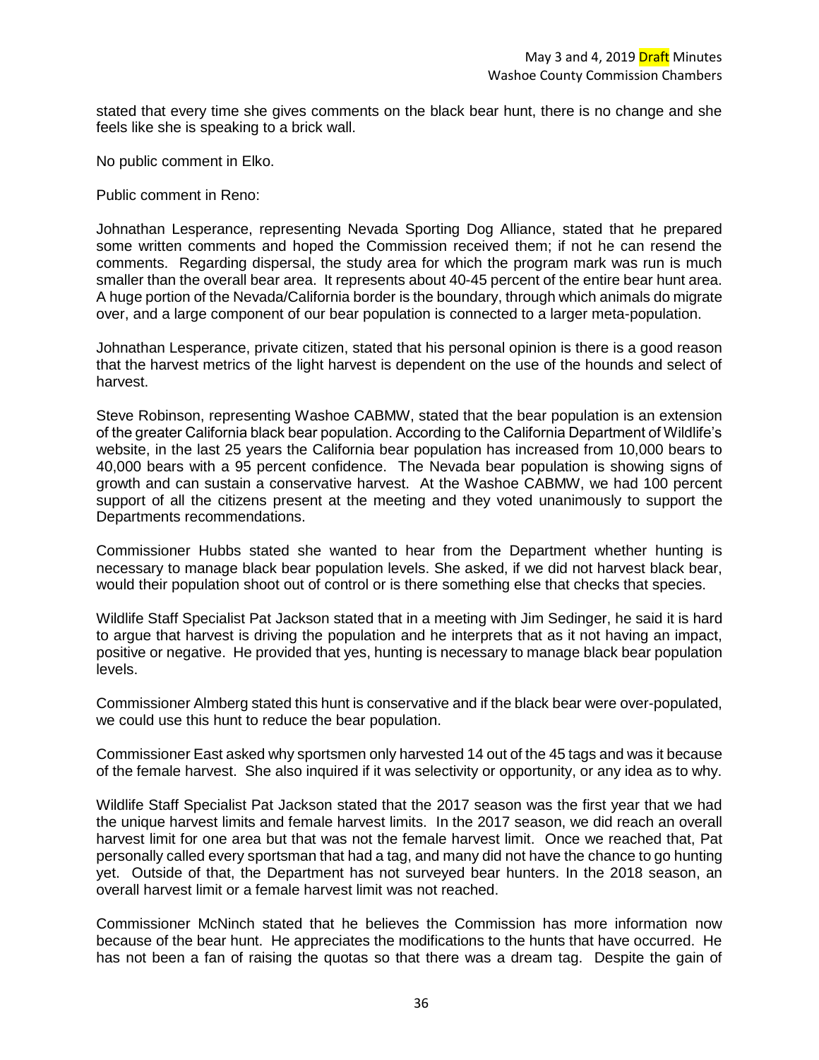stated that every time she gives comments on the black bear hunt, there is no change and she feels like she is speaking to a brick wall.

No public comment in Elko.

Public comment in Reno:

Johnathan Lesperance, representing Nevada Sporting Dog Alliance, stated that he prepared some written comments and hoped the Commission received them; if not he can resend the comments. Regarding dispersal, the study area for which the program mark was run is much smaller than the overall bear area. It represents about 40-45 percent of the entire bear hunt area. A huge portion of the Nevada/California border is the boundary, through which animals do migrate over, and a large component of our bear population is connected to a larger meta-population.

Johnathan Lesperance, private citizen, stated that his personal opinion is there is a good reason that the harvest metrics of the light harvest is dependent on the use of the hounds and select of harvest.

Steve Robinson, representing Washoe CABMW, stated that the bear population is an extension of the greater California black bear population. According to the California Department of Wildlife's website, in the last 25 years the California bear population has increased from 10,000 bears to 40,000 bears with a 95 percent confidence. The Nevada bear population is showing signs of growth and can sustain a conservative harvest. At the Washoe CABMW, we had 100 percent support of all the citizens present at the meeting and they voted unanimously to support the Departments recommendations.

Commissioner Hubbs stated she wanted to hear from the Department whether hunting is necessary to manage black bear population levels. She asked, if we did not harvest black bear, would their population shoot out of control or is there something else that checks that species.

Wildlife Staff Specialist Pat Jackson stated that in a meeting with Jim Sedinger, he said it is hard to argue that harvest is driving the population and he interprets that as it not having an impact, positive or negative. He provided that yes, hunting is necessary to manage black bear population levels.

Commissioner Almberg stated this hunt is conservative and if the black bear were over-populated, we could use this hunt to reduce the bear population.

Commissioner East asked why sportsmen only harvested 14 out of the 45 tags and was it because of the female harvest. She also inquired if it was selectivity or opportunity, or any idea as to why.

Wildlife Staff Specialist Pat Jackson stated that the 2017 season was the first year that we had the unique harvest limits and female harvest limits. In the 2017 season, we did reach an overall harvest limit for one area but that was not the female harvest limit. Once we reached that, Pat personally called every sportsman that had a tag, and many did not have the chance to go hunting yet. Outside of that, the Department has not surveyed bear hunters. In the 2018 season, an overall harvest limit or a female harvest limit was not reached.

Commissioner McNinch stated that he believes the Commission has more information now because of the bear hunt. He appreciates the modifications to the hunts that have occurred. He has not been a fan of raising the quotas so that there was a dream tag. Despite the gain of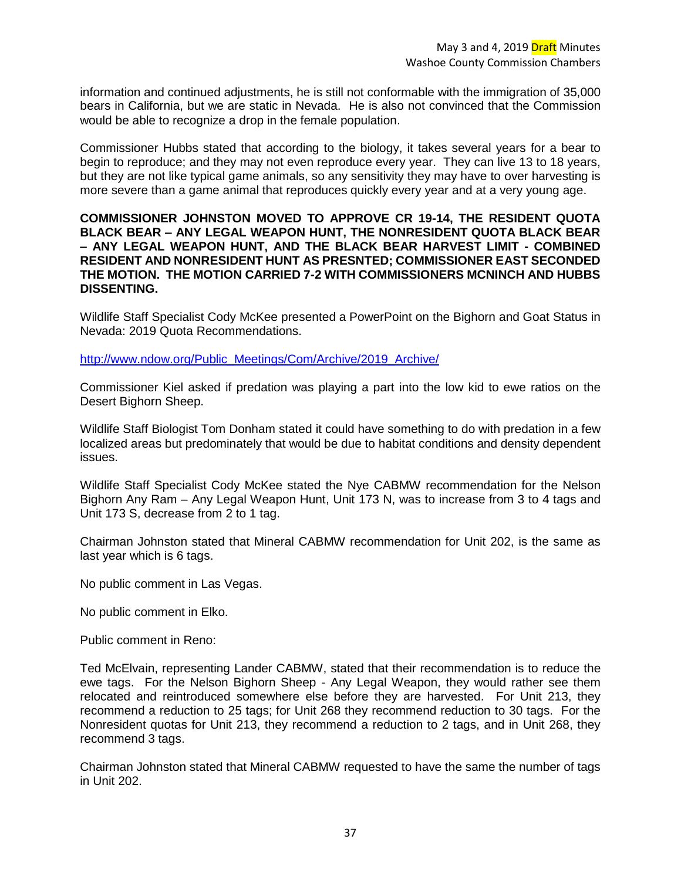information and continued adjustments, he is still not conformable with the immigration of 35,000 bears in California, but we are static in Nevada. He is also not convinced that the Commission would be able to recognize a drop in the female population.

Commissioner Hubbs stated that according to the biology, it takes several years for a bear to begin to reproduce; and they may not even reproduce every year. They can live 13 to 18 years, but they are not like typical game animals, so any sensitivity they may have to over harvesting is more severe than a game animal that reproduces quickly every year and at a very young age.

**COMMISSIONER JOHNSTON MOVED TO APPROVE CR 19-14, THE RESIDENT QUOTA BLACK BEAR – ANY LEGAL WEAPON HUNT, THE NONRESIDENT QUOTA BLACK BEAR – ANY LEGAL WEAPON HUNT, AND THE BLACK BEAR HARVEST LIMIT - COMBINED RESIDENT AND NONRESIDENT HUNT AS PRESNTED; COMMISSIONER EAST SECONDED THE MOTION. THE MOTION CARRIED 7-2 WITH COMMISSIONERS MCNINCH AND HUBBS DISSENTING.**

Wildlife Staff Specialist Cody McKee presented a PowerPoint on the Bighorn and Goat Status in Nevada: 2019 Quota Recommendations.

http://www.ndow.org/Public_Meetings/Com/Archive/2019_Archive/

Commissioner Kiel asked if predation was playing a part into the low kid to ewe ratios on the Desert Bighorn Sheep.

Wildlife Staff Biologist Tom Donham stated it could have something to do with predation in a few localized areas but predominately that would be due to habitat conditions and density dependent issues.

Wildlife Staff Specialist Cody McKee stated the Nye CABMW recommendation for the Nelson Bighorn Any Ram – Any Legal Weapon Hunt, Unit 173 N, was to increase from 3 to 4 tags and Unit 173 S, decrease from 2 to 1 tag.

Chairman Johnston stated that Mineral CABMW recommendation for Unit 202, is the same as last year which is 6 tags.

No public comment in Las Vegas.

No public comment in Elko.

Public comment in Reno:

Ted McElvain, representing Lander CABMW, stated that their recommendation is to reduce the ewe tags. For the Nelson Bighorn Sheep - Any Legal Weapon, they would rather see them relocated and reintroduced somewhere else before they are harvested. For Unit 213, they recommend a reduction to 25 tags; for Unit 268 they recommend reduction to 30 tags. For the Nonresident quotas for Unit 213, they recommend a reduction to 2 tags, and in Unit 268, they recommend 3 tags.

Chairman Johnston stated that Mineral CABMW requested to have the same the number of tags in Unit 202.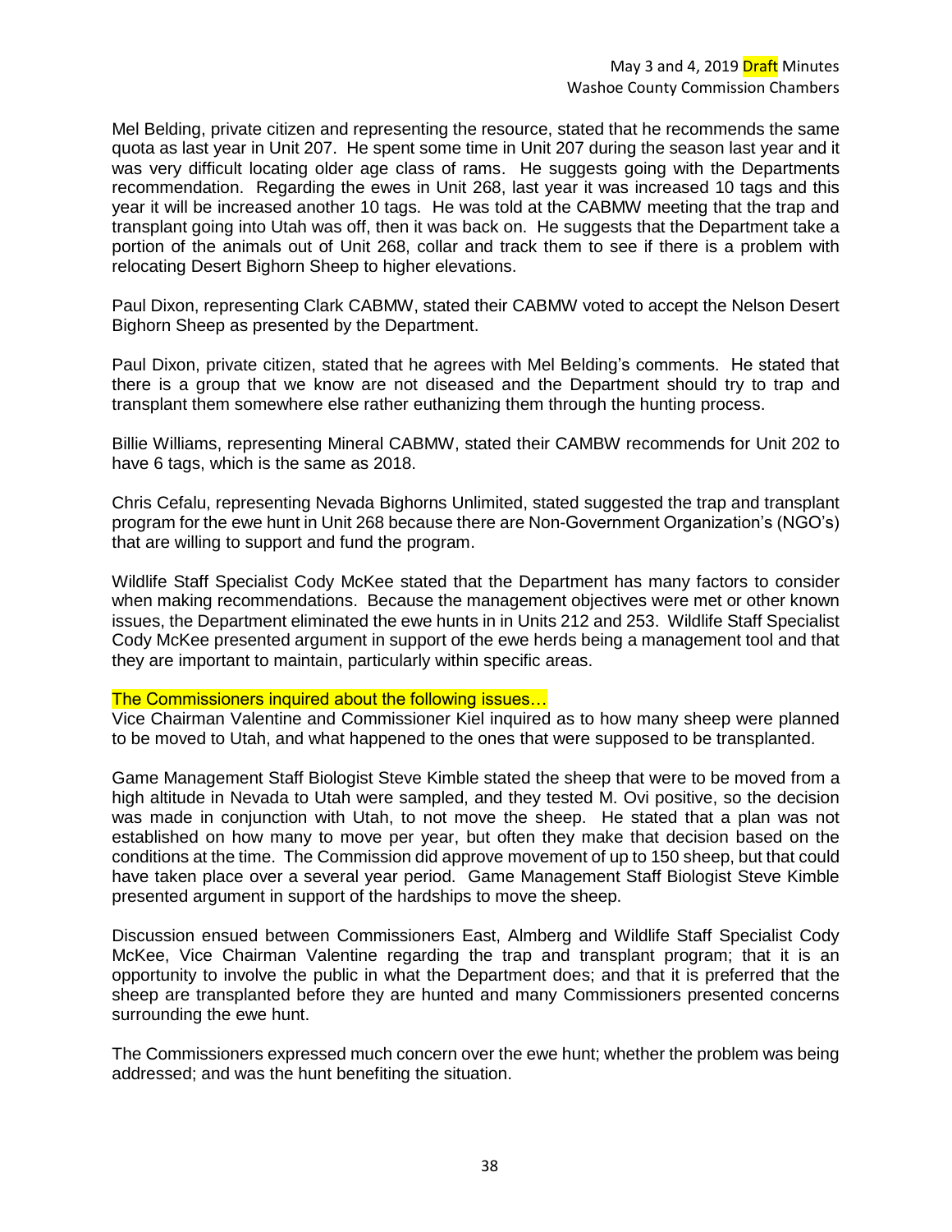Mel Belding, private citizen and representing the resource, stated that he recommends the same quota as last year in Unit 207. He spent some time in Unit 207 during the season last year and it was very difficult locating older age class of rams. He suggests going with the Departments recommendation. Regarding the ewes in Unit 268, last year it was increased 10 tags and this year it will be increased another 10 tags. He was told at the CABMW meeting that the trap and transplant going into Utah was off, then it was back on. He suggests that the Department take a portion of the animals out of Unit 268, collar and track them to see if there is a problem with relocating Desert Bighorn Sheep to higher elevations.

Paul Dixon, representing Clark CABMW, stated their CABMW voted to accept the Nelson Desert Bighorn Sheep as presented by the Department.

Paul Dixon, private citizen, stated that he agrees with Mel Belding's comments. He stated that there is a group that we know are not diseased and the Department should try to trap and transplant them somewhere else rather euthanizing them through the hunting process.

Billie Williams, representing Mineral CABMW, stated their CAMBW recommends for Unit 202 to have 6 tags, which is the same as 2018.

Chris Cefalu, representing Nevada Bighorns Unlimited, stated suggested the trap and transplant program for the ewe hunt in Unit 268 because there are Non-Government Organization's (NGO's) that are willing to support and fund the program.

Wildlife Staff Specialist Cody McKee stated that the Department has many factors to consider when making recommendations. Because the management objectives were met or other known issues, the Department eliminated the ewe hunts in in Units 212 and 253. Wildlife Staff Specialist Cody McKee presented argument in support of the ewe herds being a management tool and that they are important to maintain, particularly within specific areas.

The Commissioners inquired about the following issues…
Vice Chairman Valentine and Commissioner Kiel inquired as to how many sheep were planned to be moved to Utah, and what happened to the ones that were supposed to be transplanted.

Game Management Staff Biologist Steve Kimble stated the sheep that were to be moved from a high altitude in Nevada to Utah were sampled, and they tested M. Ovi positive, so the decision was made in conjunction with Utah, to not move the sheep. He stated that a plan was not established on how many to move per year, but often they make that decision based on the conditions at the time. The Commission did approve movement of up to 150 sheep, but that could have taken place over a several year period. Game Management Staff Biologist Steve Kimble presented argument in support of the hardships to move the sheep.

Discussion ensued between Commissioners East, Almberg and Wildlife Staff Specialist Cody McKee, Vice Chairman Valentine regarding the trap and transplant program; that it is an opportunity to involve the public in what the Department does; and that it is preferred that the sheep are transplanted before they are hunted and many Commissioners presented concerns surrounding the ewe hunt.

The Commissioners expressed much concern over the ewe hunt; whether the problem was being addressed; and was the hunt benefiting the situation.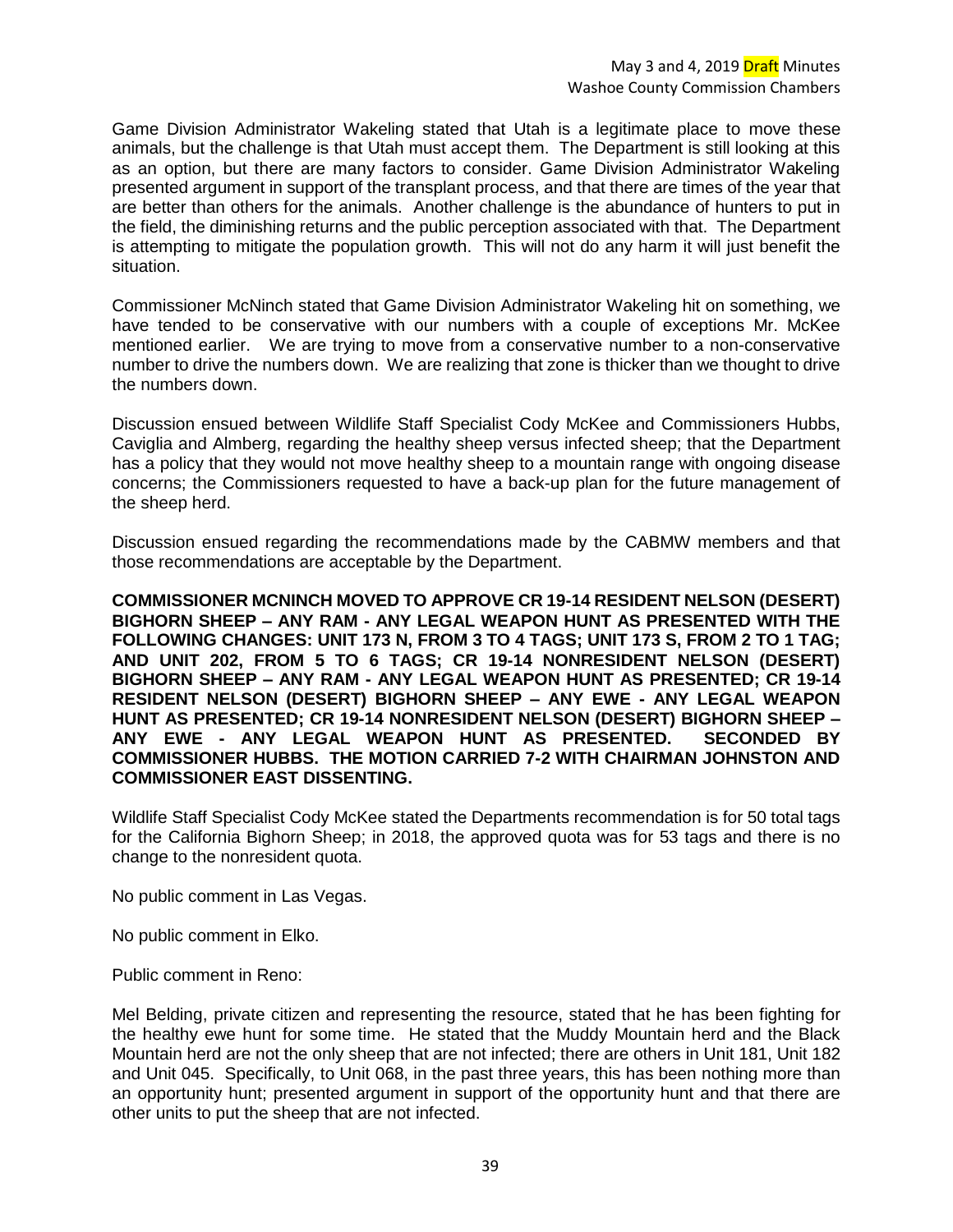Game Division Administrator Wakeling stated that Utah is a legitimate place to move these animals, but the challenge is that Utah must accept them. The Department is still looking at this as an option, but there are many factors to consider. Game Division Administrator Wakeling presented argument in support of the transplant process, and that there are times of the year that are better than others for the animals. Another challenge is the abundance of hunters to put in the field, the diminishing returns and the public perception associated with that. The Department is attempting to mitigate the population growth. This will not do any harm it will just benefit the situation.

Commissioner McNinch stated that Game Division Administrator Wakeling hit on something, we have tended to be conservative with our numbers with a couple of exceptions Mr. McKee mentioned earlier. We are trying to move from a conservative number to a non-conservative number to drive the numbers down. We are realizing that zone is thicker than we thought to drive the numbers down.

Discussion ensued between Wildlife Staff Specialist Cody McKee and Commissioners Hubbs, Caviglia and Almberg, regarding the healthy sheep versus infected sheep; that the Department has a policy that they would not move healthy sheep to a mountain range with ongoing disease concerns; the Commissioners requested to have a back-up plan for the future management of the sheep herd.

Discussion ensued regarding the recommendations made by the CABMW members and that those recommendations are acceptable by the Department.

**COMMISSIONER MCNINCH MOVED TO APPROVE CR 19-14 RESIDENT NELSON (DESERT) BIGHORN SHEEP – ANY RAM - ANY LEGAL WEAPON HUNT AS PRESENTED WITH THE FOLLOWING CHANGES: UNIT 173 N, FROM 3 TO 4 TAGS; UNIT 173 S, FROM 2 TO 1 TAG; AND UNIT 202, FROM 5 TO 6 TAGS; CR 19-14 NONRESIDENT NELSON (DESERT) BIGHORN SHEEP – ANY RAM - ANY LEGAL WEAPON HUNT AS PRESENTED; CR 19-14 RESIDENT NELSON (DESERT) BIGHORN SHEEP – ANY EWE - ANY LEGAL WEAPON HUNT AS PRESENTED; CR 19-14 NONRESIDENT NELSON (DESERT) BIGHORN SHEEP – ANY EWE - ANY LEGAL WEAPON HUNT AS PRESENTED. SECONDED BY COMMISSIONER HUBBS. THE MOTION CARRIED 7-2 WITH CHAIRMAN JOHNSTON AND COMMISSIONER EAST DISSENTING.**

Wildlife Staff Specialist Cody McKee stated the Departments recommendation is for 50 total tags for the California Bighorn Sheep; in 2018, the approved quota was for 53 tags and there is no change to the nonresident quota.

No public comment in Las Vegas.

No public comment in Elko.

Public comment in Reno:

Mel Belding, private citizen and representing the resource, stated that he has been fighting for the healthy ewe hunt for some time. He stated that the Muddy Mountain herd and the Black Mountain herd are not the only sheep that are not infected; there are others in Unit 181, Unit 182 and Unit 045. Specifically, to Unit 068, in the past three years, this has been nothing more than an opportunity hunt; presented argument in support of the opportunity hunt and that there are other units to put the sheep that are not infected.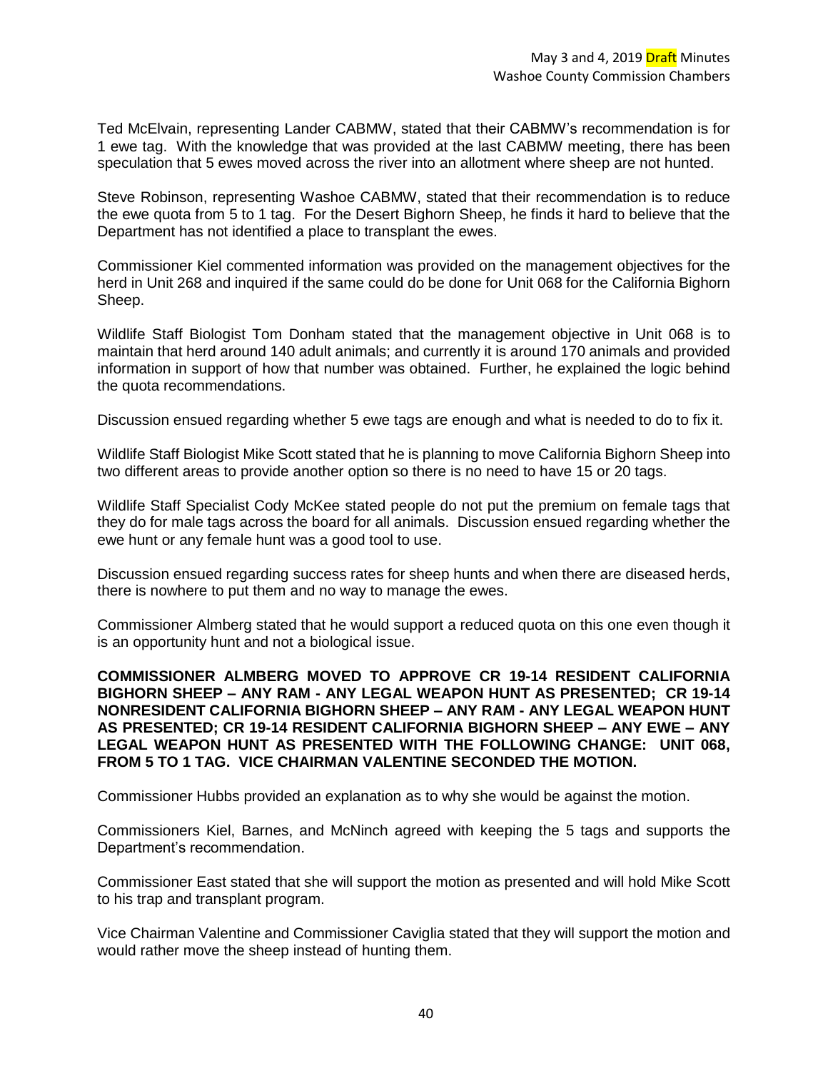Ted McElvain, representing Lander CABMW, stated that their CABMW's recommendation is for 1 ewe tag. With the knowledge that was provided at the last CABMW meeting, there has been speculation that 5 ewes moved across the river into an allotment where sheep are not hunted.

Steve Robinson, representing Washoe CABMW, stated that their recommendation is to reduce the ewe quota from 5 to 1 tag. For the Desert Bighorn Sheep, he finds it hard to believe that the Department has not identified a place to transplant the ewes.

Commissioner Kiel commented information was provided on the management objectives for the herd in Unit 268 and inquired if the same could do be done for Unit 068 for the California Bighorn Sheep.

Wildlife Staff Biologist Tom Donham stated that the management objective in Unit 068 is to maintain that herd around 140 adult animals; and currently it is around 170 animals and provided information in support of how that number was obtained. Further, he explained the logic behind the quota recommendations.

Discussion ensued regarding whether 5 ewe tags are enough and what is needed to do to fix it.

Wildlife Staff Biologist Mike Scott stated that he is planning to move California Bighorn Sheep into two different areas to provide another option so there is no need to have 15 or 20 tags.

Wildlife Staff Specialist Cody McKee stated people do not put the premium on female tags that they do for male tags across the board for all animals. Discussion ensued regarding whether the ewe hunt or any female hunt was a good tool to use.

Discussion ensued regarding success rates for sheep hunts and when there are diseased herds, there is nowhere to put them and no way to manage the ewes.

Commissioner Almberg stated that he would support a reduced quota on this one even though it is an opportunity hunt and not a biological issue.

**COMMISSIONER ALMBERG MOVED TO APPROVE CR 19-14 RESIDENT CALIFORNIA BIGHORN SHEEP – ANY RAM - ANY LEGAL WEAPON HUNT AS PRESENTED; CR 19-14 NONRESIDENT CALIFORNIA BIGHORN SHEEP – ANY RAM - ANY LEGAL WEAPON HUNT AS PRESENTED; CR 19-14 RESIDENT CALIFORNIA BIGHORN SHEEP – ANY EWE – ANY LEGAL WEAPON HUNT AS PRESENTED WITH THE FOLLOWING CHANGE: UNIT 068, FROM 5 TO 1 TAG. VICE CHAIRMAN VALENTINE SECONDED THE MOTION.**

Commissioner Hubbs provided an explanation as to why she would be against the motion.

Commissioners Kiel, Barnes, and McNinch agreed with keeping the 5 tags and supports the Department's recommendation.

Commissioner East stated that she will support the motion as presented and will hold Mike Scott to his trap and transplant program.

Vice Chairman Valentine and Commissioner Caviglia stated that they will support the motion and would rather move the sheep instead of hunting them.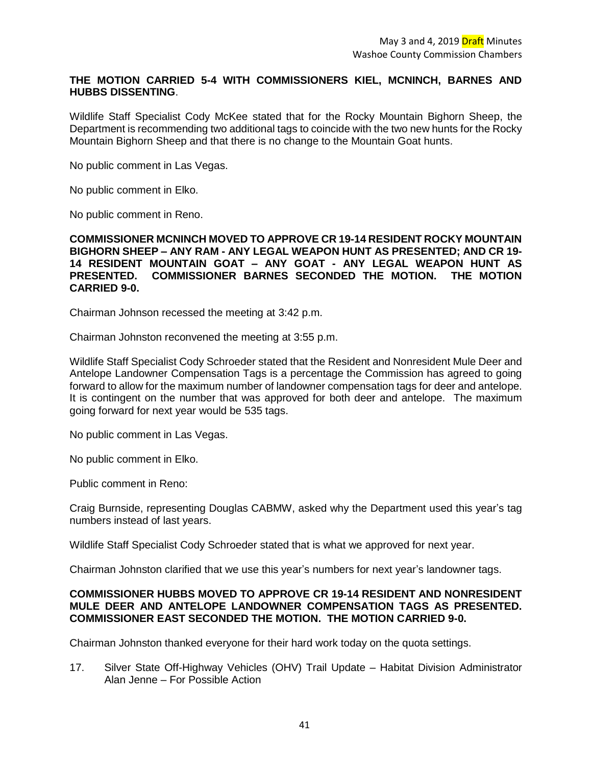**THE MOTION CARRIED 5-4 WITH COMMISSIONERS KIEL, MCNINCH, BARNES AND HUBBS DISSENTING**.

Wildlife Staff Specialist Cody McKee stated that for the Rocky Mountain Bighorn Sheep, the Department is recommending two additional tags to coincide with the two new hunts for the Rocky Mountain Bighorn Sheep and that there is no change to the Mountain Goat hunts.

No public comment in Las Vegas.

No public comment in Elko.

No public comment in Reno.

**COMMISSIONER MCNINCH MOVED TO APPROVE CR 19-14 RESIDENT ROCKY MOUNTAIN BIGHORN SHEEP – ANY RAM - ANY LEGAL WEAPON HUNT AS PRESENTED; AND CR 19-14 RESIDENT MOUNTAIN GOAT – ANY GOAT - ANY LEGAL WEAPON HUNT AS PRESENTED. COMMISSIONER BARNES SECONDED THE MOTION. THE MOTION CARRIED 9-0.**

Chairman Johnson recessed the meeting at 3:42 p.m.

Chairman Johnston reconvened the meeting at 3:55 p.m.

Wildlife Staff Specialist Cody Schroeder stated that the Resident and Nonresident Mule Deer and Antelope Landowner Compensation Tags is a percentage the Commission has agreed to going forward to allow for the maximum number of landowner compensation tags for deer and antelope. It is contingent on the number that was approved for both deer and antelope. The maximum going forward for next year would be 535 tags.

No public comment in Las Vegas.

No public comment in Elko.

Public comment in Reno:

Craig Burnside, representing Douglas CABMW, asked why the Department used this year's tag numbers instead of last years.

Wildlife Staff Specialist Cody Schroeder stated that is what we approved for next year.

Chairman Johnston clarified that we use this year's numbers for next year's landowner tags.

**COMMISSIONER HUBBS MOVED TO APPROVE CR 19-14 RESIDENT AND NONRESIDENT MULE DEER AND ANTELOPE LANDOWNER COMPENSATION TAGS AS PRESENTED. COMMISSIONER EAST SECONDED THE MOTION. THE MOTION CARRIED 9-0.**

Chairman Johnston thanked everyone for their hard work today on the quota settings.

17. Silver State Off-Highway Vehicles (OHV) Trail Update – Habitat Division Administrator Alan Jenne – For Possible Action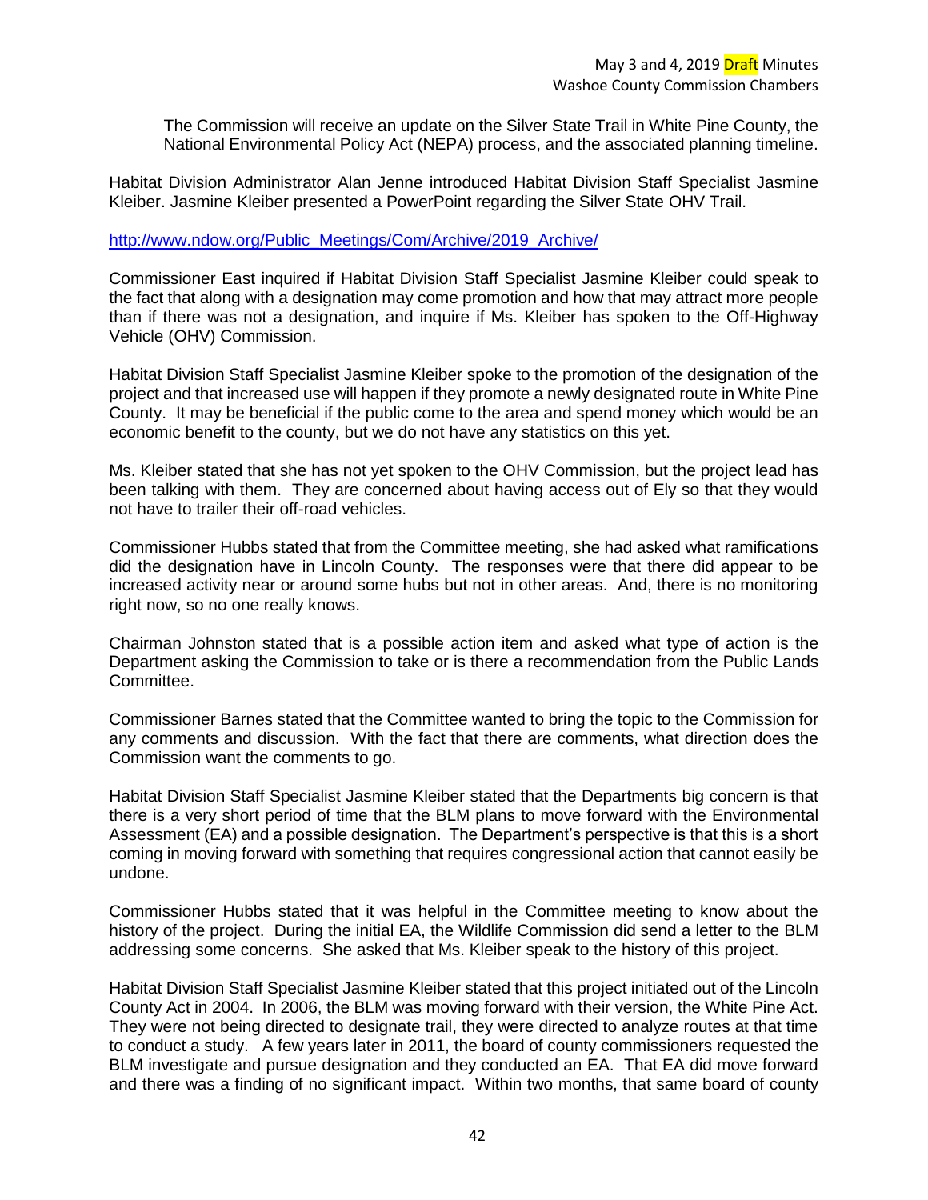The Commission will receive an update on the Silver State Trail in White Pine County, the National Environmental Policy Act (NEPA) process, and the associated planning timeline.

Habitat Division Administrator Alan Jenne introduced Habitat Division Staff Specialist Jasmine Kleiber. Jasmine Kleiber presented a PowerPoint regarding the Silver State OHV Trail.

http://www.ndow.org/Public_Meetings/Com/Archive/2019_Archive/

Commissioner East inquired if Habitat Division Staff Specialist Jasmine Kleiber could speak to the fact that along with a designation may come promotion and how that may attract more people than if there was not a designation, and inquire if Ms. Kleiber has spoken to the Off-Highway Vehicle (OHV) Commission.

Habitat Division Staff Specialist Jasmine Kleiber spoke to the promotion of the designation of the project and that increased use will happen if they promote a newly designated route in White Pine County. It may be beneficial if the public come to the area and spend money which would be an economic benefit to the county, but we do not have any statistics on this yet.

Ms. Kleiber stated that she has not yet spoken to the OHV Commission, but the project lead has been talking with them. They are concerned about having access out of Ely so that they would not have to trailer their off-road vehicles.

Commissioner Hubbs stated that from the Committee meeting, she had asked what ramifications did the designation have in Lincoln County. The responses were that there did appear to be increased activity near or around some hubs but not in other areas. And, there is no monitoring right now, so no one really knows.

Chairman Johnston stated that is a possible action item and asked what type of action is the Department asking the Commission to take or is there a recommendation from the Public Lands Committee.

Commissioner Barnes stated that the Committee wanted to bring the topic to the Commission for any comments and discussion. With the fact that there are comments, what direction does the Commission want the comments to go.

Habitat Division Staff Specialist Jasmine Kleiber stated that the Departments big concern is that there is a very short period of time that the BLM plans to move forward with the Environmental Assessment (EA) and a possible designation. The Department's perspective is that this is a short coming in moving forward with something that requires congressional action that cannot easily be undone.

Commissioner Hubbs stated that it was helpful in the Committee meeting to know about the history of the project. During the initial EA, the Wildlife Commission did send a letter to the BLM addressing some concerns. She asked that Ms. Kleiber speak to the history of this project.

Habitat Division Staff Specialist Jasmine Kleiber stated that this project initiated out of the Lincoln County Act in 2004. In 2006, the BLM was moving forward with their version, the White Pine Act. They were not being directed to designate trail, they were directed to analyze routes at that time to conduct a study. A few years later in 2011, the board of county commissioners requested the BLM investigate and pursue designation and they conducted an EA. That EA did move forward and there was a finding of no significant impact. Within two months, that same board of county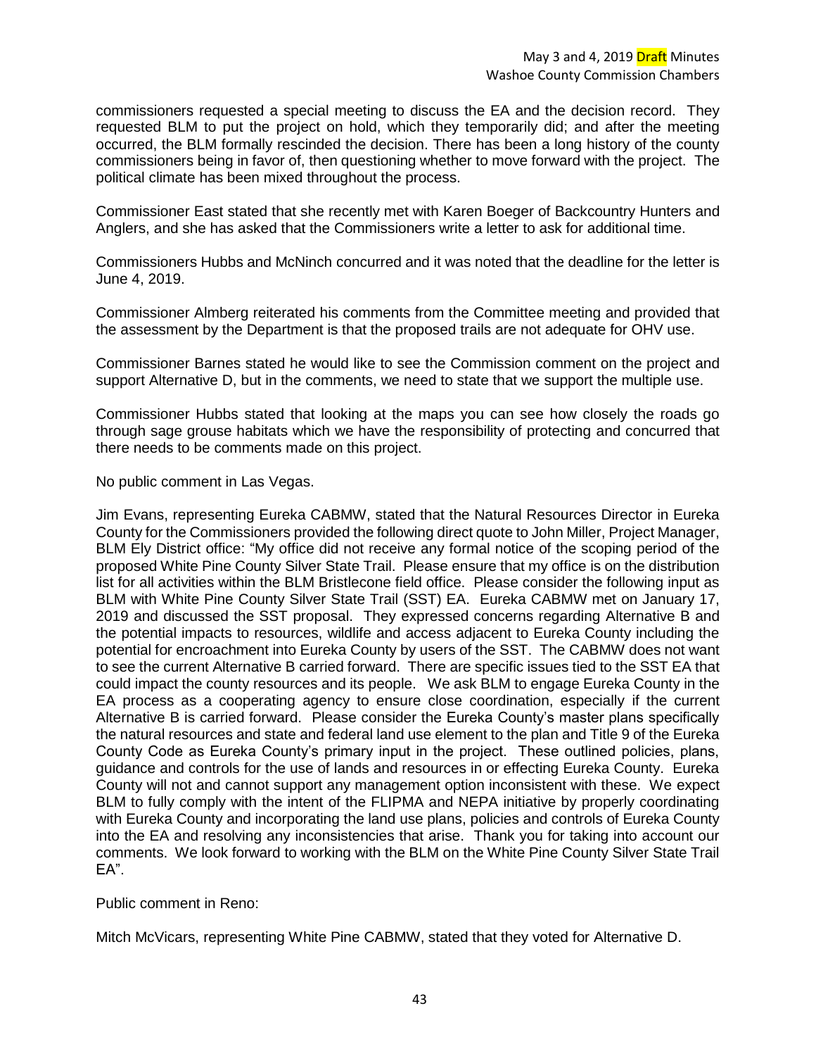commissioners requested a special meeting to discuss the EA and the decision record. They requested BLM to put the project on hold, which they temporarily did; and after the meeting occurred, the BLM formally rescinded the decision. There has been a long history of the county commissioners being in favor of, then questioning whether to move forward with the project. The political climate has been mixed throughout the process.

Commissioner East stated that she recently met with Karen Boeger of Backcountry Hunters and Anglers, and she has asked that the Commissioners write a letter to ask for additional time.

Commissioners Hubbs and McNinch concurred and it was noted that the deadline for the letter is June 4, 2019.

Commissioner Almberg reiterated his comments from the Committee meeting and provided that the assessment by the Department is that the proposed trails are not adequate for OHV use.

Commissioner Barnes stated he would like to see the Commission comment on the project and support Alternative D, but in the comments, we need to state that we support the multiple use.

Commissioner Hubbs stated that looking at the maps you can see how closely the roads go through sage grouse habitats which we have the responsibility of protecting and concurred that there needs to be comments made on this project.

No public comment in Las Vegas.

Jim Evans, representing Eureka CABMW, stated that the Natural Resources Director in Eureka County for the Commissioners provided the following direct quote to John Miller, Project Manager, BLM Ely District office: "My office did not receive any formal notice of the scoping period of the proposed White Pine County Silver State Trail. Please ensure that my office is on the distribution list for all activities within the BLM Bristlecone field office. Please consider the following input as BLM with White Pine County Silver State Trail (SST) EA. Eureka CABMW met on January 17, 2019 and discussed the SST proposal. They expressed concerns regarding Alternative B and the potential impacts to resources, wildlife and access adjacent to Eureka County including the potential for encroachment into Eureka County by users of the SST. The CABMW does not want to see the current Alternative B carried forward. There are specific issues tied to the SST EA that could impact the county resources and its people. We ask BLM to engage Eureka County in the EA process as a cooperating agency to ensure close coordination, especially if the current Alternative B is carried forward. Please consider the Eureka County's master plans specifically the natural resources and state and federal land use element to the plan and Title 9 of the Eureka County Code as Eureka County's primary input in the project. These outlined policies, plans, guidance and controls for the use of lands and resources in or effecting Eureka County. Eureka County will not and cannot support any management option inconsistent with these. We expect BLM to fully comply with the intent of the FLIPMA and NEPA initiative by properly coordinating with Eureka County and incorporating the land use plans, policies and controls of Eureka County into the EA and resolving any inconsistencies that arise. Thank you for taking into account our comments. We look forward to working with the BLM on the White Pine County Silver State Trail EA".

Public comment in Reno:

Mitch McVicars, representing White Pine CABMW, stated that they voted for Alternative D.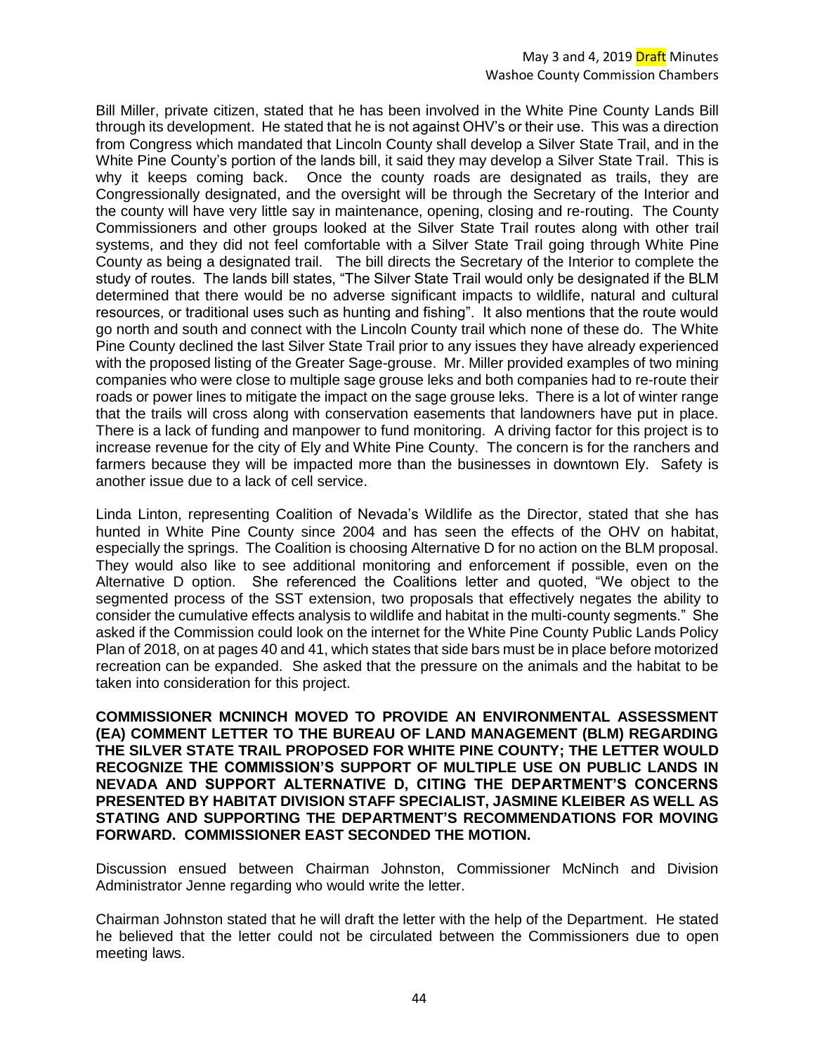Bill Miller, private citizen, stated that he has been involved in the White Pine County Lands Bill through its development. He stated that he is not against OHV's or their use. This was a direction from Congress which mandated that Lincoln County shall develop a Silver State Trail, and in the White Pine County's portion of the lands bill, it said they may develop a Silver State Trail. This is why it keeps coming back. Once the county roads are designated as trails, they are Congressionally designated, and the oversight will be through the Secretary of the Interior and the county will have very little say in maintenance, opening, closing and re-routing. The County Commissioners and other groups looked at the Silver State Trail routes along with other trail systems, and they did not feel comfortable with a Silver State Trail going through White Pine County as being a designated trail. The bill directs the Secretary of the Interior to complete the study of routes. The lands bill states, "The Silver State Trail would only be designated if the BLM determined that there would be no adverse significant impacts to wildlife, natural and cultural resources, or traditional uses such as hunting and fishing". It also mentions that the route would go north and south and connect with the Lincoln County trail which none of these do. The White Pine County declined the last Silver State Trail prior to any issues they have already experienced with the proposed listing of the Greater Sage-grouse. Mr. Miller provided examples of two mining companies who were close to multiple sage grouse leks and both companies had to re-route their roads or power lines to mitigate the impact on the sage grouse leks. There is a lot of winter range that the trails will cross along with conservation easements that landowners have put in place. There is a lack of funding and manpower to fund monitoring. A driving factor for this project is to increase revenue for the city of Ely and White Pine County. The concern is for the ranchers and farmers because they will be impacted more than the businesses in downtown Ely. Safety is another issue due to a lack of cell service.

Linda Linton, representing Coalition of Nevada's Wildlife as the Director, stated that she has hunted in White Pine County since 2004 and has seen the effects of the OHV on habitat, especially the springs. The Coalition is choosing Alternative D for no action on the BLM proposal. They would also like to see additional monitoring and enforcement if possible, even on the Alternative D option. She referenced the Coalitions letter and quoted, "We object to the segmented process of the SST extension, two proposals that effectively negates the ability to consider the cumulative effects analysis to wildlife and habitat in the multi-county segments." She asked if the Commission could look on the internet for the White Pine County Public Lands Policy Plan of 2018, on at pages 40 and 41, which states that side bars must be in place before motorized recreation can be expanded. She asked that the pressure on the animals and the habitat to be taken into consideration for this project.

**COMMISSIONER MCNINCH MOVED TO PROVIDE AN ENVIRONMENTAL ASSESSMENT (EA) COMMENT LETTER TO THE BUREAU OF LAND MANAGEMENT (BLM) REGARDING THE SILVER STATE TRAIL PROPOSED FOR WHITE PINE COUNTY; THE LETTER WOULD RECOGNIZE THE COMMISSION'S SUPPORT OF MULTIPLE USE ON PUBLIC LANDS IN NEVADA AND SUPPORT ALTERNATIVE D, CITING THE DEPARTMENT'S CONCERNS PRESENTED BY HABITAT DIVISION STAFF SPECIALIST, JASMINE KLEIBER AS WELL AS STATING AND SUPPORTING THE DEPARTMENT'S RECOMMENDATIONS FOR MOVING FORWARD. COMMISSIONER EAST SECONDED THE MOTION.**

Discussion ensued between Chairman Johnston, Commissioner McNinch and Division Administrator Jenne regarding who would write the letter.

Chairman Johnston stated that he will draft the letter with the help of the Department. He stated he believed that the letter could not be circulated between the Commissioners due to open meeting laws.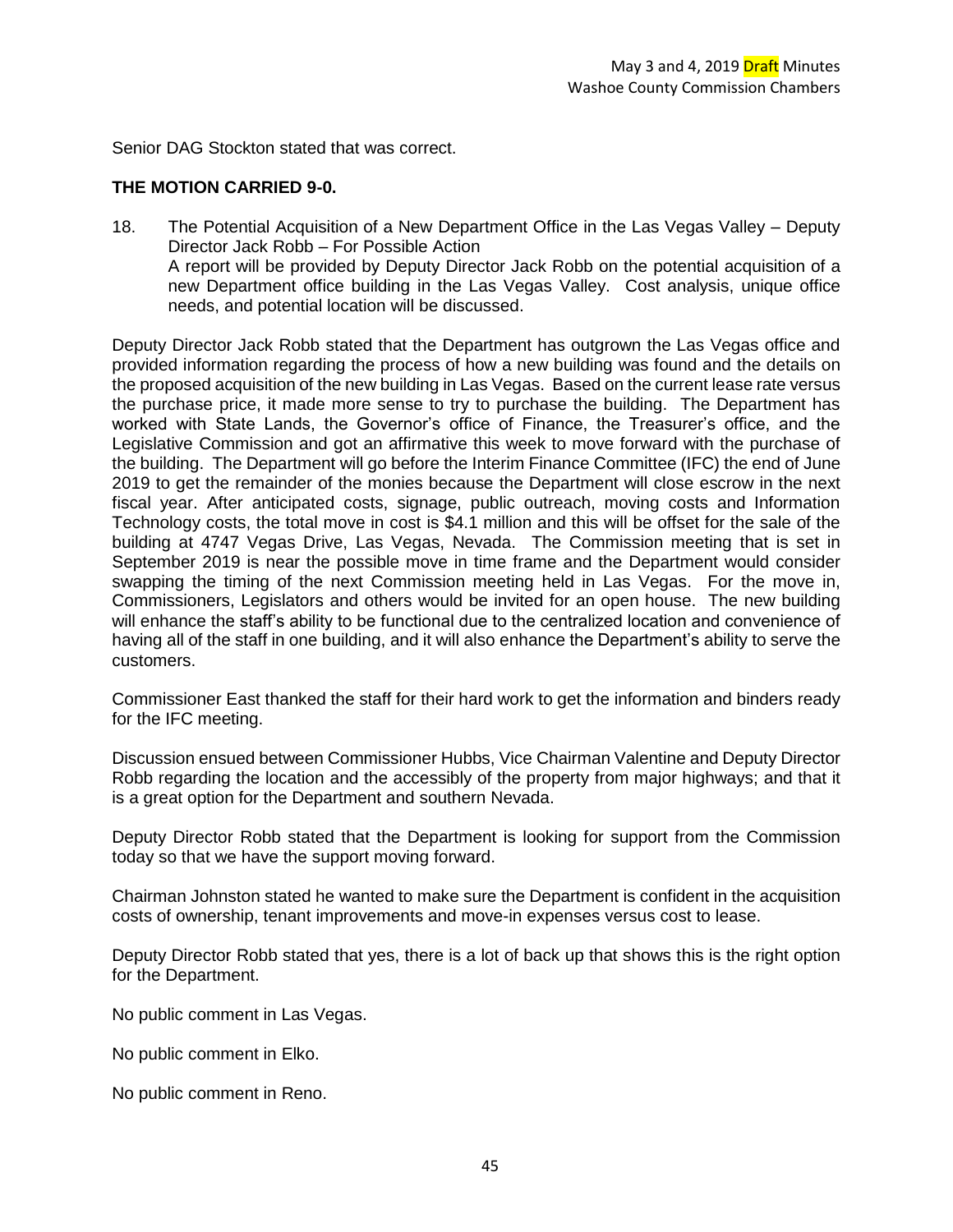Senior DAG Stockton stated that was correct.

**THE MOTION CARRIED 9-0.**

18. The Potential Acquisition of a New Department Office in the Las Vegas Valley – Deputy Director Jack Robb – For Possible Action
    A report will be provided by Deputy Director Jack Robb on the potential acquisition of a new Department office building in the Las Vegas Valley. Cost analysis, unique office needs, and potential location will be discussed.

Deputy Director Jack Robb stated that the Department has outgrown the Las Vegas office and provided information regarding the process of how a new building was found and the details on the proposed acquisition of the new building in Las Vegas. Based on the current lease rate versus the purchase price, it made more sense to try to purchase the building. The Department has worked with State Lands, the Governor's office of Finance, the Treasurer's office, and the Legislative Commission and got an affirmative this week to move forward with the purchase of the building. The Department will go before the Interim Finance Committee (IFC) the end of June 2019 to get the remainder of the monies because the Department will close escrow in the next fiscal year. After anticipated costs, signage, public outreach, moving costs and Information Technology costs, the total move in cost is $4.1 million and this will be offset for the sale of the building at 4747 Vegas Drive, Las Vegas, Nevada. The Commission meeting that is set in September 2019 is near the possible move in time frame and the Department would consider swapping the timing of the next Commission meeting held in Las Vegas. For the move in, Commissioners, Legislators and others would be invited for an open house. The new building will enhance the staff's ability to be functional due to the centralized location and convenience of having all of the staff in one building, and it will also enhance the Department's ability to serve the customers.

Commissioner East thanked the staff for their hard work to get the information and binders ready for the IFC meeting.

Discussion ensued between Commissioner Hubbs, Vice Chairman Valentine and Deputy Director Robb regarding the location and the accessibly of the property from major highways; and that it is a great option for the Department and southern Nevada.

Deputy Director Robb stated that the Department is looking for support from the Commission today so that we have the support moving forward.

Chairman Johnston stated he wanted to make sure the Department is confident in the acquisition costs of ownership, tenant improvements and move-in expenses versus cost to lease.

Deputy Director Robb stated that yes, there is a lot of back up that shows this is the right option for the Department.

No public comment in Las Vegas.

No public comment in Elko.

No public comment in Reno.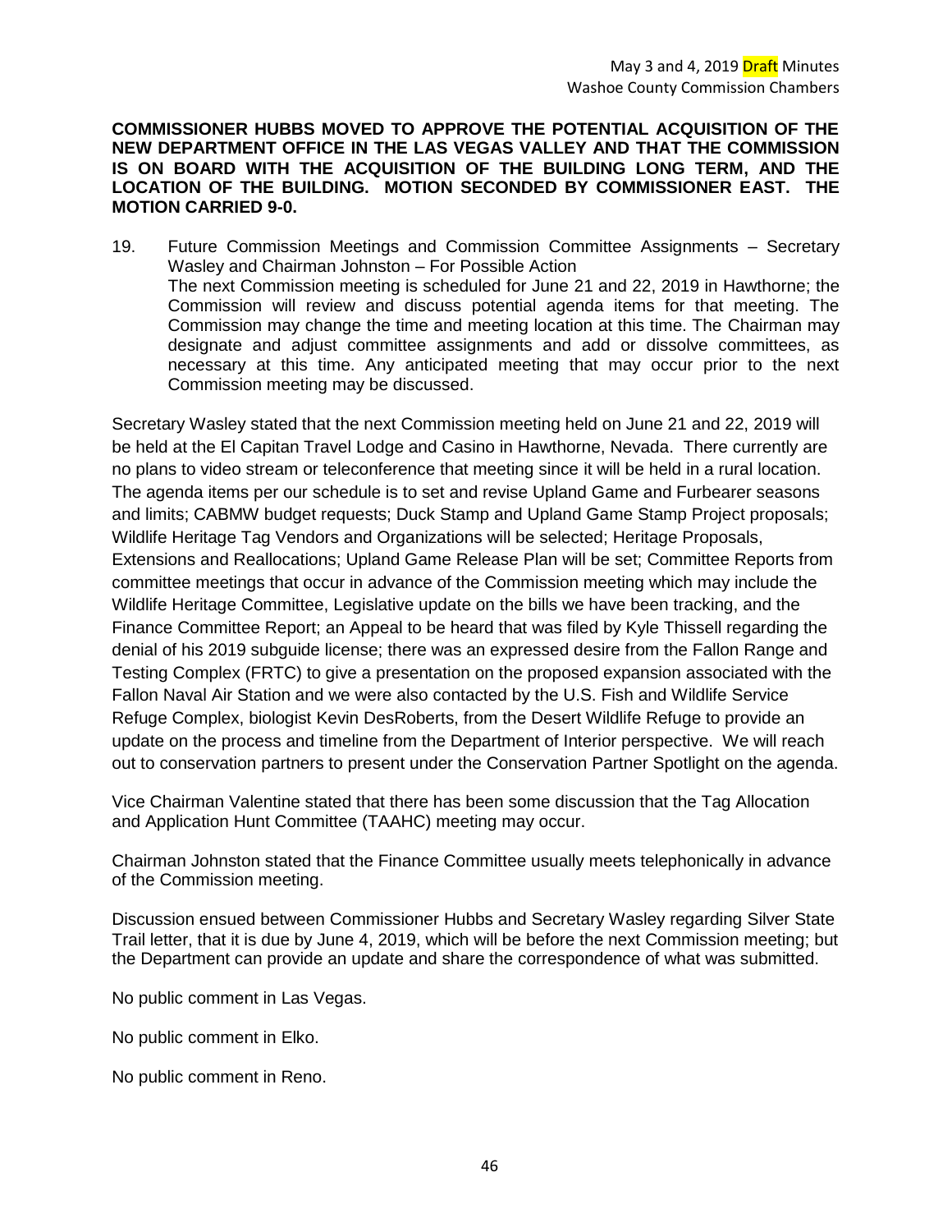**COMMISSIONER HUBBS MOVED TO APPROVE THE POTENTIAL ACQUISITION OF THE NEW DEPARTMENT OFFICE IN THE LAS VEGAS VALLEY AND THAT THE COMMISSION IS ON BOARD WITH THE ACQUISITION OF THE BUILDING LONG TERM, AND THE LOCATION OF THE BUILDING. MOTION SECONDED BY COMMISSIONER EAST. THE MOTION CARRIED 9-0.**

19. Future Commission Meetings and Commission Committee Assignments – Secretary Wasley and Chairman Johnston – For Possible Action
    The next Commission meeting is scheduled for June 21 and 22, 2019 in Hawthorne; the Commission will review and discuss potential agenda items for that meeting. The Commission may change the time and meeting location at this time. The Chairman may designate and adjust committee assignments and add or dissolve committees, as necessary at this time. Any anticipated meeting that may occur prior to the next Commission meeting may be discussed.

Secretary Wasley stated that the next Commission meeting held on June 21 and 22, 2019 will be held at the El Capitan Travel Lodge and Casino in Hawthorne, Nevada. There currently are no plans to video stream or teleconference that meeting since it will be held in a rural location. The agenda items per our schedule is to set and revise Upland Game and Furbearer seasons and limits; CABMW budget requests; Duck Stamp and Upland Game Stamp Project proposals; Wildlife Heritage Tag Vendors and Organizations will be selected; Heritage Proposals, Extensions and Reallocations; Upland Game Release Plan will be set; Committee Reports from committee meetings that occur in advance of the Commission meeting which may include the Wildlife Heritage Committee, Legislative update on the bills we have been tracking, and the Finance Committee Report; an Appeal to be heard that was filed by Kyle Thissell regarding the denial of his 2019 subguide license; there was an expressed desire from the Fallon Range and Testing Complex (FRTC) to give a presentation on the proposed expansion associated with the Fallon Naval Air Station and we were also contacted by the U.S. Fish and Wildlife Service Refuge Complex, biologist Kevin DesRoberts, from the Desert Wildlife Refuge to provide an update on the process and timeline from the Department of Interior perspective. We will reach out to conservation partners to present under the Conservation Partner Spotlight on the agenda.

Vice Chairman Valentine stated that there has been some discussion that the Tag Allocation and Application Hunt Committee (TAAHC) meeting may occur.

Chairman Johnston stated that the Finance Committee usually meets telephonically in advance of the Commission meeting.

Discussion ensued between Commissioner Hubbs and Secretary Wasley regarding Silver State Trail letter, that it is due by June 4, 2019, which will be before the next Commission meeting; but the Department can provide an update and share the correspondence of what was submitted.

No public comment in Las Vegas.

No public comment in Elko.

No public comment in Reno.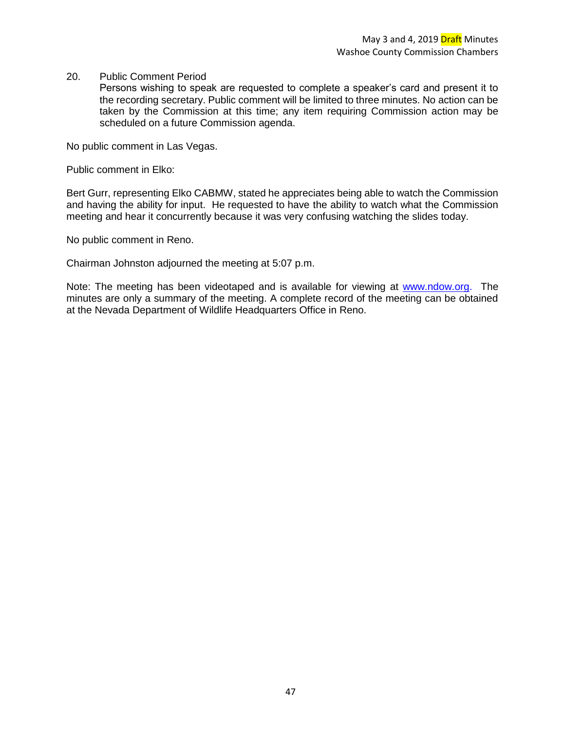20. Public Comment Period

Persons wishing to speak are requested to complete a speaker's card and present it to the recording secretary. Public comment will be limited to three minutes. No action can be taken by the Commission at this time; any item requiring Commission action may be scheduled on a future Commission agenda.

No public comment in Las Vegas.

Public comment in Elko:

Bert Gurr, representing Elko CABMW, stated he appreciates being able to watch the Commission and having the ability for input. He requested to have the ability to watch what the Commission meeting and hear it concurrently because it was very confusing watching the slides today.

No public comment in Reno.

Chairman Johnston adjourned the meeting at 5:07 p.m.

Note: The meeting has been videotaped and is available for viewing at [www.ndow.org](www.ndow.org). The minutes are only a summary of the meeting. A complete record of the meeting can be obtained at the Nevada Department of Wildlife Headquarters Office in Reno.